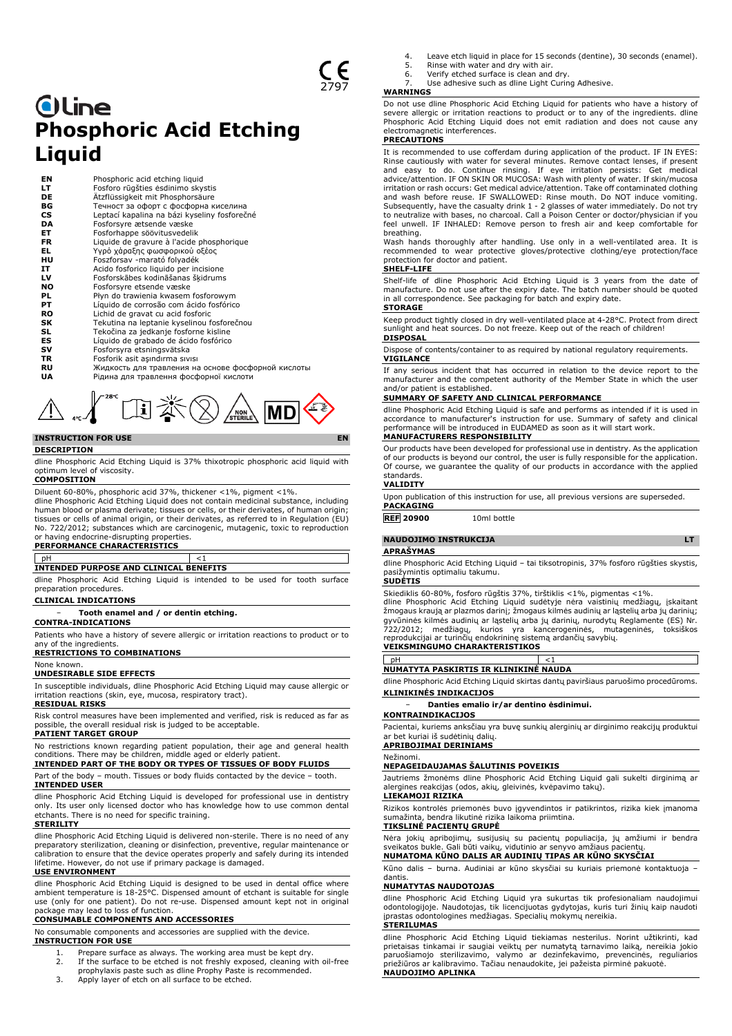CE 2797

# dline
# Phosphoric Acid Etching Liquid

| | |
|---|---|
| **EN** | Phosphoric acid etching liquid |
| **LT** | Fosforo rūgšties ėsdinimo skystis |
| **DE** | Ätzflüssigkeit mit Phosphorsäure |
| **BG** | Течност за офорт с фосфорна киселина |
| **CS** | Leptací kapalina na bázi kyseliny fosforečné |
| **DA** | Fosforsyre ætsende væske |
| **ET** | Fosforhappe söövitusvedelik |
| **FR** | Liquide de gravure à l'acide phosphorique |
| **EL** | Υγρό χάραξης φωσφορικού οξέος |
| **HU** | Foszforsav -maratő folyadék |
| **IT** | Acido fosforico liquido per incisione |
| **LV** | Fosforskābes kodināšanas šķidrums |
| **NO** | Fosforsyre etsende væske |
| **PL** | Płyn do trawienia kwasem fosforowym |
| **PT** | Líquido de corrosão com ácido fosfórico |
| **RO** | Lichid de gravat cu acid fosforic |
| **SK** | Tekutina na leptanie kyselinou fosforečnou |
| **SL** | Tekočina za jedkanje fosforne kisline |
| **ES** | Líquido de grabado de ácido fosfórico |
| **SV** | Fosforsyra etsningsvätska |
| **TR** | Fosforik asit aşındırma sıvısı |
| **RU** | Жидкость для травления на основе фосфорной кислоты |
| **UA** | Рідина для травлення фосфорної кислоти |

4°C 28°C NON STERILE MD

## INSTRUCTION FOR USE — EN

### DESCRIPTION

dline Phosphoric Acid Etching Liquid is 37% thixotropic phosphoric acid liquid with optimum level of viscosity.

### COMPOSITION

Diluent 60-80%, phosphoric acid 37%, thickener <1%, pigment <1%.

dline Phosphoric Acid Etching Liquid does not contain medicinal substance, including human blood or plasma derivate; tissues or cells, or their derivates, of human origin; tissues or cells of animal origin, or their derivates, as referred to in Regulation (EU) No. 722/2012; substances which are carcinogenic, mutagenic, toxic to reproduction or having endocrine-disrupting properties.

### PERFORMANCE CHARACTERISTICS

| pH | <1 |
|---|---|

### INTENDED PURPOSE AND CLINICAL BENEFITS

dline Phosphoric Acid Etching Liquid is intended to be used for tooth surface preparation procedures.

### CLINICAL INDICATIONS

- **Tooth enamel and / or dentin etching.**

### CONTRA-INDICATIONS

Patients who have a history of severe allergic or irritation reactions to product or to any of the ingredients.

### RESTRICTIONS TO COMBINATIONS

None known.

### UNDESIRABLE SIDE EFFECTS

In susceptible individuals, dline Phosphoric Acid Etching Liquid may cause allergic or irritation reactions (skin, eye, mucosa, respiratory tract).

### RESIDUAL RISKS

Risk control measures have been implemented and verified, risk is reduced as far as possible, the overall residual risk is judged to be acceptable.

### PATIENT TARGET GROUP

No restrictions known regarding patient population, their age and general health conditions. There may be children, middle aged or elderly patient.

### INTENDED PART OF THE BODY OR TYPES OF TISSUES OF BODY FLUIDS

Part of the body – mouth. Tissues or body fluids contacted by the device – tooth.

### INTENDED USER

dline Phosphoric Acid Etching Liquid is developed for professional use in dentistry only. Its user only licensed doctor who has knowledge how to use common dental etchants. There is no need for specific training.

### STERILITY

dline Phosphoric Acid Etching Liquid is delivered non-sterile. There is no need of any preparatory sterilization, cleaning or disinfection, preventive, regular maintenance or calibration to ensure that the device operates properly and safely during its intended lifetime. However, do not use if primary package is damaged.

### USE ENVIRONMENT

dline Phosphoric Acid Etching Liquid is designed to be used in dental office where ambient temperature is 18-25°C. Dispensed amount of etchant is suitable for single use (only for one patient). Do not re-use. Dispensed amount kept not in original package may lead to loss of function.

### CONSUMABLE COMPONENTS AND ACCESSORIES

No consumable components and accessories are supplied with the device.

### INSTRUCTION FOR USE

1. Prepare surface as always. The working area must be kept dry.
2. If the surface to be etched is not freshly exposed, cleaning with oil-free prophylaxis paste such as dline Prophy Paste is recommended.
3. Apply layer of etch on all surface to be etched.
4. Leave etch liquid in place for 15 seconds (dentine), 30 seconds (enamel).
5. Rinse with water and dry with air.
6. Verify etched surface is clean and dry.
7. Use adhesive such as dline Light Curing Adhesive.

### WARNINGS

Do not use dline Phosphoric Acid Etching Liquid for patients who have a history of severe allergic or irritation reactions to product or to any of the ingredients. dline Phosphoric Acid Etching Liquid does not emit radiation and does not cause any electromagnetic interferences.

### PRECAUTIONS

It is recommended to use cofferdam during application of the product. IF IN EYES: Rinse cautiously with water for several minutes. Remove contact lenses, if present and easy to do. Continue rinsing. If eye irritation persists: Get medical advice/attention. IF ON SKIN OR MUCOSA: Wash with plenty of water. If skin/mucosa irritation or rash occurs: Get medical advice/attention. Take off contaminated clothing and wash before reuse. IF SWALLOWED: Rinse mouth. Do NOT induce vomiting. Subsequently, have the casualty drink 1 - 2 glasses of water immediately. Do not try to neutralize with bases, no charcoal. Call a Poison Center or doctor/physician if you feel unwell. IF INHALED: Remove person to fresh air and keep comfortable for breathing.

Wash hands thoroughly after handling. Use only in a well-ventilated area. It is recommended to wear protective gloves/protective clothing/eye protection/face protection for doctor and patient.

### SHELF-LIFE

Shelf-life of dline Phosphoric Acid Etching Liquid is 3 years from the date of manufacture. Do not use after the expiry date. The batch number should be quoted in all correspondence. See packaging for batch and expiry date.

### STORAGE

Keep product tightly closed in dry well-ventilated place at 4-28°C. Protect from direct sunlight and heat sources. Do not freeze. Keep out of the reach of children!

### DISPOSAL

Dispose of contents/container to as required by national regulatory requirements.

### VIGILANCE

If any serious incident that has occurred in relation to the device report to the manufacturer and the competent authority of the Member State in which the user and/or patient is established.

### SUMMARY OF SAFETY AND CLINICAL PERFORMANCE

dline Phosphoric Acid Etching Liquid is safe and performs as intended if it is used in accordance to manufacturer's instruction for use. Summary of safety and clinical performance will be introduced in EUDAMED as soon as it will start work.

### MANUFACTURERS RESPONSIBILITY

Our products have been developed for professional use in dentistry. As the application of our products is beyond our control, the user is fully responsible for the application. Of course, we guarantee the quality of our products in accordance with the applied standards.

### VALIDITY

Upon publication of this instruction for use, all previous versions are superseded.

### PACKAGING

| REF 20900 | 10ml bottle |
|---|---|

## NAUDOJIMO INSTRUKCIJA — LT

### APRAŠYMAS

dline Phosphoric Acid Etching Liquid – tai tiksotropinis, 37% fosforo rūgšties skystis, pasižymintis optimaliu takumu.

### SUDĖTIS

Skiediklis 60-80%, fosforo rūgštis 37%, tirštiklis <1%, pigmentas <1%.

dline Phosphoric Acid Etching Liquid sudėtyje nėra vaistinių medžiagų, įskaitant žmogaus kraują ar plazmos darinį; žmogaus kilmės audinių ar ląstelių arba jų darinių; gyvūninės kilmės audinių ar ląstelių arba jų darinių, nurodytų Reglamente (ES) Nr. 722/2012; medžiagų, kurios yra kancerogeninės, mutageninės, toksiškos reprodukcijai ar turinčių endokrininę sistemą ardančių savybių.

### VEIKSMINGUMO CHARAKTERISTIKOS

| pH | <1 |
|---|---|

### NUMATYTA PASKIRTIS IR KLINIKINĖ NAUDA

dline Phosphoric Acid Etching Liquid skirtas dantų paviršiaus paruošimo procedūroms.

### KLINIKINĖS INDIKACIJOS

- **Danties emalio ir/ar dentino ėsdinimui.**

### KONTRAINDIKACIJOS

Pacientai, kuriems anksčiau yra buvę sunkių alerginių ar dirginimo reakcijų produktui ar bet kuriai iš sudėtinių dalių.

### APRIBOJIMAI DERINIAMS

Nežinomi.

### NEPAGEIDAUJAMAS ŠALUTINIS POVEIKIS

Jautriems žmonėms dline Phosphoric Acid Etching Liquid gali sukelti dirginimą ar alergines reakcijas (odos, akių, gleivinės, kvėpavimo takų).

### LIEKAMOJI RIZIKA

Rizikos kontrolės priemonės buvo įgyvendintos ir patikrintos, rizika kiek įmanoma sumažinta, bendra likutinė rizika laikoma priimtina.

### TIKSLINĖ PACIENTŲ GRUPĖ

Nėra jokių apribojimų, susijusių su pacientų populiacija, jų amžiumi ir bendra sveikatos būkle. Gali būti vaikų, vidutinio ar senyvo amžiaus pacientų.

### NUMATOMA KŪNO DALIS AR AUDINIŲ TIPAS AR KŪNO SKYSČIAI

Kūno dalis – burna. Audiniai ar kūno skysčiai su kuriais priemonė kontaktuoja – dantis.

### NUMATYTAS NAUDOTOJAS

dline Phosphoric Acid Etching Liquid yra sukurtas tik profesionaliam naudojimui odontologijoje. Naudotojas, tik licencijuotas gydytojas, kuris turi žinių kaip naudoti įprastas odontologines medžiagas. Specialių mokymų nereikia.

### STERILUMAS

dline Phosphoric Acid Etching Liquid tiekiamas nesterilus. Norint užtikrinti, kad prietaisas tinkamai ir saugiai veiktų per numatytą tarnavimo laiką, nereikia jokio paruošiamojo sterilizavimo, valymo ar dezinfekavimo, prevencinės, reguliarios priežiūros ar kalibravimo. Tačiau nenaudokite, jei pažeista pirminė pakuotė.

### NAUDOJIMO APLINKA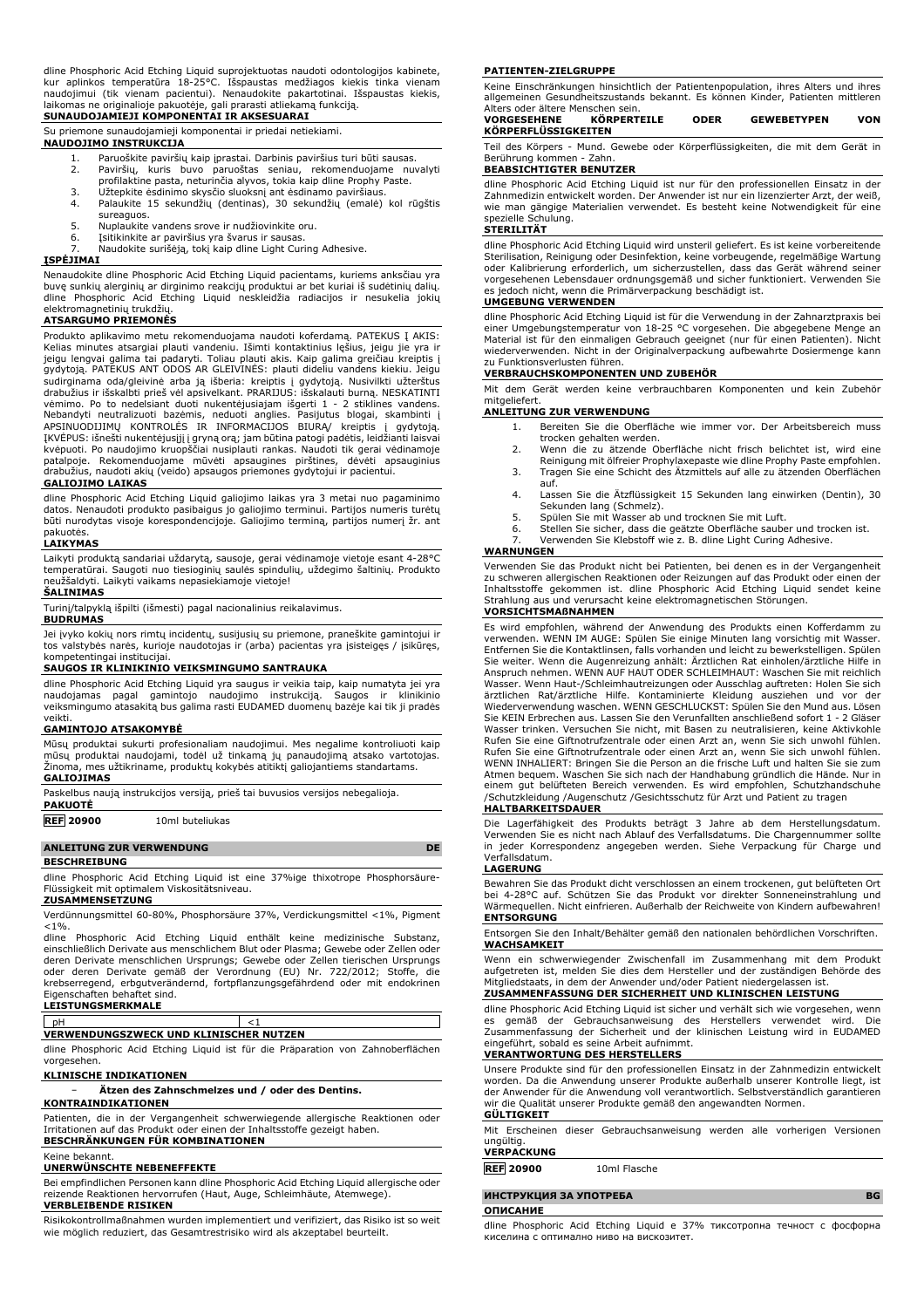dline Phosphoric Acid Etching Liquid suprojektuotas naudoti odontologijos kabinete, kur aplinkos temperatūra 18-25°C. Išspaustas medžiagos kiekis tinka vienam naudojimui (tik vienam pacientui). Nenaudokite pakartotinai. Išspaustas kiekis, laikomas ne originalioje pakuotėje, gali prarasti atliekamą funkciją.

**SUNAUDOJAMIEJI KOMPONENTAI IR AKSESUARAI**

Su priemone sunaudojamieji komponentai ir priedai netiekiami.

**NAUDOJIMO INSTRUKCIJA**

1. Paruoškite paviršių kaip įprastai. Darbinis paviršius turi būti sausas.
2. Paviršių, kuris buvo paruoštas seniau, rekomenduojame nuvalyti profilaktine pasta, neturinčia alyvos, tokia kaip dline Prophy Paste.
3. Užtepkite ėsdinimo skysčio sluoksnį ant ėsdinamo paviršiaus.
4. Palaukite 15 sekundžių (dentinas), 30 sekundžių (emalė) kol rūgštis sureaguos.
5. Nuplaukite vandens srove ir nudžiovinkite oru.
6. Įsitikinkite ar paviršius yra švarus ir sausas.
7. Naudokite surišėją, tokį kaip dline Light Curing Adhesive.

**ĮSPĖJIMAI**

Nenaudokite dline Phosphoric Acid Etching Liquid pacientams, kuriems anksčiau yra buvę sunkių alerginių ar dirginimo reakcijų produktui ar bet kuriai iš sudėtinių dalių. dline Phosphoric Acid Etching Liquid neskleidžia radiacijos ir nesukelia jokių elektromagnetinių trukdžių.

**ATSARGUMO PRIEMONĖS**

Produkto aplikavimo metu rekomenduojama naudoti koferdamą. PATEKUS Į AKIS: Kelias minutes atsargiai plauti vandeniu. Išimti kontaktinius lęšius, jeigu jie yra ir jeigu lengvai galima tai padaryti. Toliau plauti akis. Kaip galima greičiau kreiptis į gydytoją. PATEKUS ANT ODOS AR GLEIVINĖS: plauti dideliu vandens kiekiu. Jeigu sudirginama oda/gleivinė arba ją išberia: kreiptis į gydytoją. Nusivilkti užterštus drabužius ir išskalbti prieš vėl apsivelkant. PRARIJUS: išskalauti burną. NESKATINTI vėmimo. Po to nedelsiant duoti nukentėjusiajam išgerti 1 - 2 stiklines vandens. Nebandyti neutralizuoti bazėmis, neduoti anglies. Pasijutus blogai, skambinti į APSINUODIJIMŲ KONTROLĖS IR INFORMACIJOS BIURĄ/ kreiptis į gydytoją. ĮKVĖPUS: išnešti nukentėjusįjį į gryną orą; jam būtina patogi padėtis, leidžianti laisvai kvėpuoti. Po naudojimo kruopščiai nusiplauti rankas. Naudoti tik gerai vėdinamoje patalpoje. Rekomenduojame mūvėti apsaugines pirštines, dėvėti apsauginius drabužius, naudoti akių (veido) apsaugos priemones gydytojui ir pacientui.

**GALIOJIMO LAIKAS**

dline Phosphoric Acid Etching Liquid galiojimo laikas yra 3 metai nuo pagaminimo datos. Nenaudoti produkto pasibaigus jo galiojimo terminui. Partijos numeris turėtų būti nurodytas visoje korespondencijoje. Galiojimo terminą, partijos numerį žr. ant pakuotės.

**LAIKYMAS**

Laikyti produktą sandariai uždarytą, sausoje, gerai vėdinamoje vietoje esant 4-28°C temperatūrai. Saugoti nuo tiesioginių saulės spindulių, uždegimo šaltinių. Produkto neužšaldyti. Laikyti vaikams nepasiekiamoje vietoje!

**ŠALINIMAS**

Turinį/talpyklą išpilti (išmesti) pagal nacionalinius reikalavimus.

**BUDRUMAS**

Jei įvyko kokių nors rimtų incidentų, susijusių su priemone, praneškite gamintojui ir tos valstybės narės, kurioje naudotojas ir (arba) pacientas yra įsisteigęs / įsikūręs, kompetentingai institucijai.

**SAUGOS IR KLINIKINIO VEIKSMINGUMO SANTRAUKA**

dline Phosphoric Acid Etching Liquid yra saugus ir veikia taip, kaip numatyta jei yra naudojamas pagal gamintojo naudojimo instrukciją. Saugos ir klinikinio veiksmingumo atsaskaitą bus galima rasti EUDAMED duomenų bazėje kai tik ji pradės veikti.

**GAMINTOJO ATSAKOMYBĖ**

Mūsų produktai sukurti profesionaliam naudojimui. Mes negalime kontroliuoti kaip mūsų produktai naudojami, todėl už tinkamą jų panaudojimą atsako vartotojas. Žinoma, mes užtikriname, produktų kokybės atitiktį galiojantiems standartams.

**GALIOJIMAS**

Paskelbus naują instrukcijos versiją, prieš tai buvusios versijos nebegalioja.

**PAKUOTĖ**

**REF 20900** 10ml buteliukas

## ANLEITUNG ZUR VERWENDUNG — DE

**BESCHREIBUNG**

dline Phosphoric Acid Etching Liquid ist eine 37%ige thixotrope Phosphorsäure-Flüssigkeit mit optimalem Viskositätsniveau.

**ZUSAMMENSETZUNG**

Verdünnungsmittel 60-80%, Phosphorsäure 37%, Verdickungsmittel <1%, Pigment <1%.

dline Phosphoric Acid Etching Liquid enthält keine medizinische Substanz, einschließlich Derivate aus menschlichem Blut oder Plasma; Gewebe oder Zellen oder deren Derivate menschlichen Ursprungs; Gewebe oder Zellen tierischen Ursprungs oder deren Derivate gemäß der Verordnung (EU) Nr. 722/2012; Stoffe, die krebserregend, erbgutverändernd, fortpflanzungsgefährdend oder mit endokrinen Eigenschaften behaftet sind.

**LEISTUNGSMERKMALE**

| pH | <1 |
|---|---|

**VERWENDUNGSZWECK UND KLINISCHER NUTZEN**

dline Phosphoric Acid Etching Liquid ist für die Präparation von Zahnoberflächen vorgesehen.

**KLINISCHE INDIKATIONEN**

- **Ätzen des Zahnschmelzes und / oder des Dentins.**

**KONTRAINDIKATIONEN**

Patienten, die in der Vergangenheit schwerwiegende allergische Reaktionen oder Irritationen auf das Produkt oder einen der Inhaltsstoffe gezeigt haben.

**BESCHRÄNKUNGEN FÜR KOMBINATIONEN**

Keine bekannt.

**UNERWÜNSCHTE NEBENEFFEKTE**

Bei empfindlichen Personen kann dline Phosphoric Acid Etching Liquid allergische oder reizende Reaktionen hervorrufen (Haut, Auge, Schleimhäute, Atemwege).

**VERBLEIBENDE RISIKEN**

Risikokontrollmaßnahmen wurden implementiert und verifiziert, das Risiko ist so weit wie möglich reduziert, das Gesamtrestrisiko wird als akzeptabel beurteilt.

**PATIENTEN-ZIELGRUPPE**

Keine Einschränkungen hinsichtlich der Patientenpopulation, ihres Alters und ihres allgemeinen Gesundheitszustands bekannt. Es können Kinder, Patienten mittleren Alters oder ältere Menschen sein.

**VORGESEHENE KÖRPERTEILE ODER GEWEBETYPEN VON KÖRPERFLÜSSIGKEITEN**

Teil des Körpers - Mund. Gewebe oder Körperflüssigkeiten, die mit dem Gerät in Berührung kommen - Zahn.

**BEABSICHTIGTER BENUTZER**

dline Phosphoric Acid Etching Liquid ist nur für den professionellen Einsatz in der Zahnmedizin entwickelt worden. Der Anwender ist nur ein lizenzierter Arzt, der weiß, wie man gängige Materialien verwendet. Es besteht keine Notwendigkeit für eine spezielle Schulung.

**STERILITÄT**

dline Phosphoric Acid Etching Liquid wird unsteril geliefert. Es ist keine vorbereitende Sterilisation, Reinigung oder Desinfektion, keine vorbeugende, regelmäßige Wartung oder Kalibrierung erforderlich, um sicherzustellen, dass das Gerät während seiner vorgesehenen Lebensdauer ordnungsgemäß und sicher funktioniert. Verwenden Sie es jedoch nicht, wenn die Primärverpackung beschädigt ist.

**UMGEBUNG VERWENDEN**

dline Phosphoric Acid Etching Liquid ist für die Verwendung in der Zahnarztpraxis bei einer Umgebungstemperatur von 18-25 °C vorgesehen. Die abgegebene Menge an Material ist für den einmaligen Gebrauch geeignet (nur für einen Patienten). Nicht wiederverwenden. Nicht in der Originalverpackung aufbewahrte Dosiermenge kann zu Funktionsverlusten führen.

**VERBRAUCHSKOMPONENTEN UND ZUBEHÖR**

Mit dem Gerät werden keine verbrauchbaren Komponenten und kein Zubehör mitgeliefert.

**ANLEITUNG ZUR VERWENDUNG**

1. Bereiten Sie die Oberfläche wie immer vor. Der Arbeitsbereich muss trocken gehalten werden.
2. Wenn die zu ätzende Oberfläche nicht frisch belichtet ist, wird eine Reinigung mit ölfreier Prophylaxepaste wie die Prophy Paste empfohlen.
3. Tragen Sie eine Schicht des Ätzmittels auf alle zu ätzenden Oberflächen auf.
4. Lassen Sie die Ätzflüssigkeit 15 Sekunden lang einwirken (Dentin), 30 Sekunden lang (Schmelz).
5. Spülen Sie mit Wasser ab und trocknen Sie mit Luft.
6. Stellen Sie sicher, dass die geätzte Oberfläche sauber und trocken ist.
7. Verwenden Sie Klebstoff wie z. B. dline Light Curing Adhesive.

**WARNUNGEN**

Verwenden Sie das Produkt nicht bei Patienten, bei denen es in der Vergangenheit zu schweren allergischen Reaktionen oder Reizungen auf das Produkt oder einen der Inhaltsstoffe gekommen ist. dline Phosphoric Acid Etching Liquid sendet keine Strahlung aus und verursacht keine elektromagnetischen Störungen.

**VORSICHTSMAßNAHMEN**

Es wird empfohlen, während der Anwendung des Produkts einen Kofferdamm zu verwenden. WENN IM AUGE: Spülen Sie einige Minuten lang vorsichtig mit Wasser. Entfernen Sie die Kontaktlinsen, falls vorhanden und leicht zu bewerkstelligen. Spülen Sie weiter. Wenn die Augenreizung anhält: Ärztlichen Rat einholen/ärztliche Hilfe in Anspruch nehmen. WENN AUF HAUT ODER SCHLEIMHAUT: Waschen Sie mit reichlich Wasser. Wenn Haut-/Schleimhautreizungen oder Ausschlag auftreten: Holen Sie sich ärztlichen Rat/ärztliche Hilfe. Kontaminierte Kleidung ausziehen und vor der Wiederverwendung waschen. WENN GESCHLUCKST: Spülen Sie den Mund aus. Lösen Sie KEIN Erbrechen aus. Lassen Sie den Verunfallten anschließend sofort 1 - 2 Gläser Wasser trinken. Versuchen Sie nicht, mit Basen zu neutralisieren, keine Aktivkohle Rufen Sie eine Giftnotrufzentrale oder einen Arzt an, wenn Sie sich unwohl fühlen. Rufen Sie eine Giftnotrufzentrale oder einen Arzt an, wenn Sie sich unwohl fühlen. WENN INHALIERT: Bringen Sie die Person an die frische Luft und halten Sie sie zum Atmen bequem. Waschen Sie sich nach der Handhabung gründlich die Hände. Nur in einem gut belüfteten Bereich verwenden. Es wird empfohlen, Schutzhandschuhe /Schutzkleidung /Augenschutz /Gesichtsschutz für Arzt und Patient zu tragen

**HALTBARKEITSDAUER**

Die Lagerfähigkeit des Produkts beträgt 3 Jahre ab dem Herstellungsdatum. Verwenden Sie es nicht nach Ablauf des Verfallsdatums. Die Chargennummer sollte in jeder Korrespondenz angegeben werden. Siehe Verpackung für Charge und Verfallsdatum.

**LAGERUNG**

Bewahren Sie das Produkt dicht verschlossen an einem trockenen, gut belüfteten Ort bei 4-28°C auf. Schützen Sie das Produkt vor direkter Sonneneinstrahlung und Wärmequellen. Nicht einfrieren. Außerhalb der Reichweite von Kindern aufbewahren!

**ENTSORGUNG**

Entsorgen Sie den Inhalt/Behälter gemäß den nationalen behördlichen Vorschriften.

**WACHSAMKEIT**

Wenn ein schwerwiegender Zwischenfall im Zusammenhang mit dem Produkt aufgetreten ist, melden Sie dies dem Hersteller und der zuständigen Behörde des Mitgliedstaats, in dem der Anwender und/oder Patient niedergelassen ist.

**ZUSAMMENFASSUNG DER SICHERHEIT UND KLINISCHEN LEISTUNG**

dline Phosphoric Acid Etching Liquid ist sicher und verhält sich wie vorgesehen, wenn es gemäß der Gebrauchsanweisung des Herstellers verwendet wird. Die Zusammenfassung der Sicherheit und der klinischen Leistung wird in EUDAMED eingeführt, sobald es seine Arbeit aufnimmt.

**VERANTWORTUNG DES HERSTELLERS**

Unsere Produkte sind für den professionellen Einsatz in der Zahnmedizin entwickelt worden. Da die Anwendung unserer Produkte außerhalb unserer Kontrolle liegt, ist der Anwender für die Anwendung voll verantwortlich. Selbstverständlich garantieren wir die Qualität unserer Produkte gemäß den angewandten Normen.

**GÜLTIGKEIT**

Mit Erscheinen dieser Gebrauchsanweisung werden alle vorherigen Versionen ungültig.

**VERPACKUNG**

**REF 20900** 10ml Flasche

## ИНСТРУКЦИЯ ЗА УПОТРЕБА — BG

**ОПИСАНИЕ**

dline Phosphoric Acid Etching Liquid е 37% тиксотропна течност с фосфорна киселина с оптимално ниво на вискозитет.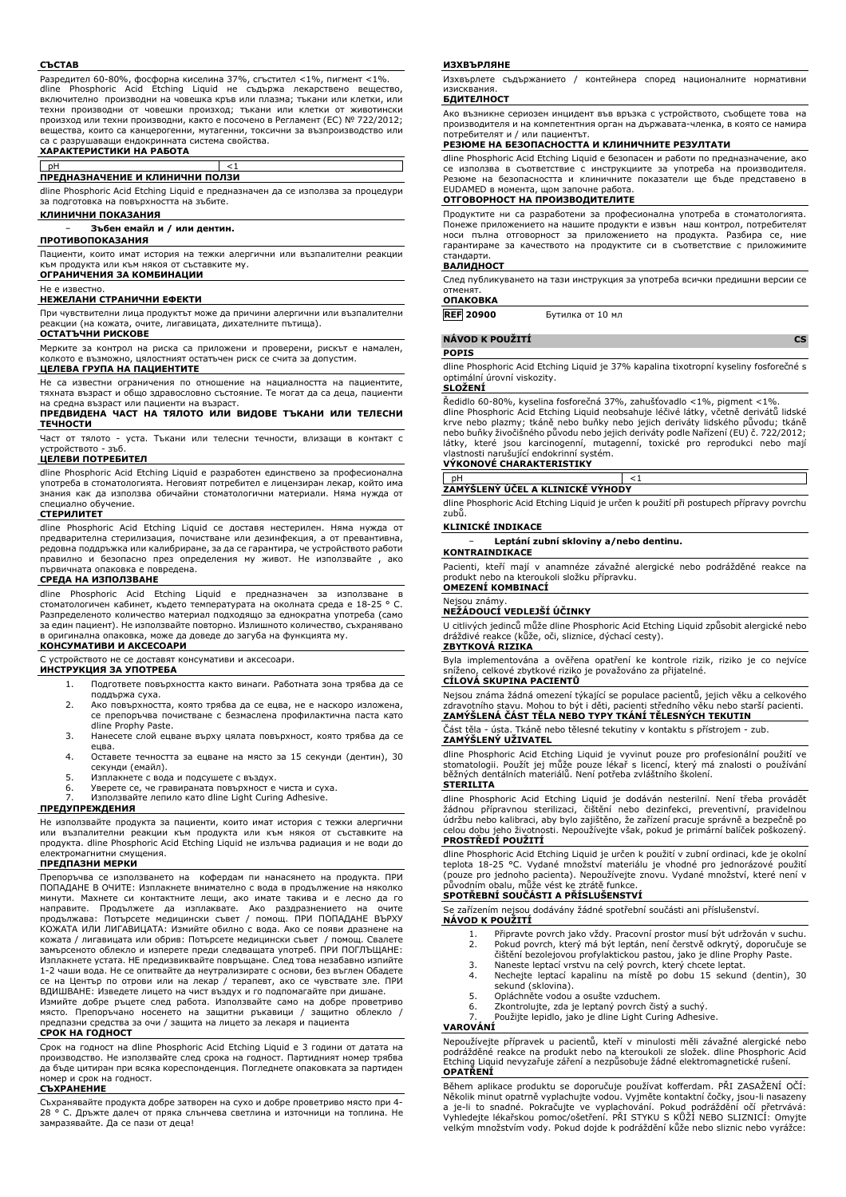**СЪСТАВ**

Разредител 60-80%, фосфорна киселина 37%, сгъстител <1%, пигмент <1%.
dline Phosphoric Acid Etching Liquid не съдържа лекарствено вещество, включително производни на човешка кръв или плазма; тъкани или клетки, или техни производни от човешки произход; тъкани или клетки от животински произход или техни производни, както е посочено в Регламент (ЕС) № 722/2012; вещества, които са канцерогенни, мутагенни, токсични за възпроизводство или са с разрушаващи ендокринната система свойства.

**ХАРАКТЕРИСТИКИ НА РАБОТА**

| pH | <1 |
|---|---|

**ПРЕДНАЗНАЧЕНИЕ И КЛИНИЧНИ ПОЛЗИ**

dline Phosphoric Acid Etching Liquid е предназначен да се използва за процедури за подготовка на повърхността на зъбите.

**КЛИНИЧНИ ПОКАЗАНИЯ**

- **Зъбен емайл и / или дентин.**

**ПРОТИВОПОКАЗАНИЯ**

Пациенти, които имат история на тежки алергични или възпалителни реакции към продукта или към някоя от съставките му.

**ОГРАНИЧЕНИЯ ЗА КОМБИНАЦИИ**

Не е известно.

**НЕЖЕЛАНИ СТРАНИЧНИ ЕФЕКТИ**

При чувствителни лица продуктът може да причини алергични или възпалителни реакции (на кожата, очите, лигавицата, дихателните пътища).

**ОСТАТЪЧНИ РИСКОВЕ**

Мерките за контрол на риска са приложени и проверени, рискът е намален, колкото е възможно, цялостният остатъчен риск се счита за допустим.

**ЦЕЛЕВА ГРУПА НА ПАЦИЕНТИТЕ**

Не са известни ограничения по отношение на нациалността на пациентите, тяхната възраст и общо здравословно състояние. Те могат да са деца, пациенти на средна възраст или пациенти на възраст.

**ПРЕДВИДЕНА ЧАСТ НА ТЯЛОТО ИЛИ ВИДОВЕ ТЪКАНИ ИЛИ ТЕЛЕСНИ ТЕЧНОСТИ**

Част от тялото - уста. Тъкани или телесни течности, влизащи в контакт с устройството - зъб.

**ЦЕЛЕВИ ПОТРЕБИТЕЛ**

dline Phosphoric Acid Etching Liquid е разработен единствено за професионална употреба в стоматологията. Неговият потребител е лицензиран лекар, който има знания как да използва обичайни стоматологични материали. Няма нужда от специално обучение.

**СТЕРИЛИТЕТ**

dline Phosphoric Acid Etching Liquid се доставя нестерилен. Няма нужда от предварителна стерилизация, почистване или дезинфекция, а от превантивна, редовна поддръжка или калибриране, за да се гарантира, че устройството работи правилно и безопасно през определения му живот. Не използвайте , ако първичната опаковка е повредена.

**СРЕДА НА ИЗПОЛЗВАНЕ**

dline Phosphoric Acid Etching Liquid е предназначен за използване в стоматологичен кабинет, където температурата на околната среда е 18-25 ° C. Разпределеното количество материал подходящо за еднократна употреба (само за един пациент). Не използвайте повторно. Излишното количество, съхранявано в оригинална опаковка, може да доведе до загуба на функцията му.

**КОНСУМАТИВИ И АКСЕСОАРИ**

С устройството не се доставят консумативи и аксесоари.

**ИНСТРУКЦИЯ ЗА УПОТРЕБА**

1. Подгответе повърхността както винаги. Работната зона трябва да се поддържа суха.
2. Ако повърхността, която трябва да се ецва, не е наскоро изложена, се препоръчва почистване с безмаслена профилактична паста като dline Prophy Paste.
3. Нанесете слой ецване върху цялата повърхност, която трябва да се ецва.
4. Оставете течността за ецване на място за 15 секунди (дентин), 30 секунди (емайл).
5. Изплакнете с вода и подсушете с въздух.
6. Уверете се, че гравираната повърхност е чиста и суха.
7. Използвайте лепило като dline Light Curing Adhesive.

**ПРЕДУПРЕЖДЕНИЯ**

Не използвайте продукта за пациенти, които имат история на тежки алергични или възпалителни реакции към продукта или към някоя от съставките на продукта. dline Phosphoric Acid Etching Liquid не излъчва радиация и не води до електромагнитни смущения.

**ПРЕДПАЗНИ МЕРКИ**

Препоръчва се използването на кофердам пи нанасянето на продукта. ПРИ ПОПАДАНЕ В ОЧИТЕ: Изплакнете внимателно с вода в продължение на няколко минути. Махнете си контактните лещи, ако имате такива и е лесно да го направите. Продължете да изплаквате. Ако раздразнението на очите продължава: Потърсете медицински съвет / помощ. ПРИ ПОПАДАНЕ ВЪРХУ КОЖАТА ИЛИ ЛИГАВИЦАТА: Измийте обилно с вода. Ако се появи дразнене на кожата / лигавицата или обрив: Потърсете медицински съвет / помощ. Свалете замърсеното облекло и изперете преди следващата употреб. ПРИ ПОГЛЪЩАНЕ: Изплакнете устата. НЕ предизвиквайте повръщане. След това незабавно изпийте 1-2 чаши вода. Не се опитвайте да неутрализирате с основи, без въглен Обадете се на Център по отрови или на лекар / терапевт, ако се чувствате зле. ПРИ ВДИШВАНЕ: Изведете лицето на чист въздух и го подпомагайте при дишане.
Измийте добре ръцете след работа. Използвайте само на добре проветриво място. Препоръчано носенето на защитни ръкавици / защитно облекло / предпазни средства за очи / защита на лицето за лекаря и пациента

**СРОК НА ГОДНОСТ**

Срок на годност на dline Phosphoric Acid Etching Liquid е 3 години от датата на производство. Не използвайте след срока на годност. Партидният номер трябва да бъде цитиран при всяка кореспонденция. Погледнете опаковката за партиден номер и срок на годност.

**СЪХРАНЕНИЕ**

Съхранявайте продукта добре затворен на сухо и добре проветриво място при 4-28 ° C. Дръжте далеч от пряка слънчева светлина и източници на топлина. Не замразявайте. Да се пази от деца!

**ИЗХВЪРЛЯНЕ**

Изхвърлете съдържанието / контейнера според националните нормативни изисквания.

**БДИТЕЛНОСТ**

Ако възникне сериозен инцидент във връзка с устройството, съобщете това на производителя и на компетентния орган на държавата-членка, в която се намира потребителят и / или пациентът.

**РЕЗЮМЕ НА БЕЗОПАСНОСТТА И КЛИНИЧНИТЕ РЕЗУЛТАТИ**

dline Phosphoric Acid Etching Liquid е безопасен и работи по предназначение, ако се използва в съответствие с инструкциите за употреба на производителя. Резюме на безопасността и клиничните показатели ще бъде представено в EUDAMED в момента, щом започне работа.

**ОТГОВОРНОСТ НА ПРОИЗВОДИТЕЛИТЕ**

Продуктите ни са разработени за професионална употреба в стоматологията. Понеже приложението на нашите продукти е извън наш контрол, потребителят носи пълна отговорност за приложението на продукта. Разбира се, ние гарантираме за качеството на продуктите си в съответствие с приложимите стандарти.

**ВАЛИДНОСТ**

След публикуването на тази инструкция за употреба всички предишни версии се отменят.

**ОПАКОВКА**

| REF 20900 | Бутилка от 10 мл |
|---|---|

## NÁVOD K POUŽITÍ CS

**POPIS**

dline Phosphoric Acid Etching Liquid je 37% kapalina tixotropní kyseliny fosforečné s optimální úrovní viskozity.

**SLOŽENÍ**

Ředidlo 60-80%, kyselina fosforečná 37%, zahušťovadlo <1%, pigment <1%.
dline Phosphoric Acid Etching Liquid neobsahuje léčivé látky, včetně derivátů lidské krve nebo plazmy; tkáně nebo buňky nebo jejich deriváty lidského původu; tkáně nebo buňky živočišného původu nebo jejich deriváty podle Nařízení (EU) č. 722/2012; látky, které jsou karcinogenní, mutagenní, toxické pro reprodukci nebo mají vlastnosti narušující endokrinní systém.

**VÝKONOVÉ CHARAKTERISTIKY**

| pH | <1 |
|---|---|

**ZAMÝŠLENÝ ÚČEL A KLINICKÉ VÝHODY**

dline Phosphoric Acid Etching Liquid je určen k použití při postupech přípravy povrchu zubů.

**KLINICKÉ INDIKACE**

- **Leptání zubní skloviny a/nebo dentinu.**

**KONTRAINDIKACE**

Pacienti, kteří mají v anamnéze závažné alergické nebo podrážděné reakce na produkt nebo na kteroukoli složku přípravku.

**OMEZENÍ KOMBINACÍ**

Nejsou známy.

**NEŽÁDOUCÍ VEDLEJŠÍ ÚČINKY**

U citlivých jedinců může dline Phosphoric Acid Etching Liquid způsobit alergické nebo dráždivé reakce (kůže, oči, sliznice, dýchací cesty).

**ZBYTKOVÁ RIZIKA**

Byla implementována a ověřena opatření ke kontrole rizik, riziko je co nejvíce sníženo, celkové zbytkové riziko je považováno za přijatelné.

**CÍLOVÁ SKUPINA PACIENTŮ**

Nejsou známa žádná omezení týkající se populace pacientů, jejich věku a celkového zdravotního stavu. Mohou to být i děti, pacienti středního věku nebo starší pacienti.

**ZAMÝŠLENÁ ČÁST TĚLA NEBO TYPY TKÁNÍ TĚLESNÝCH TEKUTIN**

Část těla - ústa. Tkáně nebo tělesné tekutiny v kontaktu s přístrojem - zub.

**ZAMÝŠLENÝ UŽIVATEL**

dline Phosphoric Acid Etching Liquid je vyvinut pouze pro profesionální použití ve stomatologii. Použít jej může pouze lékař s licencí, který má znalosti o používání běžných dentálních materiálů. Není potřeba zvláštního školení.

**STERILITA**

dline Phosphoric Acid Etching Liquid je dodáván nesterilní. Není třeba provádět žádnou přípravnou sterilizaci, čištění nebo dezinfekci, preventivní, pravidelnou údržbu nebo kalibraci, aby bylo zajištěno, že zařízení pracuje správně a bezpečně po celou dobu jeho životnosti. Nepoužívejte však, pokud je primární balíček poškozený.

**PROSTŘEDÍ POUŽITÍ**

dline Phosphoric Acid Etching Liquid je určen k použití v zubní ordinaci, kde je okolní teplota 18-25 °C. Vydané množství materiálu je vhodné pro jednorázové použití (pouze pro jednoho pacienta). Nepoužívejte znovu. Vydané množství, které není v původním obalu, může vést ke ztrátě funkce.

**SPOTŘEBNÍ SOUČÁSTI A PŘÍSLUŠENSTVÍ**

Se zařízením nejsou dodávány žádné spotřební součásti ani příslušenství.

**NÁVOD K POUŽITÍ**

1. Připravte povrch jako vždy. Pracovní prostor musí být udržován v suchu.
2. Pokud povrch, který má být leptán, není čerstvě odkrytý, doporučuje se čištění bezolejovou profylaktickou pastou, jako je dline Prophy Paste.
3. Naneste leptací vrstvu na celý povrch, který chcete leptat.
4. Nechejte leptací kapalinu na místě po dobu 15 sekund (dentin), 30 sekund (sklovina).
5. Opláchněte vodou a osušte vzduchem.
6. Zkontrolujte, zda je leptaný povrch čistý a suchý.
7. Použijte lepidlo, jako je dline Light Curing Adhesive.

**VAROVÁNÍ**

Nepoužívejte přípravek u pacientů, kteří v minulosti měli závažné alergické nebo podrážděné reakce na produkt nebo na kteroukoli ze složek. dline Phosphoric Acid Etching Liquid nevyzařuje záření a nezpůsobuje žádné elektromagnetické rušení.

**OPATŘENÍ**

Během aplikace produktu se doporučuje používat kofferdam. PŘI ZASAŽENÍ OČÍ: Několik minut opatrně vyplachujte vodou. Vyjměte kontaktní čočky, jsou-li nasazeny a je-li to snadné. Pokračujte ve vyplachování. Pokud podráždění očí přetrvává: Vyhledejte lékařskou pomoc/ošetření. PŘI STYKU S KŮŽÍ NEBO SLIZNICÍ: Omyjte velkým množstvím vody. Pokud dojde k podráždění kůže nebo sliznic nebo vyrážce: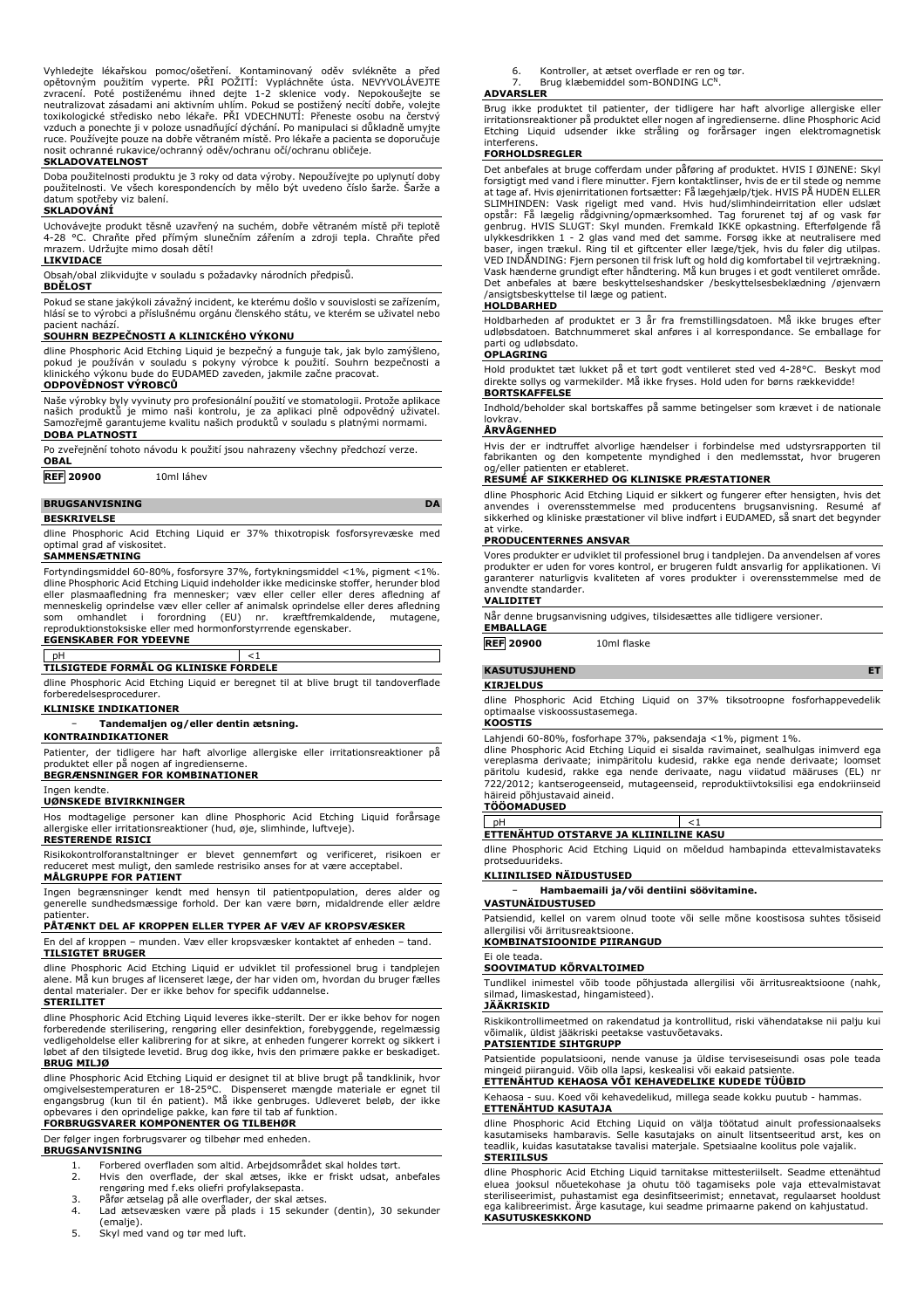Vyhledejte lékařskou pomoc/ošetření. Kontaminovaný oděv svlékněte a před opětovným použitím vyperte. PŘI POŽITÍ: Vypláchněte ústa. NEVYVOLÁVEJTE zvracení. Poté postiženému ihned dejte 1-2 sklenice vody. Nepokoušejte se neutralizovat zásadami ani aktivním uhlím. Pokud se postižený necítí dobře, volejte toxikologické středisko nebo lékaře. PŘI VDECHNUTÍ: Přeneste osobu na čerstvý vzduch a ponechte ji v poloze usnadňující dýchání. Po manipulaci si důkladně umyjte ruce. Používejte pouze na dobře větraném místě. Pro lékaře a pacienta se doporučuje nosit ochranné rukavice/ochranný oděv/ochranu očí/ochranu obličeje.

**SKLADOVATELNOST**

Doba použitelnosti produktu je 3 roky od data výroby. Nepoužívejte po uplynutí doby použitelnosti. Ve všech korespondencích by mělo být uvedeno číslo šarže. Šarže a datum spotřeby viz balení.

**SKLADOVÁNÍ**

Uchovávejte produkt těsně uzavřený na suchém, dobře větraném místě při teplotě 4-28 °C. Chraňte před přímým slunečním zářením a zdroji tepla. Chraňte před mrazem. Udržujte mimo dosah dětí!

**LIKVIDACE**

Obsah/obal zlikvidujte v souladu s požadavky národních předpisů.

**BDĚLOST**

Pokud se stane jakýkoli závažný incident, ke kterému došlo v souvislosti se zařízením, hlásí se to výrobci a příslušnému orgánu členského státu, ve kterém se uživatel nebo pacient nachází.

**SOUHRN BEZPEČNOSTI A KLINICKÉHO VÝKONU**

dline Phosphoric Acid Etching Liquid je bezpečný a funguje tak, jak bylo zamýšleno, pokud je používán v souladu s pokyny výrobce k použití. Souhrn bezpečnosti a klinického výkonu bude do EUDAMED zaveden, jakmile začne pracovat.

**ODPOVĚDNOST VÝROBCŮ**

Naše výrobky byly vyvinuty pro profesionální použití ve stomatologii. Protože aplikace našich produktů je mimo naši kontrolu, je za aplikaci plně odpovědný uživatel. Samozřejmě garantujeme kvalitu našich produktů v souladu s platnými normami.

**DOBA PLATNOSTI**

Po zveřejnění tohoto návodu k použití jsou nahrazeny všechny předchozí verze.

**OBAL**

**REF 20900** 10ml láhev

## BRUGSANVISNING DA

**BESKRIVELSE**

dline Phosphoric Acid Etching Liquid er 37% thixotropisk fosforsyrevæske med optimal grad af viskositet.

**SAMMENSÆTNING**

Fortyndingsmiddel 60-80%, fosforsyre 37%, fortykningsmiddel <1%, pigment <1%. dline Phosphoric Acid Etching Liquid indeholder ikke medicinske stoffer, herunder blod eller plasmaafledning fra mennesker; væv eller celler eller deres afledning af menneskelig oprindelse væv eller celler af animalsk oprindelse eller deres afledning som omhandlet i forordning (EU) nr. kræftfremkaldende, mutagene, reproduktionstoksiske eller med hormonforstyrrende egenskaber.

**EGENSKABER FOR YDEEVNE**

| pH | <1 |
|---|---|

**TILSIGTEDE FORMÅL OG KLINISKE FORDELE**

dline Phosphoric Acid Etching Liquid er beregnet til at blive brugt til tandoverflade forberedelsesprocedurer.

**KLINISKE INDIKATIONER**

- **Tandemaljen og/eller dentin ætsning.**

**KONTRAINDIKATIONER**

Patienter, der tidligere har haft alvorlige allergiske eller irritationsreaktioner på produktet eller på nogen af ingredienserne.

**BEGRÆNSNINGER FOR KOMBINATIONER**

Ingen kendte.

**UØNSKEDE BIVIRKNINGER**

Hos modtagelige personer kan dline Phosphoric Acid Etching Liquid forårsage allergiske eller irritationsreaktioner (hud, øje, slimhinde, luftveje).

**RESTERENDE RISICI**

Risikokontrolforanstaltninger er blevet gennemført og verificeret, risikoen er reduceret mest muligt, den samlede restrisiko anses for at være acceptabel.

**MÅLGRUPPE FOR PATIENT**

Ingen begrænsninger kendt med hensyn til patientpopulation, deres alder og generelle sundhedsmæssige forhold. Der kan være børn, midaldrende eller ældre patienter.

**PÅTÆNKT DEL AF KROPPEN ELLER TYPER AF VÆV AF KROPSVÆSKER**

En del af kroppen – munden. Væv eller kropsvæsker kontaktet af enheden – tand.

**TILSIGTET BRUGER**

dline Phosphoric Acid Etching Liquid er udviklet til professionel brug i tandplejen alene. Må kun bruges af licenseret læge, der har viden om, hvordan du bruger fælles dental materialer. Der er ikke behov for specifik uddannelse.

**STERILITET**

dline Phosphoric Acid Etching Liquid leveres ikke-sterilt. Der er ikke behov for nogen forberedende sterilisering, rengøring eller desinfektion, forebyggende, regelmæssig vedligeholdelse eller kalibrering for at sikre, at enheden fungerer korrekt og sikkert i løbet af den tilsigtede levetid. Brug dog ikke, hvis den primære pakke er beskadiget.

**BRUG MILJØ**

dline Phosphoric Acid Etching Liquid er designet til at blive brugt på tandklinik, hvor omgivelsestemperaturen er 18-25°C. Dispenseret mængde materiale er egnet til engangsbrug (kun til én patient). Må ikke genbruges. Udleveret beløb, der ikke opbevares i den oprindelige pakke, kan føre til tab af funktion.

**FORBRUGSVARER KOMPONENTER OG TILBEHØR**

Der følger ingen forbrugsvarer og tilbehør med enheden.

**BRUGSANVISNING**

1. Forbered overfladen som altid. Arbejdsområdet skal holdes tørt.
2. Hvis den overflade, der skal ætses, ikke er friskt udsat, anbefales rengøring med f.eks oliefri profylaksepasta.
3. Påfør ætselag på alle overflader, der skal ætses.
4. Lad ætsevæsken være på plads i 15 sekunder (dentin), 30 sekunder (emalje).
5. Skyl med vand og tør med luft.
6. Kontroller, at ætset overflade er ren og tør.
7. Brug klæbemiddel som-BONDING LC[N].

**ADVARSLER**

Brug ikke produktet til patienter, der tidligere har haft alvorlige allergiske eller irritationsreaktioner på produktet eller nogen af ingredienserne. dline Phosphoric Acid Etching Liquid udsender ikke stråling og forårsager ingen elektromagnetisk interferens.

**FORHOLDSREGLER**

Det anbefales at bruge cofferdam under påføring af produktet. HVIS I ØJNENE: Skyl forsigtigt med vand i flere minutter. Fjern kontaktlinser, hvis de er til stede og nemme at tage af. Hvis øjenirritationen fortsætter: Få lægehjælp/tjek. HVIS PÅ HUDEN ELLER SLIMHINDEN: Vask rigeligt med vand. Hvis hud/slimhindeirritation eller udslæt opstår: Få lægelig rådgivning/opmærksomhed. Tag forurenet tøj af og vask før genbrug. HVIS SLUGT: Skyl munden. Fremkald IKKE opkastning. Efterfølgende få ulykkesdrikken 1 - 2 glas vand med det samme. Forsøg ikke at neutralisere med baser, ingen trækul. Ring til et giftcenter eller læge/tjek, hvis du føler dig utilpas. VED INDÅNDING: Fjern personen til frisk luft og hold dig komfortabel til vejrtrækning. Vask hænderne grundigt efter håndtering. Må kun bruges i et godt ventileret område. Det anbefales at bære beskyttelseshandsker /beskyttelsesbeklædning /øjenværn /ansigtsbeskyttelse til læge og patient.

**HOLDBARHED**

Holdbarheden af produktet er 3 år fra fremstillingsdatoen. Må ikke bruges efter udløbsdatoen. Batchnummeret skal anføres i al korrespondance. Se emballage for parti og udløbsdato.

**OPLAGRING**

Hold produktet tæt lukket på et tørt godt ventileret sted ved 4-28°C. Beskyt mod direkte sollys og varmekilder. Må ikke fryses. Hold uden for børns rækkevidde!

**BORTSKAFFELSE**

Indhold/beholder skal bortskaffes på samme betingelser som krævet i de nationale lovkrav.

**ÅRVÅGENHED**

Hvis der er indtruffet alvorlige hændelser i forbindelse med udstyrsrapporten til fabrikanten og den kompetente myndighed i den medlemsstat, hvor brugeren og/eller patienten er etableret.

**RESUMÉ AF SIKKERHED OG KLINISKE PRÆSTATIONER**

dline Phosphoric Acid Etching Liquid er sikkert og fungerer efter hensigten, hvis det anvendes i overensstemmelse med producentens brugsanvisning. Resumé af sikkerhed og kliniske præstationer vil blive indført i EUDAMED, så snart det begynder at virke.

**PRODUCENTERNES ANSVAR**

Vores produkter er udviklet til professionel brug i tandplejen. Da anvendelsen af vores produkter er uden for vores kontrol, er brugeren fuldt ansvarlig for applikationen. Vi garanterer naturligvis kvaliteten af vores produkter i overensstemmelse med de anvendte standarder.

**VALIDITET**

Når denne brugsanvisning udgives, tilsidesættes alle tidligere versioner.

**EMBALLAGE**

**REF 20900** 10ml flaske

## KASUTUSJUHEND ET

**KIRJELDUS**

dline Phosphoric Acid Etching Liquid on 37% tiksotroopne fosforhappevedelik optimaalse viskoossustasemega.

**KOOSTIS**

Lahjendi 60-80%, fosforhape 37%, paksendaja <1%, pigment 1%.
dline Phosphoric Acid Etching Liquid ei sisalda ravimaineid, sealhulgas inimverd ega vereplasma derivaate; inimpäritolu kudesid, rakke ega nende derivaate; loomset päritolu kudesid, rakke ega nende derivaate, nagu viidatud määruses (EL) nr 722/2012; kantserogeenseid, mutageenseid, reproduktiivtoksilisi ega endokriinseid häireid põhjustavaid aineid.

**TÖÖOMADUSED**

| pH | <1 |
|---|---|

**ETTENÄHTUD OTSTARVE JA KLIINILINE KASU**

dline Phosphoric Acid Etching Liquid on mõeldud hambapinda ettevalmistavateks protseduurideks.

**KLIINILISED NÄIDUSTUSED**

- **Hambaemaili ja/või dentiini söövitamine.**

**VASTUNÄIDUSTUSED**

Patsiendid, kellel on varem olnud toote või selle mõne koostisosa suhtes tõsiseid allergilisi või ärritusreaktsioone.

**KOMBINATSIOONIDE PIIRANGUD**

Ei ole teada.

**SOOVIMATUD KÕRVALTOIMED**

Tundlikel inimestel võib toode põhjustada allergilisi või ärritusreaktsioone (nahk, silmad, limaskestad, hingamisteed).

**JÄÄKRISKID**

Riskikontrollimeetmed on rakendatud ja kontrollitud, riski vähendatakse nii palju kui võimalik, üldist jääkriski peetakse vastuvõetavaks.

**PATSIENTIDE SIHTGRUPP**

Patsientide populatsiooni, nende vanuse ja üldise terviseseisundi osas pole teada mingeid piiranguid. Võib olla lapsi, keskealisi või eakaid patsiente.

**ETTENÄHTUD KEHAOSA VÕI KEHAVEDELIKE KUDEDE TÜÜBID**

Kehaosa - suu. Koed või kehavedelikud, millega seade kokku puutub - hammas.

**ETTENÄHTUD KASUTAJA**

dline Phosphoric Acid Etching Liquid on välja töötatud ainult professionaalseks kasutamiseks hambaravis. Selle kasutajaks on ainult litsentseeritud arst, kes on teadlik, kuidas kasutatakse tavalisi materjale. Spetsiaalne koolitus pole vajalik.

**STERIILSUS**

dline Phosphoric Acid Etching Liquid tarnitakse mittesteriilselt. Seadme ettenähtud eluea jooksul nõuetekohase ja ohutu töö tagamiseks pole vaja ettevalmistavat steriliseerimist, puhastamist ega desinfitseerimist; ennetavat, regulaarset hooldust ega kalibreerimist. Ärge kasutage, kui seadme primaarne pakend on kahjustatud.

**KASUTUSKESKKOND**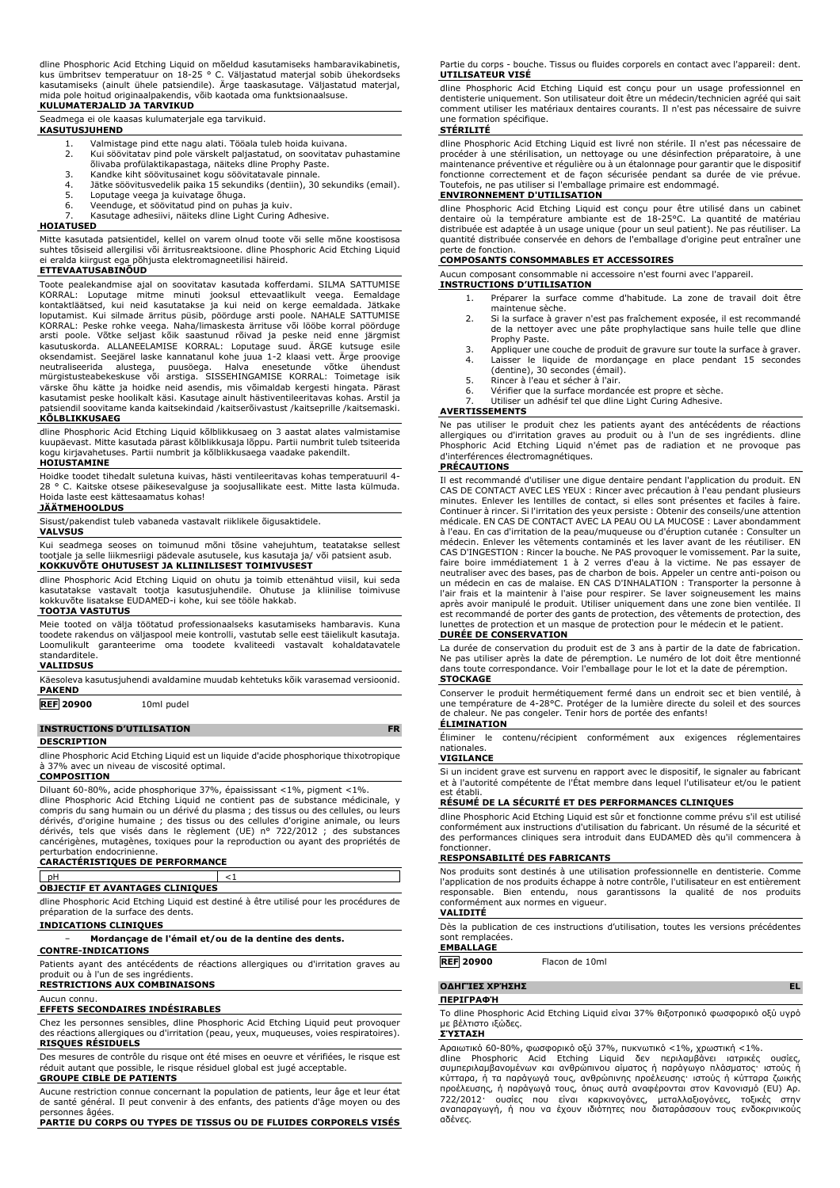dline Phosphoric Acid Etching Liquid on mõeldud kasutamiseks hambaravikabinetis, kus ümbritsev temperatuur on 18-25 ° C. Väljastatud materjal sobib ühekordseks kasutamiseks (ainult ühele patsiendile). Ärge taaskasutage. Väljastatud materjal, mida pole hoitud originaalpakendis, võib kaotada oma funktsionaalsuse.

**KULUMATERJALID JA TARVIKUD**

Seadmega ei ole kaasas kulumaterjale ega tarvikuid.

**KASUTUSJUHEND**

1. Valmistage pind ette nagu alati. Tööala tuleb hoida kuivana.
2. Kui söövitatav pind pole värskelt paljastatud, on soovitatav puhastamine õlivaba profülaktikapastaga, näiteks dline Prophy Paste.
3. Kandke kiht söövitusainet kogu söövitatavale pinnale.
4. Jätke söövitusvedelik paika 15 sekundiks (dentiin), 30 sekundiks (email).
5. Loputage veega ja kuivatage õhuga.
6. Veenduge, et söövitatud pind on puhas ja kuiv.
7. Kasutage adhesiivi, näiteks dline Light Curing Adhesive.

**HOIATUSED**

Mitte kasutada patsientidel, kellel on varem olnud toote või selle mõne koostisosa suhtes tõsiseid allergilisi või ärritusreaktsioone. dline Phosphoric Acid Etching Liquid ei eralda kiirgust ega põhjusta elektromagneetilisi häireid.

**ETTEVAATUSABINÕUD**

Toote pealekandmise ajal on soovitatav kasutada kofferdami. SILMA SATTUMISE KORRAL: Loputage mitme minuti jooksul ettevaatlikult veega. Eemaldage kontaktläätsed, kui neid kasutatakse ja kui neid on kerge eemaldada. Jätkake loputamist. Kui silmade ärritus püsib, pöörduge arsti poole. NAHALE SATTUMISE KORRAL: Peske rohke veega. Naha/limaskesta ärrituse või lööbe korral pöörduge arsti poole. Võtke seljast kõik saastunud rõivad ja peske neid enne järgmist kasutuskorda. ALLANEELAMISE KORRAL: Loputage suud. ÄRGE kutsuge esile oksendamist. Seejärel laske kannatanul kohe juua 1-2 klaasi vett. Ärge proovige neutraliseerida alustega, puusöega. Halva enesetunde võtke ühendust mürgistusteabekeskuse või arstiga. SISSEHINGAMISE KORRAL: Toimetage isik värske õhu kätte ja hoidke neid asendis, mis võimaldab kergesti hingata. Pärast kasutamist peske hoolikalt käsi. Kasutage ainult hästiventileeritavas kohas. Arstil ja patsiendil soovitame kanda kaitsekindaid /kaitserõivastust /kaitseprille /kaitsemaski.

**KÕLBLIKKUSAEG**

dline Phosphoric Acid Etching Liquid kõlblikkusaeg on 3 aastat alates valmistamise kuupäevast. Mitte kasutada pärast kõlblikkusaja lõppu. Partii numbrit tuleb tsiteerida kogu kirjavahetuses. Partii numbrit ja kõlblikkusaega vaadake pakendilt.

**HOIUSTAMINE**

Hoidke toodet tihedalt suletuna kuivas, hästi ventileeritavas kohas temperatuuril 4-28 ° C. Kaitske otsese päikesevalguse ja soojusallikate eest. Mitte lasta külmuda. Hoida laste eest kättesaamatus kohas!

**JÄÄTMEHOOLDUS**

Sisust/pakendist tuleb vabaneda vastavalt riiklikele õigusaktidele.

**VALVSUS**

Kui seadmega seoses on toimunud mõni tõsine vahejuhtum, teatatakse sellest tootjale ja selle liikmesriigi pädevale asutusele, kus kasutaja ja/ või patsient asub.

**KOKKUVÕTE OHUTUSEST JA KLIINILISEST TOIMIVUSEST**

dline Phosphoric Acid Etching Liquid on ohutu ja toimib ettenähtud viisil, kui seda kasutatakse vastavalt tootja kasutusjuhendile. Ohutuse ja kliinilise toimivuse kokkuvõte lisatakse EUDAMED-i kohe, kui see tööle hakkab.

**TOOTJA VASTUTUS**

Meie tooted on välja töötatud professionaalseks kasutamiseks hambaravis. Kuna toodete rakendus on väljaspool meie kontrolli, vastutab selle eest täielikult kasutaja. Loomulikult garanteerime oma toodete kvaliteedi vastavalt kohaldatavatele standarditele.

**VALIIDSUS**

Käesoleva kasutusjuhendi avaldamine muudab kehtetuks kõik varasemad versioonid.

**PAKEND**

| REF 20900 | 10ml pudel |
|---|---|

## INSTRUCTIONS D'UTILISATION — FR

**DESCRIPTION**

dline Phosphoric Acid Etching Liquid est un liquide d'acide phosphorique thixotropique à 37% avec un niveau de viscosité optimal.

**COMPOSITION**

Diluant 60-80%, acide phosphorique 37%, épaississant <1%, pigment <1%.
dline Phosphoric Acid Etching Liquid ne contient pas de substance médicinale, y compris du sang humain ou un dérivé du plasma ; des tissus ou des cellules, ou leurs dérivés, d'origine humaine ; des tissus ou des cellules d'origine animale, ou leurs dérivés, tels que visés dans le règlement (UE) n° 722/2012 ; des substances cancérigènes, mutagènes, toxiques pour la reproduction ou ayant des propriétés de perturbation endocrinienne.

**CARACTÉRISTIQUES DE PERFORMANCE**

| pH | <1 |
|---|---|

**OBJECTIF ET AVANTAGES CLINIQUES**

dline Phosphoric Acid Etching Liquid est destiné à être utilisé pour les procédures de préparation de la surface des dents.

**INDICATIONS CLINIQUES**

- **Mordançage de l'émail et/ou de la dentine des dents.**

**CONTRE-INDICATIONS**

Patients ayant des antécédents de réactions allergiques ou d'irritation graves au produit ou à l'un de ses ingrédients.

**RESTRICTIONS AUX COMBINAISONS**

Aucun connu.

**EFFETS SECONDAIRES INDÉSIRABLES**

Chez les personnes sensibles, dline Phosphoric Acid Etching Liquid peut provoquer des réactions allergiques ou d'irritation (peau, yeux, muqueuses, voies respiratoires).

**RISQUES RÉSIDUELS**

Des mesures de contrôle du risque ont été mises en oeuvre et vérifiées, le risque est réduit autant que possible, le risque résiduel global est jugé acceptable.

**GROUPE CIBLE DE PATIENTS**

Aucune restriction connue concernant la population de patients, leur âge et leur état de santé général. Il peut convenir à des enfants, des patients d'âge moyen ou des personnes âgées.

**PARTIE DU CORPS OU TYPES DE TISSUS OU DE FLUIDES CORPORELS VISÉS**

Partie du corps - bouche. Tissus ou fluides corporels en contact avec l'appareil: dent.

**UTILISATEUR VISÉ**

dline Phosphoric Acid Etching Liquid est conçu pour un usage professionnel en dentisterie uniquement. Son utilisateur doit être un médecin/technicien agréé qui sait comment utiliser les matériaux dentaires courants. Il n'est pas nécessaire de suivre une formation spécifique.

**STÉRILITÉ**

dline Phosphoric Acid Etching Liquid est livré non stérile. Il n'est pas nécessaire de procéder à une stérilisation, un nettoyage ou une désinfection préparatoire, à une maintenance préventive et régulière ou à un étalonnage pour garantir que le dispositif fonctionne correctement et de façon sécurisée pendant sa durée de vie prévue. Toutefois, ne pas utiliser si l'emballage primaire est endommagé.

**ENVIRONNEMENT D'UTILISATION**

dline Phosphoric Acid Etching Liquid est conçu pour être utilisé dans un cabinet dentaire où la température ambiante est de 18-25°C. La quantité de matériau distribuée est adaptée à un usage unique (pour un seul patient). Ne pas réutiliser. La quantité distribuée conservée en dehors de l'emballage d'origine peut entraîner une perte de fonction.

**COMPOSANTS CONSOMMABLES ET ACCESSOIRES**

Aucun composant consommable ni accessoire n'est fourni avec l'appareil.

**INSTRUCTIONS D'UTILISATION**

1. Préparer la surface comme d'habitude. La zone de travail doit être maintenue sèche.
2. Si la surface à graver n'est pas fraîchement exposée, il est recommandé de la nettoyer avec une pâte prophylactique sans huile telle que dline Prophy Paste.
3. Appliquer une couche de produit de gravure sur toute la surface à graver.
4. Laisser le liquide de mordançage en place pendant 15 secondes (dentine), 30 secondes (émail).
5. Rincer à l'eau et sécher à l'air.
6. Vérifier que la surface mordancée est propre et sèche.
7. Utiliser un adhésif tel que dline Light Curing Adhesive.

**AVERTISSEMENTS**

Ne pas utiliser le produit chez les patients ayant des antécédents de réactions allergiques ou d'irritation graves au produit ou à l'un de ses ingrédients. dline Phosphoric Acid Etching Liquid n'émet pas de radiation et ne provoque pas d'interférences électromagnétiques.

**PRÉCAUTIONS**

Il est recommandé d'utiliser une digue dentaire pendant l'application du produit. EN CAS DE CONTACT AVEC LES YEUX : Rincer avec précaution à l'eau pendant plusieurs minutes. Enlever les lentilles de contact, si elles sont présentes et faciles à faire. Continuer à rincer. Si l'irritation des yeux persiste : Obtenir des conseils/une attention médicale. EN CAS DE CONTACT AVEC LA PEAU OU LA MUCOSE : Laver abondamment à l'eau. En cas d'irritation de la peau/muqueuse ou d'éruption cutanée : Consulter un médecin. Enlever les vêtements contaminés et les laver avant de les réutiliser. EN CAS D'INGESTION : Rincer la bouche. Ne PAS provoquer le vomissement. Par la suite, faire boire immédiatement 1 à 2 verres d'eau à la victime. Ne pas essayer de neutraliser avec des bases, pas de charbon de bois. Appeler un centre anti-poison ou un médecin en cas de malaise. EN CAS D'INHALATION : Transporter la personne à l'air frais et la maintenir à l'aise pour respirer. Se laver soigneusement les mains après avoir manipulé le produit. Utiliser uniquement dans une zone bien ventilée. Il est recommandé de porter des gants de protection, des vêtements de protection, des lunettes de protection et un masque de protection pour le médecin et le patient.

**DURÉE DE CONSERVATION**

La durée de conservation du produit est de 3 ans à partir de la date de fabrication. Ne pas utiliser après la date de péremption. Le numéro de lot doit être mentionné dans toute correspondance. Voir l'emballage pour le lot et la date de péremption.

**STOCKAGE**

Conserver le produit hermétiquement fermé dans un endroit sec et bien ventilé, à une température de 4-28°C. Protéger de la lumière directe du soleil et des sources de chaleur. Ne pas congeler. Tenir hors de portée des enfants!

**ÉLIMINATION**

Éliminer le contenu/récipient conformément aux exigences réglementaires nationales.

**VIGILANCE**

Si un incident grave est survenu en rapport avec le dispositif, le signaler au fabricant et à l'autorité compétente de l'État membre dans lequel l'utilisateur et/ou le patient est établi.

**RÉSUMÉ DE LA SÉCURITÉ ET DES PERFORMANCES CLINIQUES**

dline Phosphoric Acid Etching Liquid est sûr et fonctionne comme prévu s'il est utilisé conformément aux instructions d'utilisation du fabricant. Un résumé de la sécurité et des performances cliniques sera introduit dans EUDAMED dès qu'il commencera à fonctionner.

**RESPONSABILITÉ DES FABRICANTS**

Nos produits sont destinés à une utilisation professionnelle en dentisterie. Comme l'application de nos produits échappe à notre contrôle, l'utilisateur en est entièrement responsable. Bien entendu, nous garantissons la qualité de nos produits conformément aux normes en vigueur.

**VALIDITÉ**

Dès la publication de ces instructions d'utilisation, toutes les versions précédentes sont remplacées.

**EMBALLAGE**

| REF 20900 | Flacon de 10ml |
|---|---|

## ΟΔΗΓΊΕΣ ΧΡΉΣΗΣ — EL

**ΠΕΡΙΓΡΑΦΉ**

Το dline Phosphoric Acid Etching Liquid είναι 37% θιξοτροπικό φωσφορικό οξύ υγρό με βέλτιστο ιξώδες.

**ΣΎΣΤΑΣΗ**

Αραιωτικό 60-80%, φωσφορικό οξύ 37%, πυκνωτικό <1%, χρωστική <1%.
dline Phosphoric Acid Etching Liquid δεν περιλαμβάνει ιατρικές ουσίες, συμπεριλαμβανομένων και ανθρώπινου αίματος ή παράγωγο πλάσματος· ιστούς ή κύτταρα, ή τα παράγωγά τους, ανθρώπινης προέλευσης· ιστούς ή κύτταρα ζωικής προέλευσης, ή παράγωγά τους, όπως αυτά αναφέρονται στον Κανονισμό (EU) Αρ. 722/2012· ουσίες που είναι καρκινογόνες, μεταλλαξιογόνες, τοξικές στην αναπαραγωγή, ή που να έχουν ιδιότητες που διαταράσσουν τους ενδοκρινικούς αδένες.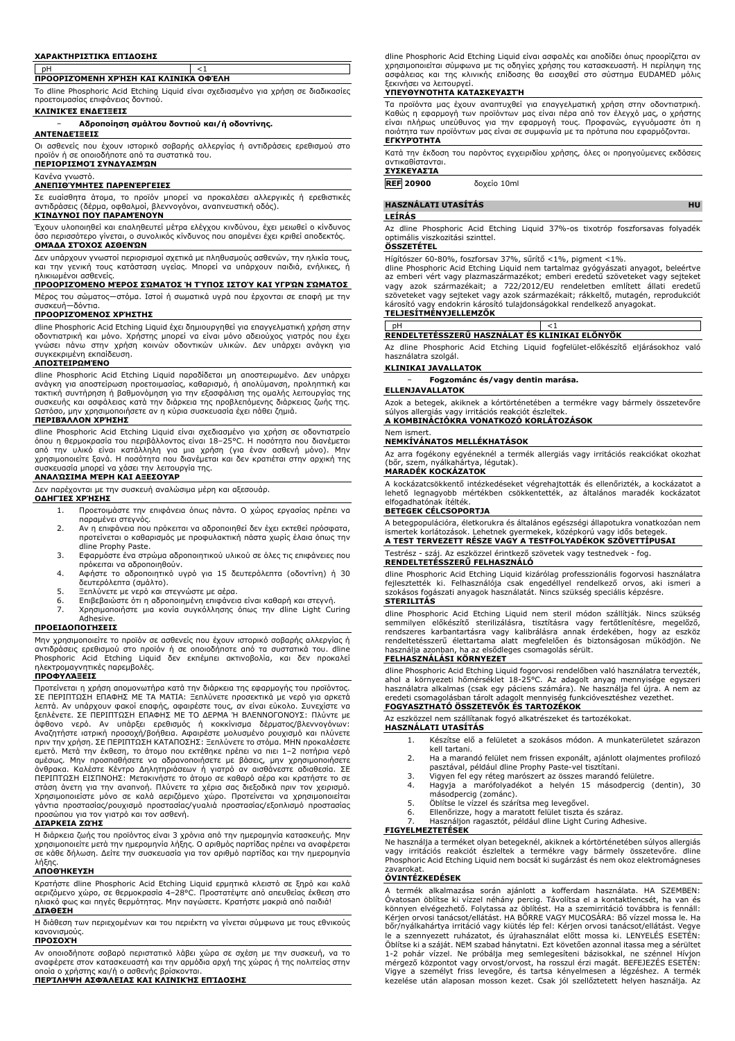**ΧΑΡΑΚΤΗΡΙΣΤΙΚΆ ΕΠΊΔΟΣΗΣ**

| pH | <1 |
|---|---|

**ΠΡΟΟΡΙΖΌΜΕΝΗ ΧΡΉΣΗ ΚΑΙ ΚΛΙΝΙΚΆ ΟΦΈΛΗ**

To dline Phosphoric Acid Etching Liquid είναι σχεδιασμένο για χρήση σε διαδικασίες προετοιμασίας επιφάνειας δοντιού.

**ΚΛΙΝΙΚΈΣ ΕΝΔΕΊΞΕΙΣ**

- **Αδροποίηση σμάλτου δοντιού και/ή οδοντίνης.**

**ΑΝΤΕΝΔΕΊΞΕΙΣ**

Οι ασθενείς που έχουν ιστορικό σοβαρής αλλεργίας ή αντιδράσεις ερεθισμού στο προϊόν ή σε οποιοδήποτε από τα συστατικά του.

**ΠΕΡΙΟΡΙΣΜΟΊ ΣΥΝΔΥΑΣΜΏΝ**

Κανένα γνωστό.

**ΑΝΕΠΙΘΎΜΗΤΕΣ ΠΑΡΕΝΈΡΓΕΙΕΣ**

Σε ευαίσθητα άτομα, το προϊόν μπορεί να προκαλέσει αλλεργικές ή ερεθιστικές αντιδράσεις (δέρμα, οφθαλμοί, βλεννογόνοι, αναπνευστική οδός).

**ΚΊΝΔΥΝΟΙ ΠΟΥ ΠΑΡΑΜΈΝΟΥΝ**

Έχουν υλοποιηθεί και επαληθευτεί μέτρα ελέγχου κινδύνου, έχει μειωθεί ο κίνδυνος όσο περισσότερο γίνεται, ο συνολικός κίνδυνος που απομένει έχει κριθεί αποδεκτός.

**ΟΜΆΔΑ ΣΤΌΧΟΣ ΑΣΘΕΝΏΝ**

Δεν υπάρχουν γνωστοί περιορισμοί σχετικά με πληθυσμούς ασθενών, την ηλικία τους, και την γενική τους κατάσταση υγείας. Μπορεί να υπάρχουν παιδιά, ενήλικες, ή ηλικιωμένοι ασθενείς.

**ΠΡΟΟΡΙΖΌΜΕΝΟ ΜΈΡΟΣ ΣΏΜΑΤΟΣ Ή ΤΎΠΟΣ ΙΣΤΟΎ ΚΑΙ ΥΓΡΏΝ ΣΏΜΑΤΟΣ**

Μέρος του σώματος—στόμα. Ιστοί ή σωματικά υγρά που έρχονται σε επαφή με την συσκευή—δόντια.

**ΠΡΟΟΡΙΖΌΜΕΝΟΣ ΧΡΉΣΤΗΣ**

dline Phosphoric Acid Etching Liquid έχει δημιουργηθεί για επαγγελματική χρήση στην οδοντιατρική και μόνο. Χρήστης μπορεί να είναι μόνο αδειούχος γιατρός που έχει γνώσει πάνω στην χρήση κοινών οδοντικών υλικών. Δεν υπάρχει ανάγκη για συγκεκριμένη εκπαίδευση.

**ΑΠΟΣΤΕΙΡΩΜΈΝΟ**

dline Phosphoric Acid Etching Liquid παραδίδεται μη αποστειρωμένο. Δεν υπάρχει ανάγκη για αποστείρωση προετοιμασίας, καθαρισμό, ή απολύμανση, προληπτική και τακτική συντήρηση ή βαθμονόμηση για την εξασφάλιση της ομαλής λειτουργίας της συσκευής και ασφάλειας κατά την διάρκεια της προβλεπόμενης διάρκειας ζωής της. Ωστόσο, μην χρησιμοποιήσετε αν η κύρια συσκευασία έχει πάθει ζημιά.

**ΠΕΡΙΒΆΛΛΟΝ ΧΡΉΣΗΣ**

dline Phosphoric Acid Etching Liquid είναι σχεδιασμένο για χρήση σε οδοντιατρείο όπου η θερμοκρασία του περιβάλλοντος είναι 18–25°C. Η ποσότητα που διανέμεται από τον υλικό είναι κατάλληλη για μία χρήση (για έναν ασθενή μόνο). Μην χρησιμοποιείτε ξανά. Η ποσότητα που διανέμεται και δεν κρατιέται στην αρχική της συσκευασία μπορεί να χάσει την λειτουργία της.

**ΑΝΑΛΏΣΙΜΑ ΜΈΡΗ ΚΑΙ ΑΞΕΣΟΥΆΡ**

Δεν παρέχονται με την συσκευή αναλώσιμα μέρη και αξεσουάρ.

**ΟΔΗΓΊΕΣ ΧΡΉΣΗΣ**

1. Προετοιμάστε την επιφάνεια όπως πάντα. Ο χώρος εργασίας πρέπει να παραμένει στεγνός.
2. Αν η επιφάνεια που πρόκειται να αδροποιηθεί δεν έχει εκτεθεί πρόσφατα, προτείνεται ο καθαρισμός με προφυλακτική πάστα χωρίς έλαια όπως την dline Prophy Paste.
3. Εφαρμόστε ένα στρώμα αδροποιητικού υλικού σε όλες τις επιφάνειες που πρόκειται να αδροποιηθούν.
4. Αφήστε το αδροποιητικό υγρό για 15 δευτερόλεπτα (οδοντίνη) ή 30 δευτερόλεπτα (σμάλτο).
5. Ξεπλύνετε με νερό και στεγνώστε με αέρα.
6. Επιβεβαιώστε ότι η αδροποιημένη επιφάνεια είναι καθαρή και στεγνή.
7. Χρησιμοποιήστε μια κονία συγκόλλησης όπως την dline Light Curing Adhesive.

**ΠΡΟΕΙΔΟΠΟΙΉΣΕΙΣ**

Μην χρησιμοποιείτε το προϊόν σε ασθενείς που έχουν ιστορικό σοβαρής αλλεργίας ή αντιδράσεις ερεθισμού στο προϊόν ή σε οποιοδήποτε από τα συστατικά του. dline Phosphoric Acid Etching Liquid δεν εκπέμπει ακτινοβολία, και δεν προκαλεί ηλεκτρομαγνητικές παρεμβολές.

**ΠΡΟΦΥΛΆΞΕΙΣ**

Προτείνεται η χρήση απομονωτήρα κατά την διάρκεια της εφαρμογής του προϊόντος. ΣΕ ΠΕΡΙΠΤΩΣΗ ΕΠΑΦΗΣ ΜΕ ΤΑ ΜΑΤΙΑ: Ξεπλύνετε προσεκτικά με νερό για αρκετά λεπτά. Αν υπάρχουν φακοί επαφής, αφαιρέστε τους, αν είναι εύκολο. Συνεχίστε να ξεπλένετε. ΣΕ ΠΕΡΙΠΤΩΣΗ ΕΠΑΦΗΣ ΜΕ ΤΟ ΔΕΡΜΑ Ή ΒΛΕΝΝΟΓΟΝΟΥΣ: Πλύντε με άφθονο νερό. Αν υπάρξει ερεθισμός ή κοκκίνισμα δέρματος/βλεννογόνων: Αναζητήστε ιατρική προσοχή/βοήθεια. Αφαιρέστε μολυσμένο ρουχισμό και πλύνετε πριν την χρήση. ΣΕ ΠΕΡΙΠΤΩΣΗ ΚΑΤΑΠΟΣΗΣ: Ξεπλύνετε το στόμα. ΜΗΝ προκαλέσετε εμετό. Μετά την έκθεση, το άτομο που εκτέθηκε πρέπει να πιει 1–2 ποτήρια νερό αμέσως. Μην προσπαθήσετε να αδρανοποιήσετε με βάσεις, μην χρησιμοποιήσετε άνθρακα. Καλέστε Κέντρο Δηλητηριάσεων ή γιατρό αν αισθάνεστε αδιαθεσία. ΣΕ ΠΕΡΙΠΤΩΣΗ ΕΙΣΠΝΟΗΣ: Μετακινήστε το άτομο σε καθαρό αέρα και κρατήστε το σε στάση άνετη για την αναπνοή. Πλύνετε τα χέρια σας διεξοδικά πριν τον χειρισμό. Χρησιμοποιείτε μόνο σε καλά αεριζόμενο χώρο. Προτείνεται να χρησιμοποιείται γάντια προστασίας/ρουχισμό προστασίας/γυαλιά προστασίας/εξοπλισμό προστασίας προσώπου για τον γιατρό και τον ασθενή.

**ΔΙΆΡΚΕΙΑ ΖΩΉΣ**

Η διάρκεια ζωής του προϊόντος είναι 3 χρόνια από την ημερομηνία κατασκευής. Μην χρησιμοποιείτε μετά την ημερομηνία λήξης. Ο αριθμός παρτίδας πρέπει να αναφέρεται σε κάθε δήλωση. Δείτε την συσκευασία για τον αριθμό παρτίδας και την ημερομηνία λήξης.

**ΑΠΟΘΉΚΕΥΣΗ**

Κρατήστε dline Phosphoric Acid Etching Liquid ερμητικά κλειστό σε ξηρό και καλά αεριζόμενο χώρο, σε θερμοκρασία 4–28°C. Προστατέψτε από απευθείας έκθεση στο ηλιακό φως και πηγές θερμότητας. Μην παγώσετε. Κρατήστε μακριά από παιδιά!

**ΔΙΆΘΕΣΗ**

Η διάθεση των περιεχομένων και του περιέκτη να γίνεται σύμφωνα με τους εθνικούς κανονισμούς.

**ΠΡΟΣΟΧΉ**

Αν οποιοδήποτε σοβαρό περιστατικό λάβει χώρα σε σχέση με την συσκευή, να το αναφέρετε στον κατασκευαστή και την αρμόδια αρχή της χώρας ή της πολιτείας στην οποία ο χρήστης και/ή ο ασθενής βρίσκονται.

**ΠΕΡΊΛΗΨΗ ΑΣΦΑΛΕΊΑΣ ΚΑΙ ΚΛΙΝΙΚΉΣ ΕΠΊΔΟΣΗΣ**

dline Phosphoric Acid Etching Liquid είναι ασφαλές και αποδίδει όπως προοριζόταν αν χρησιμοποιείται σύμφωνα με τις οδηγίες χρήσης του κατασκευαστή. Η περίληψη της ασφάλειας και της κλινικής επίδοσης θα εισαχθεί στο σύστημα EUDAMED μόλις ξεκινήσει να λειτουργεί.

**ΥΠΕΥΘΥΝΌΤΗΤΑ ΚΑΤΑΣΚΕΥΑΣΤΉ**

Τα προϊόντα μας έχουν αναπτυχθεί για επαγγελματική χρήση στην οδοντιατρική. Καθώς η εφαρμογή των προϊόντων μας είναι πέρα από τον έλεγχό μας, ο χρήστης είναι πλήρως υπεύθυνος για την εφαρμογή τους. Προφανώς, εγγυόμαστε ότι η ποιότητα των προϊόντων μας είναι σε συμφωνία με τα πρότυπα που εφαρμόζονται.

**ΕΓΚΥΡΌΤΗΤΑ**

Κατά την έκδοση του παρόντος εγχειριδίου χρήσης, όλες οι προηγούμενες εκδόσεις αντικαθίστανται.

**ΣΥΣΚΕΥΑΣΊΑ**

**REF** 20900 δοχείο 10ml

## HASZNÁLATI UTASÍTÁS HU

**LEÍRÁS**

Az dline Phosphoric Acid Etching Liquid 37%-os tixotróp foszforsavas folyadék optimális viszkozitási szinttel.

**ÖSSZETÉTEL**

Hígítószer 60-80%, foszforsav 37%, sűrítő <1%, pigment <1%.
dline Phosphoric Acid Etching Liquid nem tartalmaz gyógyászati anyagot, beleértve az emberi vért vagy plazmaszármazékot; emberi eredetű szöveteket vagy sejteket vagy azok származékait; a 722/2012/EU rendeletben említett állati eredetű szöveteket vagy sejteket vagy azok származékait; rákkeltő, mutagén, reprodukciót károsító vagy endokrin károsító tulajdonságokkal rendelkező anyagokat.

**TELJESÍTMÉNYJELLEMZŐK**

| pH | <1 |
|---|---|

**RENDELTETÉSSZERŰ HASZNÁLAT ÉS KLINIKAI ELŐNYÖK**

Az dline Phosphoric Acid Etching Liquid fogfelület-előkészítő eljárásokhoz való használatra szolgál.

**KLINIKAI JAVALLATOK**

- **Fogzománc és/vagy dentin marása.**

**ELLENJAVALLATOK**

Azok a betegek, akiknek a kórtörténetében a termékre vagy bármely összetevőre súlyos allergiás vagy irritációs reakciót észleltek.

**A KOMBINÁCIÓKRA VONATKOZÓ KORLÁTOZÁSOK**

Nem ismert.

**NEMKÍVÁNATOS MELLÉKHATÁSOK**

Az arra fogékony egyéneknél a termék allergiás vagy irritációs reakciókat okozhat (bőr, szem, nyálkahártya, légutak).

**MARADÉK KOCKÁZATOK**

A kockázatcsökkentő intézkedéseket végrehajtották és ellenőrizték, a kockázatot a lehető legnagyobb mértékben csökkentették, az általános maradék kockázatot elfogadhatónak ítélték.

**BETEGEK CÉLCSOPORTJA**

A betegpopulációra, életkorukra és általános egészségi állapotukra vonatkozóan nem ismertek korlátozások. Lehetnek gyermekek, középkorú vagy idős betegek.

**A TEST TERVEZETT RÉSZE VAGY A TESTFOLYADÉKOK SZÖVETTÍPUSAI**

Testrész - száj. Az eszközzel érintkező szövetek vagy testnedvek - fog.

**RENDELTETÉSSZERŰ FELHASZNÁLÓ**

dline Phosphoric Acid Etching Liquid kizárólag professzionális fogorvosi használatra fejlesztették ki. Felhasználója csak engedéllyel rendelkező orvos, aki ismeri a szokásos fogászati anyagok használatát. Nincs szükség speciális képzésre.

**STERILITÁS**

dline Phosphoric Acid Etching Liquid nem steril módon szállítják. Nincs szükség semmilyen előkészítő sterilizálásra, tisztításra vagy fertőtlenítésre, megelőző, rendszeres karbantartásra vagy kalibrálásra annak érdekében, hogy az eszköz rendeltetésszerű élettartama alatt megfelelően és biztonságosan működjön. Ne használja azonban, ha az elsődleges csomagolás sérült.

**FELHASZNÁLÁSI KÖRNYEZET**

dline Phosphoric Acid Etching Liquid fogorvosi rendelőben való használatra tervezték, ahol a környezeti hőmérséklet 18-25°C. Az adagolt anyag mennyisége egyszeri használatra alkalmas (csak egy páciens számára). Ne használja fel újra. A nem az eredeti csomagolásban tárolt adagolt mennyiség funkcióvesztéshez vezethet.

**FOGYASZTHATÓ ÖSSZETEVŐK ÉS TARTOZÉKOK**

Az eszközzel nem szállítanak fogyó alkatrészeket és tartozékokat.

**HASZNÁLATI UTASÍTÁS**

1. Készítse elő a felületet a szokásos módon. A munkaterületet szárazon kell tartani.
2. Ha a marandó felület nem frissen exponált, ajánlott olajmentes profilozó pasztával, például dline Prophy Paste-vel tisztítani.
3. Vigyen fel egy réteg marószert az összes marandó felületre.
4. Hagyja a marófolyadékot a helyén 15 másodpercig (dentin), 30 másodpercig (zománc).
5. Öblítse le vízzel és szárítsa meg levegővel.
6. Ellenőrizze, hogy a maratott felület tiszta és száraz.
7. Használjon ragasztót, például dline Light Curing Adhesive.

**FIGYELMEZTETÉSEK**

Ne használja a terméket olyan betegeknél, akiknek a kórtörténetében súlyos allergiás vagy irritációs reakciót észleltek a termékre vagy bármely összetevőre. dline Phosphoric Acid Etching Liquid nem bocsát ki sugárzást és nem okoz elektromágneses zavarokat.

**ÓVINTÉZKEDÉSEK**

A termék alkalmazása során ajánlott a kofferdam használata. HA SZEMBEN: Óvatosan öblítse ki vízzel néhány percig. Távolítsa el a kontaktlencsét, ha van és könnyen elvégezhető. Folytassa az öblítést. Ha a szemirritáció továbbra is fennáll: Kérjen orvosi tanácsot/ellátást. HA BŐRRE VAGY MUCOSÁRA: Bő vízzel mossa le. Ha bőr/nyálkahártya irritáció vagy kiütés lép fel: Kérjen orvosi tanácsot/ellátást. Vegye le a szennyezett ruházatot, és újrahasználat előtt mossa ki. LENYELÉS ESETÉN: Öblítse ki a száját. NEM szabad hánytatni. Ezt követően azonnal itassa meg a sérültet 1-2 pohár vízzel. Ne próbálja meg semlegesíteni bázisokkal, ne szénnel Hívjon mérgező központot vagy orvost/orvost, ha rosszul érzi magát. BEFEJEZÉS ESETÉN: Vigye a személyt friss levegőre, és tartsa kényelmesen a légzéshez. A termék kezelése után alaposan mosson kezet. Csak jól szellőztetett helyen használja. Az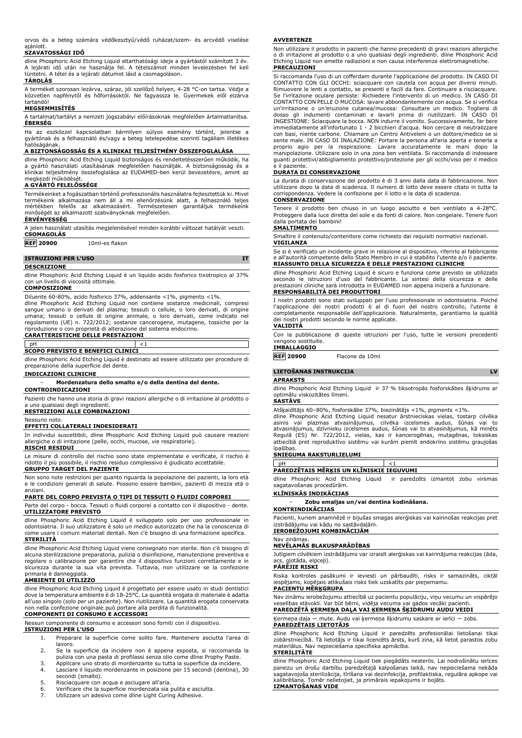orvos és a beteg számára védőkesztyű/védő ruházat/szem- és arcvédő viselése ajánlott.

**SZAVATOSSÁGI IDŐ**

dline Phosphoric Acid Etching Liquid eltarthatósági ideje a gyártástól számított 3 év. A lejárati idő után ne használja fel. A tételszámot minden levelezésben fel kell tüntetni. A tétel és a lejárati dátumot lásd a csomagoláson.

**TÁROLÁS**

A terméket szorosan lezárva, száraz, jól szellőző helyen, 4-28 °C-on tartsa. Védje a közvetlen napfénytől és hőforrásoktól. Ne fagyassza le. Gyermekek elől elzárva tartandó!

**MEGSEMMISÍTÉS**

A tartalmat/tartályt a nemzeti jogszabályi előírásoknak megfelelően ártalmatlanítsa.

**ÉBERSÉG**

Ha az eszközzel kapcsolatban bármilyen súlyos esemény történt, jelentse a gyártónak és a felhasználó és/vagy a beteg letelepedése szerinti tagállam illetékes hatóságának.

**A BIZTONSÁGOSSÁG ÉS A KLINIKAI TELJESÍTMÉNY ÖSSZEFOGLALÁSA**

dline Phosphoric Acid Etching Liquid biztonságos és rendeltetésszerűen működik, ha a gyártó használati utasításának megfelelően használják. A biztonságosság és a klinikai teljesítmény összefoglalása az EUDAMED-ben kerül bevezetésre, amint az megkezdi működését.

**A GYÁRTÓ FELELŐSSÉGE**

Termékeinket a fogászatban történő professzionális használatra fejlesztettük ki. Mivel termékeink alkalmazása nem áll a mi ellenőrzésünk alatt, a felhasználó teljes mértékben felelős az alkalmazásért. Természetesen garantáljuk termékeink minőségét az alkalmazott szabványoknak megfelelően.

**ÉRVÉNYESSÉG**

A jelen használati utasítás megjelenésével minden korábbi változat hatályát veszti.

**CSOMAGOLÁS**

**REF 20900** 10ml-es flakon

## ISTRUZIONI PER L'USO — IT

**DESCRIZIONE**

dline Phosphoric Acid Etching Liquid è un liquido acido fosforico tixotropico al 37% con un livello di viscosità ottimale.

**COMPOSIZIONE**

Diluente 60-80%, acido fosforico 37%, addensante <1%, pigmento <1%.
dline Phosphoric Acid Etching Liquid non contiene sostanze medicinali, compresi sangue umano o derivati del plasma; tessuti o cellule, o loro derivati, di origine umana; tessuti o cellule di origine animale, o loro derivati, come indicato nel regolamento (UE) n. 722/2012; sostanze cancerogene, mutagene, tossiche per la riproduzione o con proprietà di alterazione del sistema endocrino.

**CARATTERISTICHE DELLE PRESTAZIONI**

| pH | <1 |
|---|---|

**SCOPO PREVISTO E BENEFICI CLINICI**

dline Phosphoric Acid Etching Liquid è destinato ad essere utilizzato per procedure di preparazione della superficie del dente.

**INDICAZIONI CLINICHE**

- **Mordenzatura dello smalto e/o della dentina del dente.**

**CONTROINDICAZIONI**

Pazienti che hanno una storia di gravi reazioni allergiche o di irritazione al prodotto o a uno qualsiasi degli ingredienti.

**RESTRIZIONI ALLE COMBINAZIONI**

Nessuno noto.

**EFFETTI COLLATERALI INDESIDERATI**

In individui suscettibili, dline Phosphoric Acid Etching Liquid può causare reazioni allergiche o di irritazione (pelle, occhi, mucose, vie respiratorie).

**RISCHI RESIDUI**

Le misure di controllo del rischio sono state implementate e verificate, il rischio è ridotto il più possibile, il rischio residuo complessivo è giudicato accettabile.

**GRUPPO TARGET DEL PAZIENTE**

Non sono note restrizioni per quanto riguarda la popolazione dei pazienti, la loro età e le condizioni generali di salute. Possono essere bambini, pazienti di mezza età o anziani.

**PARTE DEL CORPO PREVISTA O TIPI DI TESSUTI O FLUIDI CORPOREI**

Parte del corpo - bocca. Tessuti o fluidi corporei a contatto con il dispositivo - dente.

**UTILIZZATORE PREVISTO**

dline Phosphoric Acid Etching Liquid è sviluppato solo per uso professionale in odontoiatria. Il suo utilizzatore è solo un medico autorizzato che ha la conoscenza di come usare i comuni materiali dentali. Non c'è bisogno di una formazione specifica.

**STERILITÀ**

dline Phosphoric Acid Etching Liquid viene consegnato non sterile. Non c'è bisogno di alcuna sterilizzazione preparatoria, pulizia o disinfezione, manutenzione preventiva e regolare o calibrazione per garantire che il dispositivo funzioni correttamente e in sicurezza durante la sua vita prevista. Tuttavia, non utilizzare se la confezione primaria è danneggiata.

**AMBIENTE DI UTILIZZO**

dline Phosphoric Acid Etching Liquid è progettato per essere usato in studi dentistici dove la temperatura ambiente è di 18-25°C. La quantità erogata di materiale è adatta all'uso singolo (solo per un paziente). Non riutilizzare. La quantità erogata conservata non nella confezione originale può portare alla perdita di funzionalità.

**COMPONENTI DI CONSUMO E ACCESSORI**

Nessun componente di consumo e accessori sono forniti con il dispositivo.

**ISTRUZIONI PER L'USO**

1. Preparare la superficie come solito fare. Mantenere asciutta l'area di lavoro.
2. Se la superficie da incidere non è appena esposta, si raccomanda la pulizia con una pasta di profilassi senza olio come dline Prophy Paste.
3. Applicare uno strato di mordenzante su tutta la superficie da incidere.
4. Lasciare il liquido mordenzante in posizione per 15 secondi (dentina), 30 secondi (smalto).
5. Risciacquare con acqua e asciugare all'aria.
6. Verificare che la superficie mordenzata sia pulita e asciutta.
7. Utilizzare un adesivo come dline Light Curing Adhesive.

**AVVERTENZE**

Non utilizzare il prodotto in pazienti che hanno precedenti di gravi reazioni allergiche o di irritazione al prodotto o a uno qualsiasi degli ingredienti. dline Phosphoric Acid Etching Liquid non emette radiazioni e non causa interferenze elettromagnetiche.

**PRECAUZIONI**

Si raccomanda l'uso di un cofferdam durante l'applicazione del prodotto. IN CASO DI CONTATTO CON GLI OCCHI: sciacquare con cautela con acqua per diversi minuti. Rimuovere le lenti a contatto, se presenti e facili da fare. Continuare a risciacquare. Se l'irritazione oculare persiste: Richiedere l'intervento di un medico. IN CASO DI CONTATTO CON LA PELLE O MUCOSA: lavare abbondantemente con acqua. Se si verifica un'irritazione o un'eruzione cutanea/mucosa: Consultare un medico. Togliersi di dosso gli indumenti contaminati e lavarli prima di riutilizzarli. IN CASO DI INGESTIONE: Sciacquare la bocca. NON indurre il vomito. Successivamente, far bere immediatamente all'infortunato 1 - 2 bicchieri d'acqua. Non cercare di neutralizzare con basi, niente carbone. Chiamare un Centro Antiveleni o un dottore/medico se si sente male. IN CASO DI INALAZIONE: Portare la persona all'aria aperta e tenerla a proprio agio per la respirazione. Lavare accuratamente le mani dopo la manipolazione. Utilizzare solo in una zona ben ventilata. Si raccomanda di indossare guanti protettivi/abbigliamento protettivo/protezione per gli occhi/viso per il medico e il paziente.

**DURATA DI CONSERVAZIONE**

La durata di conservazione del prodotto è di 3 anni dalla data di fabbricazione. Non utilizzare dopo la data di scadenza. Il numero di lotto deve essere citato in tutta la corrispondenza. Vedere la confezione per il lotto e la data di scadenza.

**CONSERVAZIONE**

Tenere il prodotto ben chiuso in un luogo asciutto e ben ventilato a 4-28°C. Proteggere dalla luce diretta del sole e da fonti di calore. Non congelare. Tenere fuori dalla portata dei bambini!

**SMALTIMENTO**

Smaltire il contenuto/contenitore come richiesto dai requisiti normativi nazionali.

**VIGILANZA**

Se si è verificato un incidente grave in relazione al dispositivo, riferirlo al fabbricante e all'autorità competente dello Stato Membro in cui è stabilito l'utente e/o il paziente.

**RIASSUNTO DELLA SICUREZZA E DELLE PRESTAZIONI CLINICHE**

dline Phosphoric Acid Etching Liquid è sicuro e funziona come previsto se utilizzato secondo le istruzioni d'uso del fabbricante. La sintesi della sicurezza e delle prestazioni cliniche sarà introdotta in EUDAMED non appena inizierà a funzionare.

**RESPONSABILITÀ DEI PRODUTTORI**

I nostri prodotti sono stati sviluppati per l'uso professionale in odontoiatria. Poiché l'applicazione dei nostri prodotti è al di fuori del nostro controllo, l'utente è completamente responsabile dell'applicazione. Naturalmente, garantiamo la qualità dei nostri prodotti secondo le norme applicate.

**VALIDITÀ**

Con la pubblicazione di queste istruzioni per l'uso, tutte le versioni precedenti vengono sostituite.

**IMBALLAGGIO**

**REF 20900** Flacone da 10ml

## LIETOŠANAS INSTRUKCIJA — LV

**APRAKSTS**

dline Phosphoric Acid Etching Liquid ir 37 % tiksotropās fosforskābes šķidrums ar optimālu viskozitātes līmeni.

**SASTĀVS**

Atšķaidītājs 60–80%, fosforskābe 37%, biezinātājs <1%, pigments <1%.
dline Phosphoric Acid Etching Liquid nesatur ārstnieciskas vielas, tostarp cilvēka asinis vai plazmas atvasinājumus, cilvēka izcelsmes audus, šūnas vai to atvasinājumus, dzīvnieku izcelsmes audus, šūnas vai to atvasinājumus, kā minēts Regulā (ES) Nr. 722/2012, vielas, kas ir kancerogēnas, mutagēnas, toksiskas attiecībā pret reproduktīvo sistēmu vai kurām piemīt endokrīno sistēmu graujošas īpašības.

**SNIEGUMA RAKSTURLIELUMI**

| pH | <1 |
|---|---|

**PAREDZĒTAIS MĒRĶIS UN KLĪNISKIE IEGUVUMI**

dline Phosphoric Acid Etching Liquid ir paredzēts izmantot zobu virsmas sagatavošanas procedūrām.

**KLĪNISKĀS INDIKĀCIJAS**

- **Zobu emaljas un/vai dentīna kodināšana.**

**KONTRINDIKĀCIJAS**

Pacienti, kuriem anamnēzē ir bijušas smagas alerģiskas vai kairinošas reakcijas pret izstrādājumu vai kādu no sastāvdaļām.

**IEROBEŽOJUMI KOMBINĀCIJĀM**

Nav zināmas.

**NEVĒLAMĀS BLAKUSPARĀDĪBAS**

Jutīgiem cilvēkiem izstrādājums var izraisīt alerģiskas vai kairinājuma reakcijas (āda, acs, gļotāda, elpceļi).

**PĀRĒJIE RISKI**

Riska kontroles pasākumi ir ieviesti un pārbaudīti, risks ir samazināts, ciktāl iespējams, kopējais atlikušais risks tiek uzskatīts par pieņemamu.

**PACIENTU MĒRĶGRUPA**

Nav zināmu ierobežojumu attiecībā uz pacientu populāciju, viņu vecumu un vispārējo veselības stāvokli. Var būt bērni, vidēja vecuma vai gados vecāki pacienti.

**PAREDZĒTĀ ĶERMEŅA DAĻA VAI ĶERMEŅA ŠĶIDRUMU AUDU VEIDI**

Ķermeņa daļa — mute. Audu vai ķermeņa šķidrumu saskare ar ierīci — zobs.

**PAREDZĒTAIS LIETOTĀJS**

dline Phosphoric Acid Etching Liquid ir paredzēts profesionālai lietošanai tikai zobārstniecībā. Tā lietotājs ir tikai licencēts ārsts, kurš zina, kā lietot parastos zobu materiālus. Nav nepieciešama specifiska apmācība.

**STERILITĀTE**

dline Phosphoric Acid Etching Liquid tiek piegādāts nesterils. Lai nodrošinātu ierīces pareizu un drošu darbību paredzētajā kalpošanas laikā, nav nepieciešama nekāda sagatavojoša sterilizācija, tīrīšana vai dezinfekcija, profilaktiska, regulāra apkope vai kalibrēšana. Tomēr nelietojiet, ja primārais iepakojums ir bojāts.

**IZMANTOŠANAS VIDE**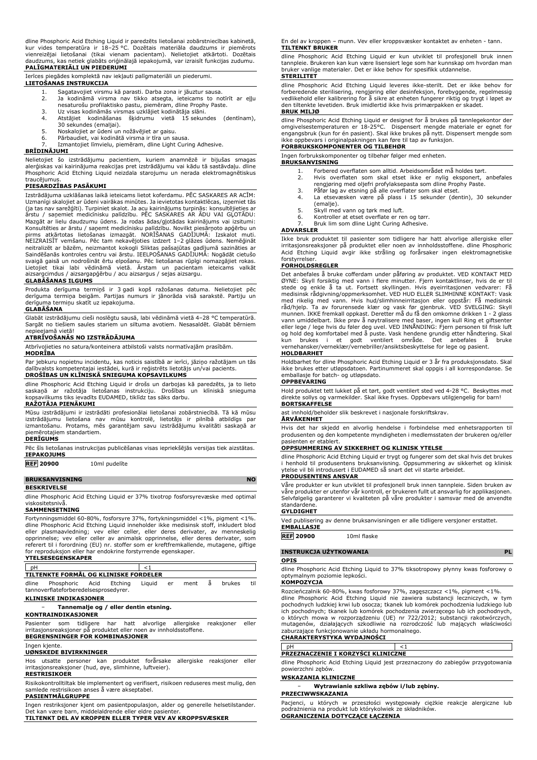dline Phosphoric Acid Etching Liquid ir paredzēts lietošanai zobārstniecības kabinetā, kur vides temperatūra ir 18–25 °C. Dozētais materiāla daudzums ir piemērots vienreizējai lietošanai (tikai vienam pacientam). Nelietojiet atkārtoti. Dozētais daudzums, kas netiek glabāts oriģinālajā iepakojumā, var izraisīt funkcijas zudumu.

**PALĪGMATERIĀLI UN PIEDERUMI**

Ierīces piegādes komplektā nav iekļauti palīgmateriāli un piederumi.

**LIETOŠANAS INSTRUKCIJA**

1. Sagatavojiet virsmu kā parasti. Darba zona ir jāuztur sausa.
2. Ja kodināmā virsma nav tikko atsegta, ieteicams to notīrīt ar eļļu nesaturošu profilaktisko pastu, piemēram, dline Prophy Paste.
3. Uz visas kodināmās virsmas uzklājiet kodinātāja slāni.
4. Atstājiet kodināšanas šķidrumu vietā 15 sekundes (dentīnam), 30 sekundes (emaljai).
5. Noskalojiet ar ūdeni un nožāvējiet ar gaisu.
6. Pārbaudiet, vai kodinātā virsma ir tīra un sausa.
7. Izmantojiet līmvielu, piemēram, dline Light Curing Adhesive.

**BRĪDINĀJUMI**

Nelietojiet šo izstrādājumu pacientiem, kuriem anamnēzē ir bijušas smagas alerģiskas vai kairinājuma reakcijas pret izstrādājumu vai kādu tā sastāvdaļu. dline Phosphoric Acid Etching Liquid neizdala starojumu un nerada elektromagnētiskus traucējumus.

**PIESARDZĪBAS PASĀKUMI**

Izstrādājuma uzklāšanas laikā ieteicams lietot koferdamu. PĒC SASKARES AR ACĪM: Uzmanīgi skalojiet ar ūdeni vairākas minūtes. Ja ievietotas kontaktlēcas, izņemiet tās (ja tas nav sarežģīti). Turpiniet skalot. Ja acu kairinājums turpinās: konsultējieties ar ārstu / saņemiet medicīnisku palīdzību. PĒC SASKARES AR ĀDU VAI GĻOTĀDU: Mazgāt ar lielu daudzumu ūdens. Ja rodas ādas/gļotādas kairinājums vai izsitumi: Konsultējies ar ārstu / saņemt medicīnisku palīdzību. Novilkt piesārņoto apģērbu un pirms atkārtotas lietošanas izmazgāt. NORĪŠANAS GADĪJUMĀ: Izskalot muti. NEIZRAISĪT vemšanu. Pēc tam nekavējoties izdzert 1–2 glāzes ūdens. Nemēģināt neitralizēt ar bāzēm, neizmantot kokogli Sliktas pašsajūtas gadījumā sazināties ar Saindēšanās kontroles centru vai ārstu. IEELPOŠANAS GADĪJUMĀ: Nogādāt cietušo svaigā gaisā un nodrošināt ērtu elpošanu. Pēc lietošanas rūpīgi nomazgājiet rokas. Lietojiet tikai labi vēdināmā vietā. Ārstam un pacientam ieteicams valkāt aizsargcimdus / aizsargapģērbu / acu aizsargus / sejas aizsargu.

**GLABĀŠANAS ILGUMS**

Produkta derīguma termiņš ir 3 gadi kopš ražošanas datuma. Nelietojiet pēc derīguma termiņa beigām. Partijas numurs ir jānorāda visā sarakstē. Partiju un derīguma termiņu skatīt uz iepakojuma.

**GLABĀŠANA**

Glabāt izstrādājumu cieši noslēgtu sausā, labi vēdināmā vietā 4–28 °C temperatūrā. Sargāt no tiešiem saules stariem un siltuma avotiem. Nesasaldēt. Glabāt bērniem nepieejamā vietā!

**ATBRĪVOŠANĀS NO IZSTRĀDĀJUMA**

Atbrīvojieties no satura/konteinera atbilstoši valsts normatīvajām prasībām.

**MODRĪBA**

Par jebkuru nopietnu incidentu, kas noticis saistībā ar ierīci, jāziņo ražotājam un tās dalībvalsts kompetentajai iestādei, kurā ir reģistrēts lietotājs un/vai pacients.

**DROŠĪBAS UN KLĪNISKĀ SNIEGUMA KOPSAVILKUMS**

dline Phosphoric Acid Etching Liquid ir drošs un darbojas kā paredzēts, ja to lieto saskaņā ar ražotāja lietošanas instrukciju. Drošības un klīniskā snieguma kopsavilkums tiks ievadīts EUDAMED, tiklīdz tas sāks darbu.

**RAŽOTĀJA PIENĀKUMI**

Mūsu izstrādājumi ir izstrādāti profesionālai lietošanai zobārstniecībā. Tā kā mūsu izstrādājumu lietošana nav mūsu kontrolē, lietotājs ir pilnībā atbildīgs par izmantošanu. Protams, mēs garantējam savu izstrādājumu kvalitāti saskaņā ar piemērotajiem standartiem.

**DERĪGUMS**

Pēc šīs lietošanas instrukcijas publicēšanas visas iepriekšējās versijas tiek aizstātas.

**IEPAKOJUMS**

**REF 20900** 10ml pudelīte

## BRUKSANVISNING — NO

**BESKRIVELSE**

dline Phosphoric Acid Etching Liquid er 37% tixotrop fosforsyrevæske med optimal viskositetsnivå.

**SAMMENSETNING**

Fortynningsmiddel 60-80%, fosforsyre 37%, fortykningsmiddel <1%, pigment <1%. dline Phosphoric Acid Etching Liquid inneholder ikke medisinsk stoff, inkludert blod eller plasmaavledning; vev eller celler, eller deres derivater, av menneskelig opprinnelse; vev eller celler av animalsk opprinnelse, eller deres derivater, som referert til i forordning (EU) nr. stoffer som er kreftfremkallende, mutagene, giftige for reproduksjon eller har endokrine forstyrrende egenskaper.

**YTELSESEGENSKAPER**

| pH | <1 |
|---|---|

**TILTENKTE FORMÅL OG KLINISKE FORDELER**

dline Phosphoric Acid Etching Liquid er ment å brukes til tannoverflateforberedelsesprosedyrer.

**KLINISKE INDIKASJONER**

- **Tannemalje og / eller dentin etsning.**

**KONTRAINDIKASJONER**

Pasienter som tidligere har hatt alvorlige allergiske reaksjoner eller irritasjonsreaksjoner på produktet eller noen av innholdsstoffene.

**BEGRENSNINGER FOR KOMBINASJONER**

Ingen kjente.

**UØNSKEDE BIVIRKNINGER**

Hos utsatte personer kan produktet forårsake allergiske reaksjoner eller irritasjonsreaksjoner (hud, øye, slimhinne, luftveier).

**RESTRISIKOER**

Risikokontrolltiltak ble implementert og verifisert, risikoen reduseres mest mulig, den samlede restrisikoen anses å være akseptabel.

**PASIENTMÅLGRUPPE**

Ingen restriksjoner kjent om pasientpopulasjon, alder og generelle helsetilstander. Det kan være barn, middelaldrende eller eldre pasienter.

**TILTENKT DEL AV KROPPEN ELLER TYPER VEV AV KROPPSVÆSKER**

En del av kroppen – munn. Vev eller kroppsvæsker kontaktet av enheten - tann.

**TILTENKT BRUKER**

dline Phosphoric Acid Etching Liquid er kun utviklet til profesjonell bruk innen tannpleie. Brukeren kan kun være lisensiert lege som har kunnskap om hvordan man bruker vanlige materialer. Det er ikke behov for spesifikk utdannelse.

**STERILITET**

dline Phosphoric Acid Etching Liquid leveres ikke-sterilt. Det er ikke behov for forberedende sterilisering, rengjøring eller desinfeksjon, forebyggende, regelmessig vedlikehold eller kalibrering for å sikre at enheten fungerer riktig og trygt i løpet av den tiltenkte levetiden. Bruk imidlertid ikke hvis primærpakken er skadet.

**BRUK MILJØ**

dline Phosphoric Acid Etching Liquid er designet for å brukes på tannlegekontor der omgivelsestemperaturen er 18-25°C. Dispensert mengde materiale er egnet for engangsbruk (kun for én pasient). Skal ikke brukes på nytt. Dispensert mengde som ikke oppbevars i originalpakningen kan føre til tap av funksjon.

**FORBRUKSKOMPONENTER OG TILBEHØR**

Ingen forbrukskomponenter og tilbehør følger med enheten.

**BRUKSANVISNING**

1. Forbered overflaten som alltid. Arbeidsområdet må holdes tørt.
2. Hvis overflaten som skal etset ikke er nylig eksponert, anbefales rengjøring med oljefri profylaksepasta som dline Prophy Paste.
3. Påfør lag av etsning på alle overflater som skal etset.
4. La etsevæsken være på plass i 15 sekunder (dentin), 30 sekunder (emalje).
5. Skyll med vann og tørk med luft.
6. Kontroller at etset overflate er ren og tørr.
7. Bruk lim som dline Light Curing Adhesive.

**ADVARSLER**

Ikke bruk produktet til pasienter som tidligere har hatt alvorlige allergiske eller irritasjonsreaksjoner på produktet eller noen av innholdsstoffene. dline Phosphoric Acid Etching Liquid avgir ikke stråling og forårsaker ingen elektromagnetiske forstyrrelser.

**FORHOLDSREGLER**

Det anbefales å bruke cofferdam under påføring av produktet. VED KONTAKT MED ØYNE: Skyll forsiktig med vann i flere minutter. Fjern kontaktlinser, hvis de er til stede og enkle å ta ut. Fortsett skyllingen. Hvis øyeirritasjonen vedvarer: Få medisinsk rådgivning/oppmerksomhet. VED HUD ELLER SLIMHINNE KONTAKT: Vask med rikelig med vann. Hvis hud/slimhinneirritasjon eller utslett oppstår: Få medisinsk råd/hjelp. Ta av forurensede klær og vask før gjenbruk. VED SVELGING: Skyll munnen. IKKE fremkall oppkast. Deretter må du få den omkomne drikken 1 - 2 glass vann umiddelbart. Ikke prøv å nøytralisere med baser, ingen kull Ring et giftsenter eller lege / lege hvis du føler deg uvel. VED INNÅNDING: Fjern personen til frisk luft og hold deg komfortabel med å puste. Vask hendene grundig etter håndtering. Skal kun brukes i et godt ventilert område. Det anbefales å bruke vernehansker/verneklær/vernebriller/ansiktsbeskyttelse for lege og pasient.

**HOLDBARHET**

Holdbarhet for dline Phosphoric Acid Etching Liquid er 3 år fra produksjonsdato. Skal ikke brukes etter utløpsdatoen. Partinummeret skal oppgis i all korrespondanse. Se emballasje for batch- og utløpsdato.

**OPPBEVARING**

Hold produktet tett lukket på et tørt, godt ventilert sted ved 4-28 °C. Beskyttes mot direkte sollys og varmekilder. Skal ikke fryses. Oppbevars utilgjengelig for barn!

**BORTSKAFFELSE**

ast innhold/beholder slik beskrevet i nasjonale forskriftskrav.

**ÅRVÅKENHET**

Hvis det har skjedd en alvorlig hendelse i forbindelse med enhetsrapporten til produsenten og den kompetente myndigheten i medlemsstaten der brukeren og/eller pasienten er etablert.

**OPPSUMMERING AV SIKKERHET OG KLINISK YTELSE**

dline Phosphoric Acid Etching Liquid er trygt og fungerer som det skal hvis det brukes i henhold til produsentens bruksanvisning. Oppsummering av sikkerhet og klinisk ytelse vil bli introdusert i EUDAMED så snart det vil starte arbeidet.

**PRODUSENTENS ANSVAR**

Våre produkter er kun utviklet til profesjonell bruk innen tannpleie. Siden bruken av våre produkter er utenfor vår kontroll, er brukeren fullt ut ansvarlig for applikasjonen. Selvfølgelig garanterer vi kvaliteten på våre produkter i samsvar med de anvendte standardene.

**GYLDIGHET**

Ved publisering av denne bruksanvisningen er alle tidligere versjoner erstattet.

**EMBALLASJE**

**REF 20900** 10ml flaske

## INSTRUKCJA UŻYTKOWANIA — PL

**OPIS**

dline Phosphoric Acid Etching Liquid to 37% tiksotropowy płynny kwas fosforowy o optymalnym poziomie lepkości.

**KOMPOZYCJA**

Rozcieńczalnik 60-80%, kwas fosforowy 37%, zagęszczacz <1%, pigment <1%. dline Phosphoric Acid Etching Liquid nie zawiera substancji leczniczych, w tym pochodnych ludzkiej krwi lub osocza; tkanek lub komórek pochodzenia ludzkiego lub ich pochodnych; tkanek lub komórek pochodzenia zwierzęcego lub ich pochodnych, o których mowa w rozporządzeniu (UE) nr 722/2012; substancji rakotwórczych, mutagenów, działających szkodliwie na rozrodczość lub mających właściwości zaburzające funkcjonowanie układu hormonalnego.

**CHARAKTERYSTYKA WYDAJNOŚCI**

| pH | <1 |
|---|---|

**PRZEZNACZENIE I KORZYŚCI KLINICZNE**

dline Phosphoric Acid Etching Liquid jest przeznaczony do zabiegów przygotowania powierzchni zębów.

**WSKAZANIA KLINICZNE**

- **Wytrawianie szkliwa zębów i/lub zębiny.**

**PRZECIWWSKAZANIA**

Pacjenci, u których w przeszłości występowały ciężkie reakcje alergiczne lub podrażnienia na produkt lub którykolwiek ze składników.

**OGRANICZENIA DOTYCZĄCE ŁĄCZENIA**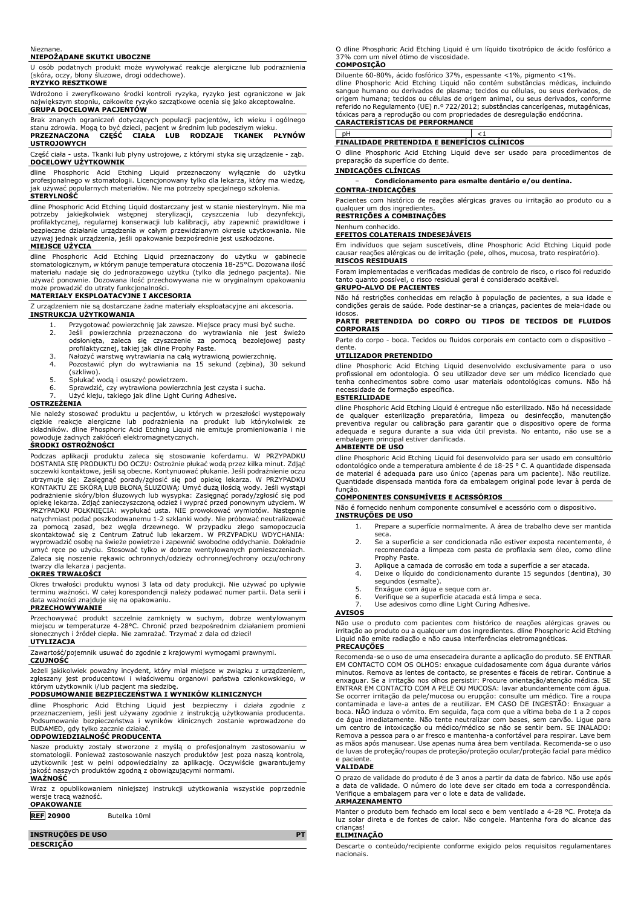Nieznane.

**NIEPOŻĄDANE SKUTKI UBOCZNE**

U osób podatnych produkt może wywoływać reakcje alergiczne lub podrażnienia (skóra, oczy, błony śluzowe, drogi oddechowe).

**RYZYKO RESZTKOWE**

Wdrożono i zweryfikowano środki kontroli ryzyka, ryzyko jest ograniczone w jak największym stopniu, całkowite ryzyko szczątkowe ocenia się jako akceptowalne.

**GRUPA DOCELOWA PACJENTÓW**

Brak znanych ograniczeń dotyczących populacji pacjentów, ich wieku i ogólnego stanu zdrowia. Mogą to być dzieci, pacjent w średnim lub podeszłym wieku.

**PRZEZNACZONA CZĘŚĆ CIAŁA LUB RODZAJE TKANEK PŁYNÓW USTROJOWYCH**

Część ciała - usta. Tkanki lub płyny ustrojowe, z którymi styka się urządzenie - ząb.

**DOCELOWY UŻYTKOWNIK**

dline Phosphoric Acid Etching Liquid przeznaczony wyłącznie do użytku profesjonalnego w stomatologii. Licencjonowany tylko dla lekarza, który ma wiedzę, jak używać popularnych materiałów. Nie ma potrzeby specjalnego szkolenia.

**STERYLNOŚĆ**

dline Phosphoric Acid Etching Liquid dostarczany jest w stanie niesterylnym. Nie ma potrzeby jakiejkolwiek wstępnej sterylizacji, czyszczenia lub dezynfekcji, profilaktycznej, regularnej konserwacji lub kalibracji, aby zapewnić prawidłowe i bezpieczne działanie urządzenia w całym przewidzianym okresie użytkowania. Nie używać jednak urządzenia, jeśli opakowanie bezpośrednie jest uszkodzone.

**MIEJSCE UŻYCIA**

dline Phosphoric Acid Etching Liquid przeznaczony do użytku w gabinecie stomatologicznym, w którym panuje temperatura otoczenia 18-25°C. Dozowana ilość materiału nadaje się do jednorazowego użytku (tylko dla jednego pacjenta). Nie używać ponownie. Dozowana ilość przechowywana nie w oryginalnym opakowaniu może prowadzić do utraty funkcjonalności.

**MATERIAŁY EKSPLOATACYJNE I AKCESORIA**

Z urządzeniem nie są dostarczane żadne materiały eksploatacyjne ani akcesoria.

**INSTRUKCJA UŻYTKOWANIA**

1. Przygotować powierzchnię jak zawsze. Miejsce pracy musi być suche.
2. Jeśli powierzchnia przeznaczona do wytrawiania nie jest świeżo odsłonięta, zaleca się czyszczenie za pomocą bezolejowej pasty profilaktycznej, takiej jak dline Prophy Paste.
3. Nałożyć warstwę wytrawiania na całą wytrawioną powierzchnię.
4. Pozostawić płyn do wytrawiania na 15 sekund (zębina), 30 sekund (szkliwo).
5. Spłukać wodą i osuszyć powietrzem.
6. Sprawdzić, czy wytrawiona powierzchnia jest czysta i sucha.
7. Użyć kleju, takiego jak dline Light Curing Adhesive.

**OSTRZEŻENIA**

Nie należy stosować produktu u pacjentów, u których w przeszłości występowały ciężkie reakcje alergiczne lub podrażnienia na produkt lub którykolwiek ze składników. dline Phosphoric Acid Etching Liquid nie emituje promieniowania i nie powoduje żadnych zakłóceń elektromagnetycznych.

**ŚRODKI OSTROŻNOŚCI**

Podczas aplikacji produktu zaleca się stosowanie koferdamu. W PRZYPADKU DOSTANIA SIĘ PRODUKTU DO OCZU: Ostrożnie płukać wodą przez kilka minut. Zdjąć soczewki kontaktowe, jeśli są obecne. Kontynuować płukanie. Jeśli podrażnienie oczu utrzymuje się: Zasięgnąć porady/zgłosić się pod opiekę lekarza. W PRZYPADKU KONTAKTU ZE SKÓRĄ LUB BŁONĄ ŚLUZOWĄ: Umyć dużą ilością wody. Jeśli wystąpi podrażnienie skóry/błon śluzowych lub wysypka: Zasięgnąć porady/zgłosić się pod opiekę lekarza. Zdjąć zanieczyszczoną odzież i wyprać przed ponownym użyciem. W PRZYPADKU POŁKNIĘCIA: wypłukać usta. NIE prowokować wymiotów. Następnie natychmiast podać poszkodowanemu 1-2 szklanki wody. Nie próbować neutralizować za pomocą zasad, bez węgla drzewnego. W przypadku złego samopoczucia skontaktować się z Centrum Zatruć lub lekarzem. W PRZYPADKU WDYCHANIA: wyprowadzić osobę na świeże powietrze i zapewnić swobodne oddychanie. Dokładnie umyć ręce po użyciu. Stosować tylko w dobrze wentylowanych pomieszczeniach. Zaleca się noszenie rękawic ochronnych/odzieży ochronnej/ochrony oczu/ochrony twarzy dla lekarza i pacjenta.

**OKRES TRWAŁOŚCI**

Okres trwałości produktu wynosi 3 lata od daty produkcji. Nie używać po upływie terminu ważności. W całej korespondencji należy podawać numer partii. Data serii i data ważności znajduje się na opakowaniu.

**PRZECHOWYWANIE**

Przechowywać produkt szczelnie zamknięty w suchym, dobrze wentylowanym miejscu w temperaturze 4-28°C. Chronić przed bezpośrednim działaniem promieni słonecznych i źródeł ciepła. Nie zamrażać. Trzymać z dala od dzieci!

**UTYLIZACJA**

Zawartość/pojemnik usuwać do zgodnie z krajowymi wymogami prawnymi.

**CZUJNOŚĆ**

Jeżeli jakikolwiek poważny incydent, który miał miejsce w związku z urządzeniem, zgłaszany jest producentowi i właściwemu organowi państwa członkowskiego, w którym użytkownik i/lub pacjent ma siedzibę.

**PODSUMOWANIE BEZPIECZEŃSTWA I WYNIKÓW KLINICZNYCH**

dline Phosphoric Acid Etching Liquid jest bezpieczny i działa zgodnie z przeznaczeniem, jeśli jest używany zgodnie z instrukcją użytkowania producenta. Podsumowanie bezpieczeństwa i wyników klinicznych zostanie wprowadzone do EUDAMED, gdy tylko zacznie działać.

**ODPOWIEDZIALNOŚĆ PRODUCENTA**

Nasze produkty zostały stworzone z myślą o profesjonalnym zastosowaniu w stomatologii. Ponieważ zastosowanie naszych produktów jest poza naszą kontrolą, użytkownik jest w pełni odpowiedzialny za aplikację. Oczywiście gwarantujemy jakość naszych produktów zgodną z obowiązującymi normami.

**WAŻNOŚĆ**

Wraz z opublikowaniem niniejszej instrukcji użytkowania wszystkie poprzednie wersje tracą ważność.

**OPAKOWANIE**

| REF 20900 | Butelka 10ml |
|---|---|

## INSTRUÇÕES DE USO — PT

**DESCRIÇÃO**

O dline Phosphoric Acid Etching Liquid é um líquido tixotrópico de ácido fosfórico a 37% com um nível ótimo de viscosidade.

**COMPOSIÇÃO**

Diluente 60-80%, ácido fosfórico 37%, espessante <1%, pigmento <1%.
dline Phosphoric Acid Etching Liquid não contém substâncias médicas, incluindo sangue humano ou derivados de plasma; tecidos ou células, ou seus derivados, de origem humana; tecidos ou células de origem animal, ou seus derivados, conforme referido no Regulamento (UE) n.º 722/2012; substâncias cancerígenas, mutagénicas, tóxicas para a reprodução ou com propriedades de desregulação endócrina.

**CARACTERÍSTICAS DE PERFORMANCE**

| pH | <1 |
|---|---|

**FINALIDADE PRETENDIDA E BENEFÍCIOS CLÍNICOS**

O dline Phosphoric Acid Etching Liquid deve ser usado para procedimentos de preparação da superfície do dente.

**INDICAÇÕES CLÍNICAS**

- **Condicionamento para esmalte dentário e/ou dentina.**

**CONTRA-INDICAÇÕES**

Pacientes com histórico de reações alérgicas graves ou irritação ao produto ou a qualquer um dos ingredientes.

**RESTRIÇÕES A COMBINAÇÕES**

Nenhum conhecido.

**EFEITOS COLATERAIS INDESEJÁVEIS**

Em indivíduos que sejam suscetíveis, dline Phosphoric Acid Etching Liquid pode causar reações alérgicas ou de irritação (pele, olhos, mucosa, trato respiratório).

**RISCOS RESIDUAIS**

Foram implementadas e verificadas medidas de controlo de risco, o risco foi reduzido tanto quanto possível, o risco residual geral é considerado aceitável.

**GRUPO-ALVO DE PACIENTES**

Não há restrições conhecidas em relação à população de pacientes, à sua idade e condições gerais de saúde. Pode destinar-se a crianças, pacientes de meia-idade ou idosos.

**PARTE PRETENDIDA DO CORPO OU TIPOS DE TECIDOS DE FLUIDOS CORPORAIS**

Parte do corpo - boca. Tecidos ou fluidos corporais em contacto com o dispositivo - dente.

**UTILIZADOR PRETENDIDO**

dline Phosphoric Acid Etching Liquid desenvolvido exclusivamente para o uso profissional em odontologia. O seu utilizador deve ser um médico licenciado que tenha conhecimentos sobre como usar materiais odontológicas comuns. Não há necessidade de formação específica.

**ESTERILIDADE**

dline Phosphoric Acid Etching Liquid é entregue não esterilizado. Não há necessidade de qualquer esterilização preparatória, limpeza ou desinfecção, manutenção preventiva regular ou calibração para garantir que o dispositivo opere de forma adequada e segura durante a sua vida útil prevista. No entanto, não use se a embalagem principal estiver danificada.

**AMBIENTE DE USO**

dline Phosphoric Acid Etching Liquid foi desenvolvido para ser usado em consultório odontológico onde a temperatura ambiente é de 18-25 ° C. A quantidade dispensada de material é adequada para uso único (apenas para um paciente). Não reutilize. Quantidade dispensada mantida fora da embalagem original pode levar à perda de função.

**COMPONENTES CONSUMÍVEIS E ACESSÓRIOS**

Não é fornecido nenhum componente consumível e acessório com o dispositivo.

**INSTRUÇÕES DE USO**

1. Prepare a superfície normalmente. A área de trabalho deve ser mantida seca.
2. Se a superfície a ser condicionada não estiver exposta recentemente, é recomendada a limpeza com pasta de profilaxia sem óleo, como dline Prophy Paste.
3. Aplique a camada de corrosão em toda a superfície a ser atacada.
4. Deixe o líquido do condicionamento durante 15 segundos (dentina), 30 segundos (esmalte).
5. Enxágue com água e seque com ar.
6. Verifique se a superfície atacada está limpa e seca.
7. Use adesivos como dline Light Curing Adhesive.

**AVISOS**

Não use o produto com pacientes com histórico de reações alérgicas graves ou irritação ao produto ou a qualquer um dos ingredientes. dline Phosphoric Acid Etching Liquid não emite radiação e não causa interferências eletromagnéticas.

**PRECAUÇÕES**

Recomenda-se o uso de uma ensecadeira durante a aplicação do produto. SE ENTRAR EM CONTACTO COM OS OLHOS: enxague cuidadosamente com água durante vários minutos. Remova as lentes de contacto, se presentes e fáceis de retirar. Continue a enxaguar. Se a irritação nos olhos persistir: Procure orientação/atenção médica. SE ENTRAR EM CONTACTO COM A PELE OU MUCOSA: lavar abundantemente com água. Se ocorrer irritação da pele/mucosa ou erupção: consulte um médico. Tire a roupa contaminada e lave-a antes de a reutilizar. EM CASO DE INGESTÃO: Enxaguar a boca. NÃO induza o vómito. Em seguida, faça com que a vítima beba de 1 a 2 copos de água imediatamente. Não tente neutralizar com bases, sem carvão. Ligue para um centro de intoxicação ou médico/médico se não se sentir bem. SE INALADO: Remova a pessoa para o ar fresco e mantenha-a confortável para respirar. Lave bem as mãos após manusear. Use apenas numa área bem ventilada. Recomenda-se o uso de luvas de proteção/roupas de proteção/proteção ocular/proteção facial para médico e paciente.

**VALIDADE**

O prazo de validade do produto é de 3 anos a partir da data de fabrico. Não use após a data de validade. O número do lote deve ser citado em toda a correspondência. Verifique a embalagem para ver o lote e data de validade.

**ARMAZENAMENTO**

Manter o produto bem fechado em local seco e bem ventilado a 4-28 °C. Proteja da luz solar direta e de fontes de calor. Não congele. Mantenha fora do alcance das crianças!

**ELIMINAÇÃO**

Descarte o conteúdo/recipiente conforme exigido pelos requisitos regulamentares nacionais.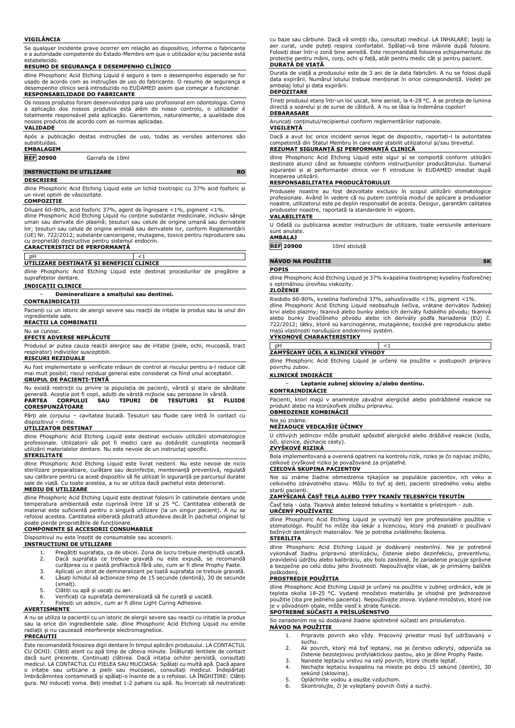**VIGILÂNCIA**

Se qualquer incidente grave ocorrer em relação ao dispositivo, informe o fabricante e a autoridade competente do Estado-Membro em que o utilizador e/ou paciente está estabelecido.

**RESUMO DE SEGURANÇA E DESEMPENHO CLÍNICO**

dline Phosphoric Acid Etching Liquid é seguro e tem o desempenho esperado se for usado de acordo com as instruções de uso do fabricante. O resumo de segurança e desempenho clínico será introduzido no EUDAMED assim que começar a funcionar.

**RESPONSABILIDADE DO FABRICANTE**

Os nossos produtos foram desenvolvidos para uso profissional em odontologia. Como a aplicação dos nossos produtos está além do nosso controlo, o utilizador é totalmente responsável pela aplicação. Garantimos, naturalmente, a qualidade dos nossos produtos de acordo com as normas aplicadas.

**VALIDADE**

Após a publicação destas instruções de uso, todas as versões anteriores são substituídas.

**EMBALAGEM**

| REF 20900 | Garrafa de 10ml |
|---|---|

## INSTRUCȚIUNI DE UTILIZARE — RO

**DESCRIERE**

dline Phosphoric Acid Etching Liquid este un lichid tixotropic cu 37% acid fosforic și un nivel optim de vâscozitate.

**COMPOZIȚIE**

Diluant 60-80%, acid fosforic 37%, agent de îngroșare <1%, pigment <1%.
dline Phosphoric Acid Etching Liquid nu conține substanțe medicinale, inclusiv sânge uman sau derivate din plasmă; țesuturi sau celule de origine umană sau derivatele lor; țesuturi sau celule de origine animală sau derivatele lor, conform Reglementării (UE) Nr. 722/2012; substanțe cancerigene, mutagene, toxice pentru reproducere sau cu proprietăți destructive pentru sistemul endocrin.

**CARACTERISTICI DE PERFORMANȚĂ**

| pH | <1 |
|---|---|

**UTILIZARE DESTINATĂ ȘI BENEFICII CLINICE**

dline Phosphoric Acid Etching Liquid este destinat procedurilor de pregătire a suprafețelor dentare.

**INDICAȚII CLINICE**

- **Demineralizare a smalțului sau dentinei.**

**CONTRAINDICAȚII**

Pacienți cu un istoric de alergii severe sau reacții de iritație la produs sau la unul din ingredientele sale.

**REACȚII LA COMBINAȚII**

Nu se cunosc.

**EFECTE ADVERSE NEPLĂCUTE**

Produsul ar putea cauza reacții alergice sau de iritație (piele, ochi, mucoasă, tract respirator) indivizilor susceptibili.

**RISCURI REZIDUALE**

Au fost implementate și verificate măsuri de control al riscului pentru a-l reduce cât mai mult posibil; riscul rezidual general este considerat ca fiind unul acceptabil.

**GRUPUL DE PACIENȚI-ȚINTĂ**

Nu există restricții cu privire la populația de pacienți, vârstă și stare de sănătate generală. Aceștia pot fi copii, adulți de vârstă mijlocie sau persoane în vârstă.

**PARTEA CORPULUI SAU TIPURI DE ȚESUTURI ȘI FLUIDE CORESPUNZĂTOARE**

Părți ale corpului – cavitatea bucală. Țesuturi sau fluide care intră în contact cu dispozitivul – dinte.

**UTILIZATOR DESTINAT**

dline Phosphoric Acid Etching Liquid este destinat exclusiv utilizării stomatologice profesionale. Utilizatorii săi pot fi medici care au dobândit cunoștința necesară utilizării materialelor dentare. Nu este nevoie de un instructaj specific.

**STERILITATE**

dline Phosphoric Acid Etching Liquid este livrat nesteril. Nu este nevoie de nicio sterilizare preparatoare, curățare sau dezinfecție, mentenanță preventivă, regulată sau calibrare pentru ca acest dispozitiv să fie utilizat în siguranță pe parcursul duratei sale de viață. Cu toate acestea, a nu se utiliza dacă pachetul este deteriorat.

**MEDIU DE UTILIZARE**

dline Phosphoric Acid Etching Liquid este destinat folosirii în cabinetele dentare unde temperatura ambientală este cuprinsă între 18 și 25 °C. Cantitatea eliberată de material este suficientă pentru o singură utilizare (la un singur pacient). A nu se refolosi acesta. Cantitatea eliberată păstrată altundeva decât în pachetul original își poate pierde proprietățile de funcționare.

**COMPONENTE ȘI ACCESORII CONSUMABILE**

Dispozitivul nu este însoțit de consumabile sau accesorii.

**INSTRUCȚIUNI DE UTILIZARE**

1. Pregătiți suprafața, ca de obicei. Zona de lucru trebuie menținută uscată.
2. Dacă suprafața ce trebuie gravată nu este expusă, se recomandă curățarea cu o pastă profilactică fără ulei, cum ar fi dline Prophy Paste.
3. Aplicați un strat de demineralizant pe toată suprafața ce trebuie gravată.
4. Lăsați lichidul să acționeze timp de 15 secunde (dentină), 30 de secunde (smalț).
5. Clătiți cu apă și uscați cu aer.
6. Verificați ca suprafața demineralizată să fie curată și uscată.
7. Folosiți un adeziv, cum ar fi dline Light Curing Adhesive.

**AVERTISMENTE**

A nu se utiliza la pacienții cu un istoric de alergii severe sau reacții de iritație la produs sau la orice din ingredientele sale. dline Phosphoric Acid Etching Liquid nu emite radiații și nu cauzează interferențe electromagnetice.

**PRECAUȚII**

Este recomandată folosirea digii dentare în timpul aplicării produsului. LA CONTACTUL CU OCHII: Clătiți atent cu apă timp de câteva minute. Înlăturați lentilele de contact dacă sunt prezente. Continuați clătirea. Dacă iritația ochilor persistă, consultați medicul. LA CONTACTUL CU PIELEA SAU MUCOASA: Spălați cu multă apă. Dacă apare o iritație sau urticarie a pielii sau mucoasei, consultați medicul. Îndepărtați îmbrăcămintea contaminată și spălați-o înainte de a o refolosi. LA ÎNGHIȚIRE: Clătiți gura. NU induceți voma. Beți imediat 1-2 pahare cu apă. Nu încercați să neutralizați cu baze sau cărbune. Dacă vă simțiți rău, consultați medicul. LA INHALARE: Ieșiți la aer curat, unde puteți respira confortabil. Spălați-vă bine mâinile după folosire. Folosiți doar într-o zonă bine aerisită. Este recomandată folosirea echipamentului de protecție pentru mâini, corp, ochi și față, atât pentru medic cât și pentru pacient.

**DURATĂ DE VIAȚĂ**

Durata de viață a produsului este de 3 ani de la data fabricării. A nu se folosi după data expirării. Numărul lotului trebuie menționat în orice corespondență. Vedeți pe ambalaj lotul și data expirării.

**DEPOZITARE**

Țineți produsul etanș într-un loc uscat, bine aerisit, la 4-28 °C. A se proteja de lumina directă a soarelui și de surse de căldură. A nu se lăsa la îndemâna copiilor!

**DEBARASARE**

Aruncați conținutul/recipientul conform reglementărilor naționale.

**VIGILENȚĂ**

Dacă a avut loc orice incident serios legat de dispozitiv, raportați-l la autoritatea competentă din Statul Membru în care este stabilit utilizatorul și/sau brevetul.

**REZUMAT SIGURANȚĂ ȘI PERFORMANȚĂ CLINICĂ**

dline Phosphoric Acid Etching Liquid este sigur și se comportă conform utilizării destinate atunci când se folosește conform instrucțiunilor producătorului. Sumarul siguranței și al performanței clinice vor fi introduse în EUDAMED imediat după începerea utilizării.

**RESPONSABILITATEA PRODUCĂTORULUI**

Produsele noastre au fost dezvoltate exclusiv în scopul utilizării stomatologice profesionale. Având în vedere că nu putem controla modul de aplicare a produselor noastre, utilizatorul este pe deplin responsabil de acesta. Desigur, garantăm calitatea produselor noastre, raportată la standardele în vigoare.

**VALABILITATE**

U Odată cu publicarea acestor instrucțiuni de utilizare, toate versiunile anterioare sunt anulate.

**AMBALAJ**

| REF 20900 | 10ml sticluță |
|---|---|

## NÁVOD NA POUŽITIE — SK

**POPIS**

dline Phosphoric Acid Etching Liquid je 37% kvapalina tixotropnej kyseliny fosforečnej s optimálnou úrovňou viskozity.

**ZLOŽENIE**

Riedidlo 60-80%, kyselina fosforečná 37%, zahusťovadlo <1%, pigment <1%.
dline Phosphoric Acid Etching Liquid neobsahuje liečivá, vrátane derivátov ľudskej krvi alebo plazmy; tkanivá alebo bunky ľudského pôvodu alebo ich deriváty; tkanivá alebo bunky živočíšneho pôvodu alebo ich deriváty podľa Nariadenia (EÚ) č. 722/2012; látky, ktoré sú karcinogénne, mutagénne, toxické pre reprodukciu alebo majú vlastnosti narušujúce endokrinný systém.

**VÝKONOVÉ CHARAKTERISTIKY**

| pH | <1 |
|---|---|

**ZAMÝŠĽANÝ ÚČEL A KLINICKÉ VÝHODY**

dline Phosphoric Acid Etching Liquid je určený na použitie v postupoch prípravy povrchu zubov.

**KLINICKÉ INDIKÁCIE**

- **Leptanie zubnej skloviny a/alebo dentínu.**

**KONTRAINDIKÁCIE**

Pacienti, ktorí majú v anamnéze závažné alergické alebo podráždené reakcie na produkt alebo na ktorúkoľvek zložku prípravku.

**OBMEDZENIE KOMBINÁCIÍ**

Nie sú známe.

**NEŽIADUCE VEDĽAJŠIE ÚČINKY**

U citlivých jedincov môže produkt spôsobiť alergické alebo dráždivé reakcie (koža, oči, sliznice, dýchacie cesty).

**ZVYŠKOVÉ RIZIKÁ**

Bola implementovaná a overená opatrení na kontrolu rizík, riziko je čo najviac znížilo, celkové zvyškové riziko je považované za prijateľné.

**CIEĽOVÁ SKUPINA PACIENTOV**

Nie sú známe žiadne obmedzenia týkajúce sa populácie pacientov, ich veku a celkového zdravotného stavu. Môžu to byť aj deti, pacienti stredného veku alebo starší pacienti.

**ZAMÝŠĽANÁ ČASŤ TELA ALEBO TYPY TKANÍV TELESNÝCH TEKUTÍN**

Časť tela - ústa. Tkanivá alebo telesné tekutiny v kontakte s prístrojom - zub.

**URČENÝ POUŽÍVATEĽ**

dline Phosphoric Acid Etching Liquid je vyvinutý len pre profesionálne použitie v stomatológii. Použiť ho môže iba lekár s licenciou, ktorý má znalosti o používaní bežných dentálnych materiálov. Nie je potreba zvláštneho školenia.

**STERILITA**

dline Phosphoric Acid Etching Liquid je dodávaný nesterilný. Nie je potrebné vykonávať žiadnu prípravnú sterilizáciu, čistenie alebo dezinfekciu, preventívnu, pravidelnú údržbu alebo kalibráciu, aby bolo zaistené, že zariadenie pracuje správne a bezpečne po celú dobu jeho životnosti. Nepoužívajte však, ak je primárny balíček poškodený.

**PROSTREDIE POUŽITIA**

dline Phosphoric Acid Etching Liquid je určený na použitie v zubnej ordinácii, kde je teplota okolia 18-25 °C. Vydané množstvo materiálu je vhodné pre jednorazové použitie (iba pre jedného pacienta). Nepoužívajte znova. Vydané množstvo, ktoré nie je v pôvodnom obale, môže viesť k strate funkcie.

**SPOTREBNÉ SÚČASTI A PRÍSLUŠENSTVO**

So zariadením nie sú dodávané žiadne spotrebné súčasti ani príslušenstvo.

**NÁVOD NA POUŽITIE**

1. Pripravte povrch ako vždy. Pracovný priestor musí byť udržiavaný v suchu.
2. Ak povrch, ktorý má byť leptaný, nie je čerstvo odkrytý, odporúča sa čistenie bezolejovou profylaktickou pastou, ako je dline Prophy Paste.
3. Naneste leptaciu vrstvu na celý povrch, ktorý chcete leptať.
4. Nechajte leptaciu kvapalinu na mieste po dobu 15 sekúnd (dentín), 30 sekúnd (sklovina).
5. Opláchnite vodou a osušte vzduchom.
6. Skontrolujte, či je vyleptaný povrch čistý a suchý.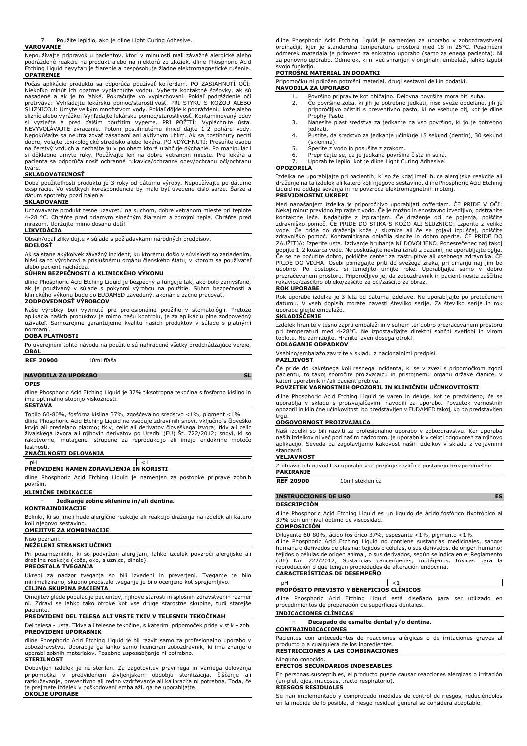7. Použite lepidlo, ako je dline Light Curing Adhesive.

**VAROVANIE**

Nepoužívajte prípravok u pacientov, ktorí v minulosti mali závažné alergické alebo podráždené reakcie na produkt alebo na niektorú zo zložiek. dline Phosphoric Acid Etching Liquid nevyžaruje žiarenie a nespôsobuje žiadne elektromagnetické rušenie.

**OPATRENIE**

Počas aplikácie produktu sa odporúča používať kofferdam. PO ZASIAHNUTÍ OČÍ: Niekoľko minút ich opatrne vyplachujte vodou. Vyberte kontaktné šošovky, ak sú nasadené a ak je to ľahké. Pokračujte vo vyplachovaní. Pokiaľ podráždenie očí pretrváva: Vyhľadajte lekársku pomoc/starostlivosť. PRI STYKU S KOŽOU ALEBO SLIZNICOU: Umyte veľkým množstvom vody. Pokiaľ dôjde k podráždeniu kože alebo slizníc alebo vyrážke: Vyhľadajte lekársku pomoc/starostlivosť. Kontaminovaný odev si vyzlečte a pred ďalším použitím vyperte. PRI POŽITÍ: Vypláchnite ústa. NEVYVOLÁVAJTE zvracanie. Potom postihnutému ihneď dajte 1-2 poháre vody. Nepokúšajte sa neutralizovať zásadami ani aktívnym uhlím. Ak sa postihnutý necíti dobre, volajte toxikologické stredisko alebo lekára. PO VDÝCHNUTÍ: Presuňte osobu na čerstvý vzduch a nechajte ju v polohem ktorá uľahčuje dýchanie. Po manipulácii si dôkladne umyte ruky. Používajte len na dobre vetranom mieste. Pre lekára a pacienta sa odporúča nosiť ochranné rukavice/ochranný odev/ochranu očí/ochranu tváre.

**SKLADOVATEĽNOSŤ**

Doba použiteľnosti produktu je 3 roky od dátumu výroby. Nepoužívajte po dátume exspirácie. Vo všetkých korešpondencia by malo byť uvedené číslo šarže. Šarže a dátum spotreby pozri balenia.

**SKLADOVANIE**

Uchovávajte produkt tesne uzavretú na suchom, dobre vetranom mieste pri teplote 4-28 °C. Chráňte pred priamym slnečným žiarením a zdrojmi tepla. Chráňte pred mrazom. Udržujte mimo dosahu detí!

**LIKVIDÁCIA**

Obsah/obal zlikvidujte v súlade s požiadavkami národných predpisov.

**BDELOSŤ**

Ak sa stane akýkoľvek závažný incident, ku ktorému došlo v súvislosti so zariadením, hlási sa to výrobcovi a príslušnému orgánu členského štátu, v ktorom sa používateľ alebo pacient nachádza.

**SÚHRN BEZPEČNOSTI A KLINICKÉHO VÝKONU**

dline Phosphoric Acid Etching Liquid je bezpečný a funguje tak, ako bolo zamýšľané, ak je používaný v súlade s pokynmi výrobcu na použitie. Súhrn bezpečnosti a klinického výkonu bude do EUDAMED zavedený, akonáhle začne pracovať.

**ZODPOVEDNOSŤ VÝROBCOV**

Naše výrobky boli vyvinuté pre profesionálne použitie v stomatológii. Pretože aplikácia našich produktov je mimo našu kontrolu, je za aplikáciu plne zodpovedný užívateľ. Samozrejme garantujeme kvalitu našich produktov v súlade s platnými normami.

**DOBA PLATNOSTI**

Po uverejnení tohto návodu na použitie sú nahradené všetky predchádzajúce verzie.

**OBAL**

**REF 20900** 10ml fľaša

## NAVODILA ZA UPORABO — SL

**OPIS**

dline Phosphoric Acid Etching Liquid je 37% tiksotropna tekočina s fosforno kislino in ima optimalno stopnjo viskoznosti.

**SESTAVA**

Topilo 60-80%, fosforna kislina 37%, zgoščevalno sredstvo <1%, pigment <1%.
dline Phosphoric Acid Etching Liquid ne vsebuje zdravilnih snovi, vključno s človeško krvjo ali predelano plazmo; tkiv, celic ali derivatov človeškega izvora; tkiv ali celic živalskega izvora ali njihovih derivatov po Uredbi (EU) Št. 722/2012; snovi, ki so rakotvorne, mutagene, strupene za reprodukcijo ali imajo endokrine moteče lastnosti.

**ZNAČILNOSTI DELOVANJA**

| pH | <1 |
|---|---|

**PREDVIDENI NAMEN ZDRAVLJENJA IN KORISTI**

dline Phosphoric Acid Etching Liquid je namenjen za postopke priprave zobnih površin.

**KLINIČNE INDIKACIJE**

– **Jedkanje zobne sklenine in/ali dentina.**

**KONTRAINDIKACIJE**

Bolniki, ki so imeli hude alergične reakcije ali reakcijo draženja na izdelek ali katero koli njegovo sestavino.

**OMEJITVE ZA KOMBINACIJE**

Niso poznani.

**NEŽELENI STRANSKI UČINKI**

Pri posameznikih, ki so podvrženi alergijam, lahko izdelek povzroči alergijske ali dražilne reakcije (koža, oko, sluznica, dihala).

**PREOSTALA TVEGANJA**

Ukrepi za nadzor tveganja so bili izvedeni in preverjeni. Tveganje je bilo minimalizirano, skupno preostalo tveganje je bilo ocenjeno kot sprejemljivo.

**CILJNA SKUPINA PACIENTA**

Omejitev glede populacije pacientov, njihove starosti in splošnih zdravstvenih razmer ni. Zdravi se lahko tako otroke kot vse druge starostne skupine, tudi starejše paciente.

**PREDVIDENI DEL TELESA ALI VRSTE TKIV V TELESNIH TEKOČINAH**

Del telesa - usta. Tkiva ali telesne tekočine, s katerimi pripomoček pride v stik - zob.

**PREDVIDENI UPORABNIK**

dline Phosphoric Acid Etching Liquid je bil razvit samo za profesionalno uporabo v zobozdravstvu. Uporablja ga lahko samo licenciran zobozdravnik, ki ima znanje o uporabi zobnih materialov. Posebno usposabljanje ni potrebno.

**STERILNOST**

Dobavljen izdelek je ne-sterilen. Za zagotovitev pravilnega in varnega delovanja pripomočka v predvidenem življenjskem obdobju sterilizacija, čiščenje ali razkuževanje, preventivno ali redno vzdrževanje ali kalibracija ni potrebna. Toda, če je prejmete izdelek v poškodovani embalaži, ga ne uporabljajte.

**OKOLJE UPORABE**

dline Phosphoric Acid Etching Liquid je namenjen za uporabo v zobozdravstveni ordinaciji, kjer je standardna temperatura prostora med 18 in 25°C. Posamezni odmerek materiala je primeren za enkratno uporabo (samo za enega pacienta). Ni za ponovno uporabo. Odmerek, ki ni več shranjen v originalni embalaži, lahko izgubi svojo funkcijo.

**POTROŠNI MATERIAL IN DODATKI**

Pripomočku ni priložen potrošni material, drugi sestavni deli in dodatki.

**NAVODILA ZA UPORABO**

1. Površino pripravite kot običajno. Delovna površina mora biti suha.
2. Če površine zoba, ki jih je potrebno jedkati, niso sveže obdelane, jih je priporočljivo očistiti s preventivno pasto, ki ne vsebuje olj, kot je dline Prophy Paste.
3. Nanesite plast sredstva za jedkanje na vso površino, ki jo je potrebno jedkati.
4. Pustite, da sredstvo za jedkanje učinkuje 15 sekund (dentin), 30 sekund (sklenina).
5. Sperite z vodo in posušite z zrakom.
6. Prepričajte se, da je jedkana površina čista in suha.
7. Uporabite lepilo, kot je dline Light Curing Adhesive.

**OPOZORILA**

Izdelka ne uporabljajte pri pacientih, ki so že kdaj imeli hude alergijske reakcije ali draženja na ta izdelek ali katero koli njegovo sestavino. dline Phosphoric Acid Etching Liquid ne oddaja sevanja in ne povzroča elektromagnetnih motenj.

**PREVIDNOSTNI UKREPI**

Med nanašanjem izdelka je priporočljivo uporabljati cofferdam. ČE PRIDE V OČI: Nekaj minut previdno izpirajte z vodo. Če je možno in enostavno izvedljivo, odstranite kontaktne leče. Nadaljujte z izpiranjem. Če draženje oči ne pojenja, poiščite zdravniško pomoč. ČE PRIDE DO STIKA S KOŽO ALI SLUZNICO: Izperite z veliko vode. Če pride do draženja kože / sluznice ali če se pojavi izpuščaj, poiščite zdravniško pomoč. Kontaminirana oblačila slecite in dobro operite. ČE PRIDE DO ZAUŽITJA: Izperite usta. Izzivanje bruhanja NI DOVOLJENO. Ponesrečenec naj takoj popije 1-2 kozarca vode. Ne poskušajte nevtralizirati z bazami, ne uporabljajte oglja. Če se ne počutite dobro, pokličite center za zastrupitve ali osebnega zdravnika. ČE PRIDE DO VDIHA: Osebi pomagajte priti do svežega zraka, pri dihanju naj jim bo udobno. Po postopku si temeljito umijte roke. Uporabljajte samo v dobro prezračevanem prostoru. Priporočljivo je, da zobozdravnik in pacient nosita zaščitne rokavice/zaščitno obleko/zaščito za oči/zaščito za obraz.

**ROK UPORABE**

Rok uporabe izdelka je 3 leta od datuma izdelave. Ne uporabljajte po pretečenem datumu. V vseh dopisih morate navesti številko serije. Za številko serije in rok uporabe glejte embalažo.

**SKLADIŠČENJE**

Izdelek hranite v tesno zaprti embalaži in v suhem ter dobro prezračevanem prostoru pri temperaturi med 4-28°C. Ne izpostavljajte direktni sončni svetlobi in virom toplote. Ne zamrzujte. Hranite izven dosega otrok!

**ODLAGANJE ODPADKOV**

Vsebino/embalažo zavrzite v skladu z nacionalnimi predpisi.

**PAZLJIVOST**

Če pride do kakršnega koli resnega incidenta, ki se v zvezi s pripomočkom zgodi pacientu, to takoj sporočite proizvajalcu in pristojnemu organu države članice, v kateri uporabnik in/ali pacient prebiva.

**POVZETEK VARNOSTNIH OPOZORIL IN KLINIČNIH UČINKOVITOSTI**

dline Phosphoric Acid Etching Liquid je varen in deluje, kot je predvideno, če se uporablja v skladu s proizvajalčevimi navodili za uporabo. Povzetek varnostnih opozoril in klinične učinkovitosti bo predstavljen v EUDAMED takoj, ko bo predstavljen trgu.

**ODGOVORNOST PROIZVAJALCA**

Naši izdelki so bili razviti za profesionalno uporabo v zobozdravstvu. Ker uporaba naših izdelkov ni več pod našim nadzorom, je uporabnik v celoti odgovoren za njihovo aplikacijo. Seveda pa zagotavljamo kakovost naših izdelkov v skladu z veljavnimi standardi.

**VELJAVNOST**

Z objavo teh navodil za uporabo vse prejšnje različice postanejo brezpredmetne.

**PAKIRANJE**

**REF 20900** 10ml steklenica

## INSTRUCCIONES DE USO — ES

**DESCRIPCIÓN**

dline Phosphoric Acid Etching Liquid es un líquido de ácido fosfórico tixotrópico al 37% con un nivel óptimo de viscosidad.

**COMPOSICIÓN**

Diluyente 60-80%, ácido fosfórico 37%, espesante <1%, pigmento <1%.
dline Phosphoric Acid Etching Liquid no contiene sustancias medicinales, sangre humana o derivados de plasma; tejidos o células, o sus derivados, de origen humano; tejidos o células de origen animal, o sus derivados, según se indica en el Reglamento (UE) No. 722/2012; Sustancias cancerígenas, mutágenas, tóxicas para la reproducción o que tengan propiedades de alteración endocrina.

**CARACTERÍSTICAS DE DESEMPEÑO**

| pH | <1 |
|---|---|

**PROPÓSITO PREVISTO Y BENEFICIOS CLÍNICOS**

dline Phosphoric Acid Etching Liquid está diseñado para ser utilizado en procedimientos de preparación de superficies dentales.

**INDICACIONES CLÍNICAS**

– **Decapado de esmalte dental y/o dentina.**

**CONTRAINDICACIONES**

Pacientes con antecedentes de reacciones alérgicas o de irritaciones graves al producto o a cualquiera de los ingredientes.

**RESTRICCIONES A LAS COMBINACIONES**

Ninguno conocido.

**EFECTOS SECUNDARIOS INDESEABLES**

En personas susceptibles, el producto puede causar reacciones alérgicas o irritación (en piel, ojos, mucosas, tracto respiratorio).

**RIESGOS RESIDUALES**

Se han implementado y comprobado medidas de control de riesgos, reduciéndolos en la medida de lo posible, el riesgo residual general se considera aceptable.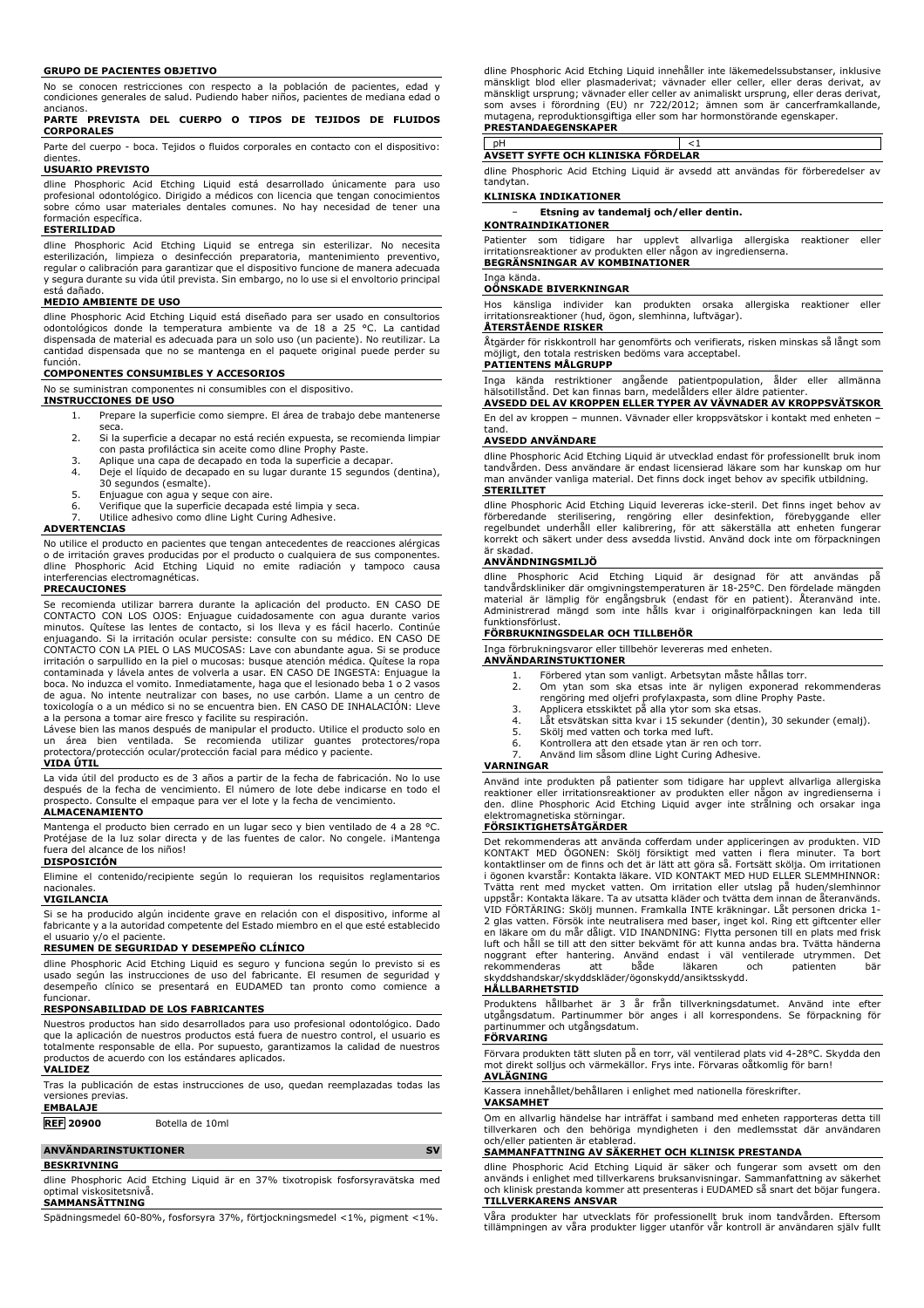**GRUPO DE PACIENTES OBJETIVO**

No se conocen restricciones con respecto a la población de pacientes, edad y condiciones generales de salud. Pudiendo haber niños, pacientes de mediana edad o ancianos.

**PARTE PREVISTA DEL CUERPO O TIPOS DE TEJIDOS DE FLUIDOS CORPORALES**

Parte del cuerpo - boca. Tejidos o fluidos corporales en contacto con el dispositivo: dientes.

**USUARIO PREVISTO**

dline Phosphoric Acid Etching Liquid está desarrollado únicamente para uso profesional odontológico. Dirigido a médicos con licencia que tengan conocimientos sobre cómo usar materiales dentales comunes. No hay necesidad de tener una formación específica.

**ESTERILIDAD**

dline Phosphoric Acid Etching Liquid se entrega sin esterilizar. No necesita esterilización, limpieza o desinfección preparatoria, mantenimiento preventivo, regular o calibración para garantizar que el dispositivo funcione de manera adecuada y segura durante su vida útil prevista. Sin embargo, no lo use si el envoltorio principal está dañado.

**MEDIO AMBIENTE DE USO**

dline Phosphoric Acid Etching Liquid está diseñado para ser usado en consultorios odontológicos donde la temperatura ambiente va de 18 a 25 °C. La cantidad dispensada de material es adecuada para un solo uso (un paciente). No reutilizar. La cantidad dispensada que no se mantenga en el paquete original puede perder su función.

**COMPONENTES CONSUMIBLES Y ACCESORIOS**

No se suministran componentes ni consumibles con el dispositivo.

**INSTRUCCIONES DE USO**

1. Prepare la superficie como siempre. El área de trabajo debe mantenerse seca.
2. Si la superficie a decapar no está recién expuesta, se recomienda limpiar con pasta profiláctica sin aceite como dline Prophy Paste.
3. Aplique una capa de decapado en toda la superficie a decapar.
4. Deje el líquido de decapado en su lugar durante 15 segundos (dentina), 30 segundos (esmalte).
5. Enjuague con agua y seque con aire.
6. Verifique que la superficie decapada esté limpia y seca.
7. Utilice adhesivo como dline Light Curing Adhesive.

**ADVERTENCIAS**

No utilice el producto en pacientes que tengan antecedentes de reacciones alérgicas o de irritación graves producidas por el producto o cualquiera de sus componentes. dline Phosphoric Acid Etching Liquid no emite radiación y tampoco causa interferencias electromagnéticas.

**PRECAUCIONES**

Se recomienda utilizar barrera durante la aplicación del producto. EN CASO DE CONTACTO CON LOS OJOS: Enjuague cuidadosamente con agua durante varios minutos. Quítese las lentes de contacto, si los lleva y es fácil hacerlo. Continúe enjuagando. Si la irritación ocular persiste: consulte con su médico. EN CASO DE CONTACTO CON LA PIEL O LAS MUCOSAS: Lave con abundante agua. Si se produce irritación o sarpullido en la piel o mucosas: busque atención médica. Quítese la ropa contaminada y lávela antes de volverla a usar. EN CASO DE INGESTA: Enjuague la boca. No induzca el vómito. Inmediatamente, haga que el lesionado beba 1 o 2 vasos de agua. No intente neutralizar con bases, no use carbón. Llame a un centro de toxicología o a un médico si no se encuentra bien. EN CASO DE INHALACIÓN: Lleve a la persona a tomar aire fresco y facilite su respiración.

Lávese bien las manos después de manipular el producto. Utilice el producto solo en un área bien ventilada. Se recomienda utilizar guantes protectores/ropa protectora/protección ocular/protección facial para médico y paciente.

**VIDA ÚTIL**

La vida útil del producto es de 3 años a partir de la fecha de fabricación. No lo use después de la fecha de vencimiento. El número de lote debe indicarse en todo el prospecto. Consulte el empaque para ver el lote y la fecha de vencimiento.

**ALMACENAMIENTO**

Mantenga el producto bien cerrado en un lugar seco y bien ventilado de 4 a 28 °C. Protéjase de la luz solar directa y de las fuentes de calor. No congele. ¡Mantenga fuera del alcance de los niños!

**DISPOSICIÓN**

Elimine el contenido/recipiente según lo requieran los requisitos reglamentarios nacionales.

**VIGILANCIA**

Si se ha producido algún incidente grave en relación con el dispositivo, informe al fabricante y a la autoridad competente del Estado miembro en el que esté establecido el usuario y/o el paciente.

**RESUMEN DE SEGURIDAD Y DESEMPEÑO CLÍNICO**

dline Phosphoric Acid Etching Liquid es seguro y funciona según lo previsto si es usado según las instrucciones de uso del fabricante. El resumen de seguridad y desempeño clínico se presentará en EUDAMED tan pronto como comience a funcionar.

**RESPONSABILIDAD DE LOS FABRICANTES**

Nuestros productos han sido desarrollados para uso profesional odontológico. Dado que la aplicación de nuestros productos está fuera de nuestro control, el usuario es totalmente responsable de ella. Por supuesto, garantizamos la calidad de nuestros productos de acuerdo con los estándares aplicados.

**VALIDEZ**

Tras la publicación de estas instrucciones de uso, quedan reemplazadas todas las versiones previas.

**EMBALAJE**

| **REF** 20900 | Botella de 10ml |
|---|---|

## ANVÄNDARINSTUKTIONER — SV

**BESKRIVNING**

dline Phosphoric Acid Etching Liquid är en 37% tixotropisk fosforsyravätska med optimal viskositetsnivå.

**SAMMANSÄTTNING**

Spädningsmedel 60-80%, fosforsyra 37%, förtjockningsmedel <1%, pigment <1%.

dline Phosphoric Acid Etching Liquid innehåller inte läkemedelssubstanser, inklusive mänskligt blod eller plasmaderivat; vävnader eller celler, eller deras derivat, av mänskligt ursprung; vävnader eller celler av animaliskt ursprung, eller deras derivat, som avses i förordning (EU) nr 722/2012; ämnen som är cancerframkallande, mutagena, reproduktionsgiftiga eller som har hormonstörande egenskaper.

**PRESTANDAEGENSKAPER**

| pH | <1 |
|---|---|

**AVSETT SYFTE OCH KLINISKA FÖRDELAR**

dline Phosphoric Acid Etching Liquid är avsedd att användas för förberedelser av tandytan.

**KLINISKA INDIKATIONER**

- **Etsning av tandemalj och/eller dentin.**

**KONTRAINDIKATIONER**

Patienter som tidigare har upplevt allvarliga allergiska reaktioner eller irritationsreaktioner av produkten eller någon av ingredienserna.

**BEGRÄNSNINGAR AV KOMBINATIONER**

Inga kända.

**OÖNSKADE BIVERKNINGAR**

Hos känsliga individer kan produkten orsaka allergiska reaktioner eller irritationsreaktioner (hud, ögon, slemhinna, luftvägar).

**ÅTERSTÅENDE RISKER**

Åtgärder för riskkontroll har genomförts och verifierats, risken minskas så långt som möjligt, den totala restrisken bedöms vara acceptabel.

**PATIENTENS MÅLGRUPP**

Inga kända restriktioner angående patientpopulation, ålder eller allmänna hälsotillstånd. Det kan finnas barn, medelålders eller äldre patienter.

**AVSEDD DEL AV KROPPEN ELLER TYPER AV VÄVNADER AV KROPPSVÄTSKOR**

En del av kroppen – munnen. Vävnader eller kroppsvätskor i kontakt med enheten – tand.

**AVSEDD ANVÄNDARE**

dline Phosphoric Acid Etching Liquid är utvecklad endast för professionellt bruk inom tandvården. Dess användare är endast licensierad läkare som har kunskap om hur man använder vanliga material. Det finns dock inget behov av specifik utbildning.

**STERILITET**

dline Phosphoric Acid Etching Liquid levereras icke-steril. Det finns inget behov av förberedande sterilisering, rengöring eller desinfektion, förebyggande eller regelbundet underhåll eller kalibrering, för att säkerställa att enheten fungerar korrekt och säkert under dess avsedda livstid. Använd dock inte om förpackningen är skadad.

**ANVÄNDNINGSMILJÖ**

dline Phosphoric Acid Etching Liquid är designad för att användas på tandvårdskliniker där omgivningstemperaturen är 18-25°C. Den fördelade mängden material är lämplig för engångsbruk (endast för en patient). Återanvänd inte. Administrerad mängd som inte hålls kvar i originalförpackningen kan leda till funktionsförlust.

**FÖRBRUKNINGSDELAR OCH TILLBEHÖR**

Inga förbrukningsvaror eller tillbehör levereras med enheten.

**ANVÄNDARINSTUKTIONER**

1. Förbered ytan som vanligt. Arbetsytan måste hållas torr.
2. Om ytan som ska etsas inte är nyligen exponerad rekommenderas rengöring med oljefri profylaxpasta, som dline Prophy Paste.
3. Applicera etsskiktet på alla ytor som ska etsas.
4. Låt etsvätskan sitta kvar i 15 sekunder (dentin), 30 sekunder (emalj).
5. Skölj med vatten och torka med luft.
6. Kontrollera att den etsade ytan är ren och torr.
7. Använd lim såsom dline Light Curing Adhesive.

**VARNINGAR**

Använd inte produkten på patienter som tidigare har upplevt allvarliga allergiska reaktioner eller irritationsreaktioner av produkten eller någon av ingredienserna i den. dline Phosphoric Acid Etching Liquid avger inte strålning och orsakar inga elektromagnetiska störningar.

**FÖRSIKTIGHETSÅTGÄRDER**

Det rekommenderas att använda cofferdam under appliceringen av produkten. VID KONTAKT MED ÖGONEN: Skölj försiktigt med vatten i flera minuter. Ta bort kontaktlinser om de finns och det är lätt att göra så. Fortsätt skölja. Om irritationen i ögonen kvarstår: Kontakta läkare. VID KONTAKT MED HUD ELLER SLEMMHINNOR: Tvätta rent med mycket vatten. Om irritation eller utslag på huden/slemhinnor uppstår: Kontakta läkare. Ta av utsatta kläder och tvätta dem innan de återanvänds. VID FÖRTÄRING: Skölj munnen. Framkalla INTE kräkningar. Låt personen dricka 1-2 glas vatten. Försök inte neutralisera med baser, inget kol. Ring ett giftcenter eller en läkare om du mår dåligt. VID INANDNING: Flytta personen till en plats med frisk luft och håll se till att den sitter bekvämt för att kunna andas bra. Tvätta händerna noggrant efter hantering. Använd endast i väl ventilerade utrymmen. Det rekommenderas att både läkaren och patienten bär skyddshandskar/skyddskläder/ögonskydd/ansiktsskydd.

**HÅLLBARHETSTID**

Produktens hållbarhet är 3 år från tillverkningsdatumet. Använd inte efter utgångsdatum. Partinummer bör anges i all korrespondens. Se förpackning för partinummer och utgångsdatum.

**FÖRVARING**

Förvara produkten tätt sluten på en torr, väl ventilerad plats vid 4-28°C. Skydda den mot direkt solljus och värmekällor. Frys inte. Förvaras oåtkomlig för barn!

**AVLÄGNING**

Kassera innehållet/behållaren i enlighet med nationella föreskrifter.

**VAKSAMHET**

Om en allvarlig händelse har inträffat i samband med enheten rapporteras detta till tillverkaren och den behöriga myndigheten i den medlemsstat där användaren och/eller patienten är etablerad.

**SAMMANFATTNING AV SÄKERHET OCH KLINISK PRESTANDA**

dline Phosphoric Acid Etching Liquid är säker och fungerar som avsett om den används i enlighet med tillverkarens bruksanvisningar. Sammanfattning av säkerhet och klinisk prestanda kommer att presenteras i EUDAMED så snart det böjar fungera.

**TILLVERKARENS ANSVAR**

Våra produkter har utvecklats för professionellt bruk inom tandvården. Eftersom tillämpningen av våra produkter ligger utanför vår kontroll är användaren själv fullt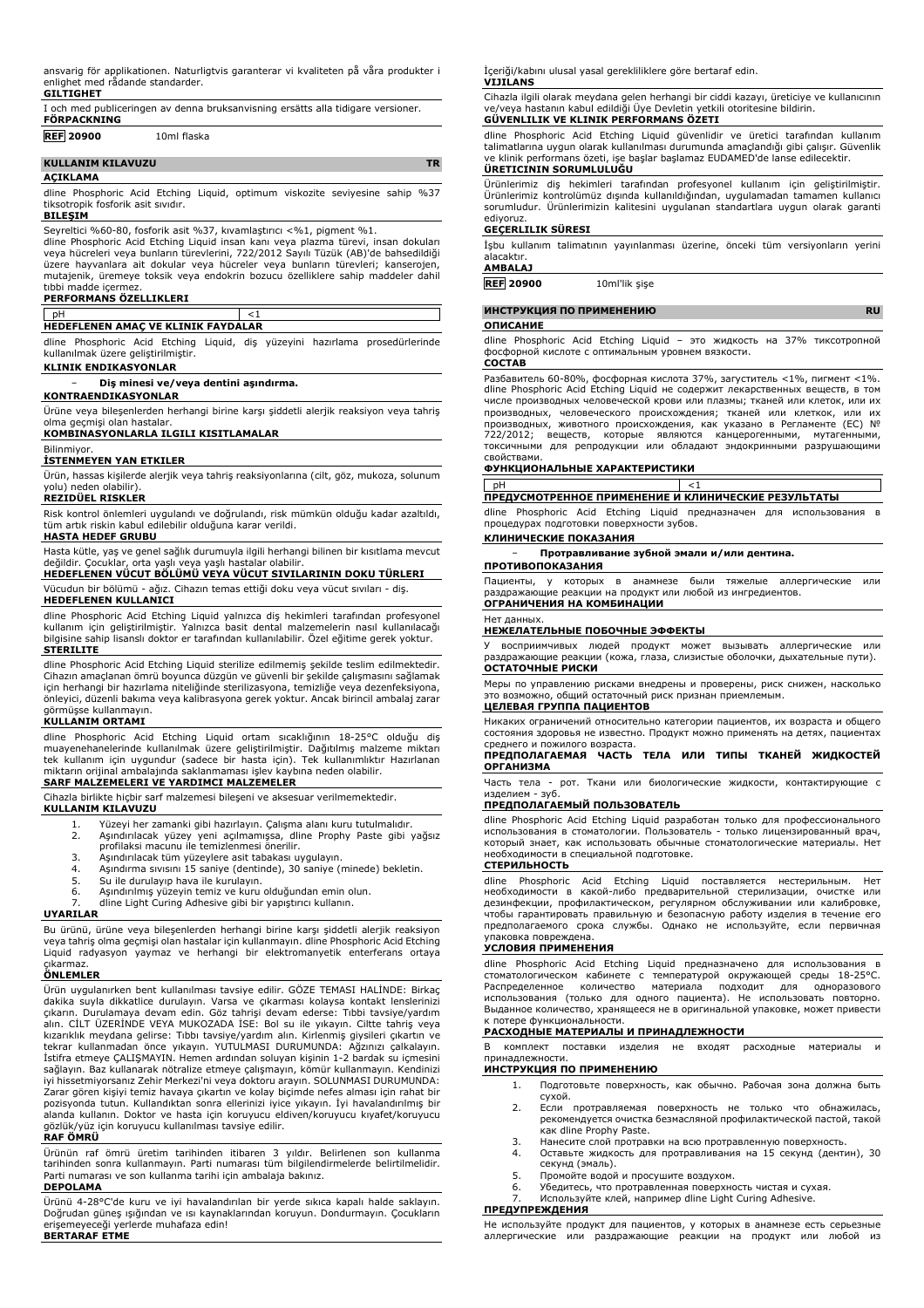ansvarig för applikationen. Naturligtvis garanterar vi kvaliteten på våra produkter i enlighet med rådande standarder.

**GILTIGHET**

I och med publiceringen av denna bruksanvisning ersätts alla tidigare versioner.

**FÖRPACKNING**

| REF 20900 | 10ml flaska |
|---|---|

## KULLANIM KILAVUZU — TR

**AÇIKLAMA**

dline Phosphoric Acid Etching Liquid, optimum viskozite seviyesine sahip %37 tiksotropik fosforik asit sıvıdır.

**BILEŞIM**

Seyreltici %60-80, fosforik asit %37, kıvamlaştırıcı <%1, pigment %1.
dline Phosphoric Acid Etching Liquid insan kanı veya plazma türevi, insan dokuları veya hücreleri veya bunların türevlerini, 722/2012 Sayılı Tüzük (AB)'de bahsedildiği üzere hayvanlara ait dokular veya hücreler veya bunların türevleri; kanserojen, mutajenik, üremeye toksik veya endokrin bozucu özelliklere sahip maddeler dahil tıbbi madde içermez.

**PERFORMANS ÖZELLIKLERI**

| pH | <1 |
|---|---|

**HEDEFLENEN AMAÇ VE KLINIK FAYDALAR**

dline Phosphoric Acid Etching Liquid, diş yüzeyini hazırlama prosedürlerinde kullanılmak üzere geliştirilmiştir.

**KLINIK ENDIKASYONLAR**

- **Diş minesi ve/veya dentini aşındırma.**

**KONTRAENDIKASYONLAR**

Ürüne veya bileşenlerden herhangi birine karşı şiddetli alerjik reaksiyon veya tahriş olma geçmişi olan hastalar.

**KOMBINASYONLARLA ILGILI KISITLAMALAR**

Bilinmiyor.

**İSTENMEYEN YAN ETKILER**

Ürün, hassas kişilerde alerjik veya tahriş reaksiyonlarına (cilt, göz, mukoza, solunum yolu) neden olabilir.

**REZIDÜEL RISKLER**

Risk kontrol önlemleri uygulandı ve doğrulandı, risk mümkün olduğu kadar azaltıldı, tüm artık riskin kabul edilebilir olduğuna karar verildi.

**HASTA HEDEF GRUBU**

Hasta kütle, yaş ve genel sağlık durumuyla ilgili herhangi bir bilinen bir kısıtlama mevcut değildir. Çocuklar, orta yaşlı veya yaşlı hastalar olabilir.

**HEDEFLENEN VÜCUT BÖLÜMÜ VEYA VÜCUT SIVILARININ DOKU TÜRLERI**

Vücudun bir bölümü - ağız. Cihazın temas ettiği doku veya vücut sıvıları - diş.

**HEDEFLENEN KULLANICI**

dline Phosphoric Acid Etching Liquid yalnızca diş hekimleri tarafından profesyonel kullanım için geliştirilmiştir. Yalnızca basit dental malzemelerin nasıl kullanılacağı bilgisine sahip lisanslı doktor er tarafından kullanılabilir. Özel eğitime gerek yoktur.

**STERILITE**

dline Phosphoric Acid Etching Liquid sterilize edilmemiş şekilde teslim edilmektedir. Cihazın amaçlanan ömrü boyunca düzgün ve güvenli bir şekilde çalışmasını sağlamak için herhangi bir hazırlama niteliğinde sterilizasyona, temizliğe veya dezenfeksiyona, önleyici, düzenli bakıma veya kalibrasyona gerek yoktur. Ancak birincil ambalaj zarar görmüşse kullanmayın.

**KULLANIM ORTAMI**

dline Phosphoric Acid Etching Liquid ortam sıcaklığının 18-25°C olduğu diş muayenehanelerinde kullanılmak üzere geliştirilmiştir. Dağıtılmış malzeme miktarı tek kullanım için uygundur (sadece bir hasta için). Tek kullanımlıktır Hazırlanan miktarın orijinal ambalajında saklanmaması işlev kaybına neden olabilir.

**SARF MALZEMELERI VE YARDIMCI MALZEMELER**

Cihazla birlikte hiçbir sarf malzemesi bileşeni ve aksesuar verilmemektedir.

**KULLANIM KILAVUZU**

1. Yüzeyi her zamanki gibi hazırlayın. Çalışma alanı kuru tutulmalıdır.
2. Aşındırılacak yüzey yeni açılmamışsa, dline Prophy Paste gibi yağsız profilaksi macunu ile temizlenmesi önerilir.
3. Aşındırılacak tüm yüzeylere asit tabakası uygulayın.
4. Aşındırma sıvısını 15 saniye (dentinde), 30 saniye (minede) bekletin.
5. Su ile durulayıp hava ile kurulayın.
6. Aşındırılmış yüzeyin temiz ve kuru olduğundan emin olun.
7. dline Light Curing Adhesive gibi bir yapıştırıcı kullanın.

**UYARILAR**

Bu ürünü, ürüne veya bileşenlerden herhangi birine karşı şiddetli alerjik reaksiyon veya tahriş olma geçmişi olan hastalar için kullanmayın. dline Phosphoric Acid Etching Liquid radyasyon yaymaz ve herhangi bir elektromanyetik enterferans ortaya çıkarmaz.

**ÖNLEMLER**

Ürün uygulanırken bent kullanılması tavsiye edilir. GÖZE TEMASI HALİNDE: Birkaç dakika suyla dikkatlice durulayın. Varsa ve çıkarması kolaysa kontakt lenslerinizi çıkarın. Durulamaya devam edin. Göz tahrişi devam ederse: Tıbbi tavsiye/yardım alın. CİLT ÜZERİNDE VEYA MUKOZADA İSE: Bol su ile yıkayın. Ciltte tahriş veya kızarıklık meydana gelirse: Tıbbi tavsiye/yardım alın. Kirlenmiş giysileri çıkartın ve tekrar kullanmadan önce yıkayın. YUTULMASI DURUMUNDA: Ağzınızı çalkalayın. İstifra etmeye ÇALIŞMAYIN. Hemen ardından soluyan kişinin 1-2 bardak su içmesini sağlayın. Baz kullanarak nötralize etmeye çalışmayın, kömür kullanmayın. Kendinizi iyi hissetmiyorsanız Zehir Merkezi'ni veya doktoru arayın. SOLUNMASI DURUMUNDA: Zarar gören kişiyi temiz havaya çıkartın ve kolay biçimde nefes alması için rahat bir pozisyonda tutun. Kullandıktan sonra ellerinizi iyice yıkayın. İyi havalandırılmış bir alanda kullanın. Doktor ve hasta için koruyucu eldiven/koruyucu kıyafet/koruyucu gözlük/yüz için koruyucu kullanılması tavsiye edilir.

**RAF ÖMRÜ**

Ürünün raf ömrü üretim tarihinden itibaren 3 yıldır. Belirlenen son kullanma tarihinden sonra kullanmayın. Parti numarası tüm bilgilendirmelerde belirtilmelidir. Parti numarası ve son kullanma tarihi için ambalaja bakınız.

**DEPOLAMA**

Ürünü 4-28°C'de kuru ve iyi havalandırılan bir yerde sıkıca kapalı halde saklayın. Doğrudan güneş ışığından ve ısı kaynaklarından koruyun. Dondurmayın. Çocukların erişemeyeceği yerlerde muhafaza edin!

**BERTARAF ETME**

İçeriği/kabını ulusal yasal gerekliliklere göre bertaraf edin.

**VIJILANS**

Cihazla ilgili olarak meydana gelen herhangi bir ciddi kazayı, üreticiye ve kullanıcının ve/veya hastanın kabul edildiği Üye Devletin yetkili otoritesine bildirin.

**GÜVENLILIK VE KLINIK PERFORMANS ÖZETI**

dline Phosphoric Acid Etching Liquid güvenlidir ve üretici tarafından kullanım talimatlarına uygun olarak kullanılması durumunda amaçlandığı gibi çalışır. Güvenlik ve klinik performans özeti, işe başlar başlamaz EUDAMED'de lanse edilecektir.

**ÜRETICININ SORUMLULUĞU**

Ürünlerimiz diş hekimleri tarafından profesyonel kullanım için geliştirilmiştir. Ürünlerimiz kontrolümüz dışında kullanıldığından, uygulamadan tamamen kullanıcı sorumludur. Ürünlerimizin kalitesini uygulanan standartlara uygun olarak garanti ediyoruz.

**GEÇERLILIK SÜRESI**

İşbu kullanım talimatının yayınlanması üzerine, önceki tüm versiyonların yerini alacaktır.

**AMBALAJ**

| REF 20900 | 10ml'lik şişe |
|---|---|

## ИНСТРУКЦИЯ ПО ПРИМЕНЕНИЮ — RU

**ОПИСАНИЕ**

dline Phosphoric Acid Etching Liquid – это жидкость на 37% тиксотропной фосфорной кислоте с оптимальным уровнем вязкости.

**СОСТАВ**

Разбавитель 60-80%, фосфорная кислота 37%, загуститель <1%, пигмент <1%.
dline Phosphoric Acid Etching Liquid не содержит лекарственных веществ, в том числе производных человеческой крови или плазмы; тканей или клеток, или их производных, человеческого происхождения; тканей или клеток, или их производных, животного происхождения, как указано в Регламенте (ЕС) № 722/2012; веществ, которые являются канцерогенными, мутагенными, токсичными для репродукции или обладают эндокринными разрушающими свойствами.

**ФУНКЦИОНАЛЬНЫЕ ХАРАКТЕРИСТИКИ**

| pH | <1 |
|---|---|

**ПРЕДУСМОТРЕННОЕ ПРИМЕНЕНИЕ И КЛИНИЧЕСКИЕ РЕЗУЛЬТАТЫ**

dline Phosphoric Acid Etching Liquid предназначен для использования в процедурах подготовки поверхности зубов.

**КЛИНИЧЕСКИЕ ПОКАЗАНИЯ**

- **Протравливание зубной эмали и/или дентина.**

**ПРОТИВОПОКАЗАНИЯ**

Пациенты, у которых в анамнезе были тяжелые аллергические или раздражающие реакции на продукт или любой из ингредиентов.

**ОГРАНИЧЕНИЯ НА КОМБИНАЦИИ**

Нет данных.

**НЕЖЕЛАТЕЛЬНЫЕ ПОБОЧНЫЕ ЭФФЕКТЫ**

У восприимчивых людей продукт может вызывать аллергические или раздражающие реакции (кожа, глаза, слизистые оболочки, дыхательные пути).

**ОСТАТОЧНЫЕ РИСКИ**

Меры по управлению рисками внедрены и проверены, риск снижен, насколько это возможно, общий остаточный риск признан приемлемым.

**ЦЕЛЕВАЯ ГРУППА ПАЦИЕНТОВ**

Никаких ограничений относительно категории пациентов, их возраста и общего состояния здоровья не известно. Продукт можно применять на детях, пациентах среднего и пожилого возраста.

**ПРЕДПОЛАГАЕМАЯ ЧАСТЬ ТЕЛА ИЛИ ТИПЫ ТКАНЕЙ ЖИДКОСТЕЙ ОРГАНИЗМА**

Часть тела - рот. Ткани или биологические жидкости, контактирующие с изделием - зуб.

**ПРЕДПОЛАГАЕМЫЙ ПОЛЬЗОВАТЕЛЬ**

dline Phosphoric Acid Etching Liquid разработан только для профессионального использования в стоматологии. Пользователь - только лицензированный врач, который знает, как использовать обычные стоматологические материалы. Нет необходимости в специальной подготовке.

**СТЕРИЛЬНОСТЬ**

dline Phosphoric Acid Etching Liquid поставляется нестерильным. Нет необходимости в какой-либо предварительной стерилизации, очистке или дезинфекции, профилактическом, регулярном обслуживании или калибровке, чтобы гарантировать правильную и безопасную работу изделия в течение его предполагаемого срока службы. Однако не используйте, если первичная упаковка повреждена.

**УСЛОВИЯ ПРИМЕНЕНИЯ**

dline Phosphoric Acid Etching Liquid предназначено для использования в стоматологическом кабинете с температурой окружающей среды 18-25°C. Распределенное количество материала подходит для одноразового использования (только для одного пациента). Не использовать повторно. Выданное количество, хранящееся не в оригинальной упаковке, может привести к потере функциональности.

**РАСХОДНЫЕ МАТЕРИАЛЫ И ПРИНАДЛЕЖНОСТИ**

В комплект поставки изделия не входят расходные материалы и принадлежности.

**ИНСТРУКЦИЯ ПО ПРИМЕНЕНИЮ**

1. Подготовьте поверхность, как обычно. Рабочая зона должна быть сухой.
2. Если протравляемая поверхность не только что обнажилась, рекомендуется очистка безмасляной профилактической пастой, такой как dline Prophy Paste.
3. Нанесите слой протравки на всю протравленную поверхность.
4. Оставьте жидкость для протравливания на 15 секунд (дентин), 30 секунд (эмаль).
5. Промойте водой и просушите воздухом.
6. Убедитесь, что протравленная поверхность чистая и сухая.
7. Используйте клей, например dline Light Curing Adhesive.

**ПРЕДУПРЕЖДЕНИЯ**

Не используйте продукт для пациентов, у которых в анамнезе есть серьезные аллергические или раздражающие реакции на продукт или любой из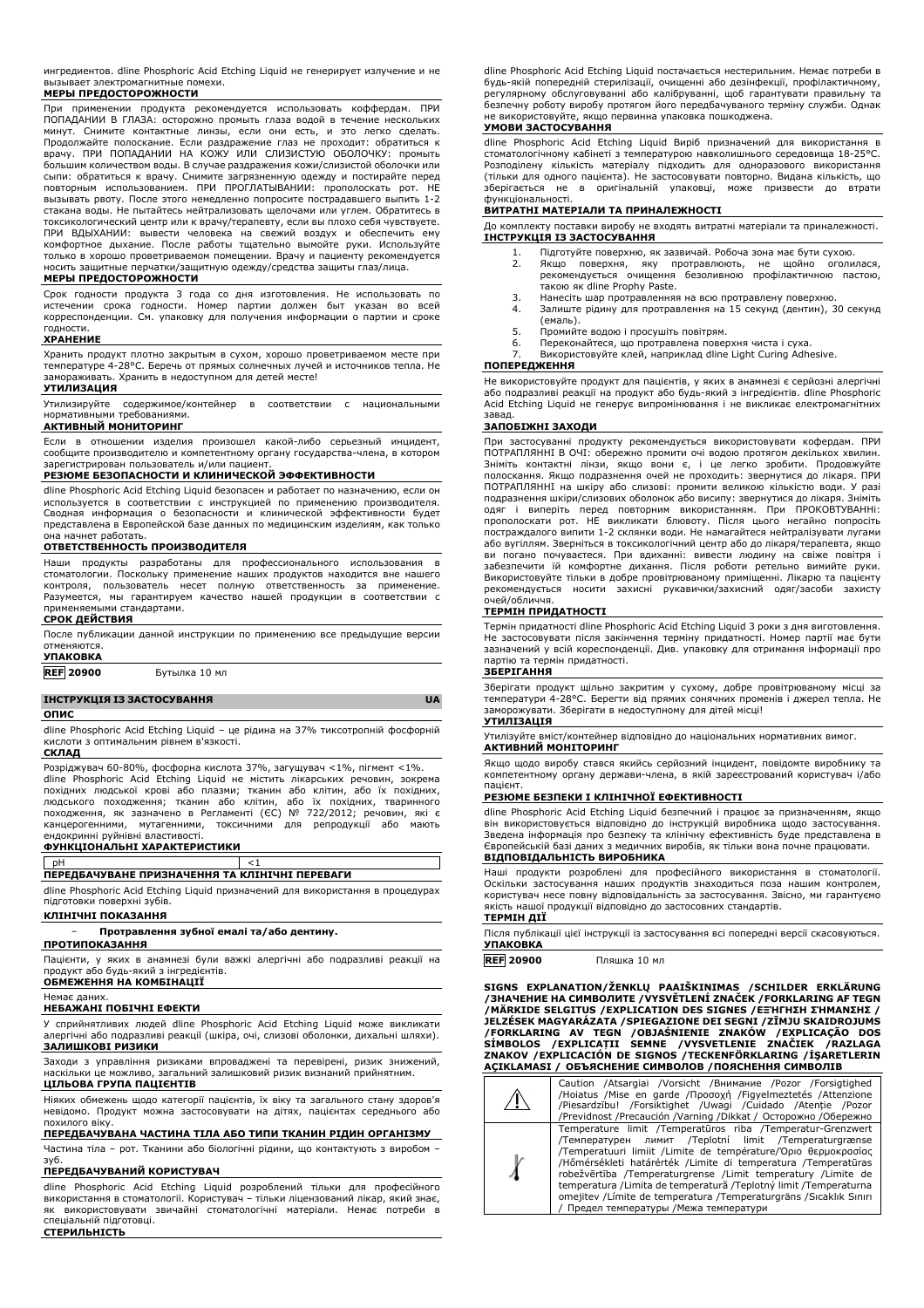ингредиентов. dline Phosphoric Acid Etching Liquid не генерирует излучение и не вызывает электромагнитные помехи.

**МЕРЫ ПРЕДОСТОРОЖНОСТИ**

При применении продукта рекомендуется использовать коффердам. ПРИ ПОПАДАНИИ В ГЛАЗА: осторожно промыть глаза водой в течение нескольких минут. Снимите контактные линзы, если они есть, и это легко сделать. Продолжайте полоскание. Если раздражение глаз не проходит: обратиться к врачу. ПРИ ПОПАДАНИИ НА КОЖУ ИЛИ СЛИЗИСТУЮ ОБОЛОЧКУ: промыть большим количеством воды. В случае раздражения кожи/слизистой оболочки или сыпи: обратиться к врачу. Снимите загрязненную одежду и постирайте перед повторным использованием. ПРИ ПРОГЛАТЫВАНИИ: прополоскать рот. НЕ вызывать рвоту. После этого немедленно попросите пострадавшего выпить 1-2 стакана воды. Не пытайтесь нейтрализовать щелочами или углем. Обратитесь в токсикологический центр или к врачу/терапевту, если вы плохо себя чувствуете. ПРИ ВДЫХАНИИ: вывести человека на свежий воздух и обеспечить ему комфортное дыхание. После работы тщательно вымойте руки. Используйте только в хорошо проветриваемом помещении. Врачу и пациенту рекомендуется носить защитные перчатки/защитную одежду/средства защиты глаз/лица.

**МЕРЫ ПРЕДОСТОРОЖНОСТИ**

Срок годности продукта 3 года со дня изготовления. Не использовать по истечении срока годности. Номер партии должен быт указан во всей корреспонденции. См. упаковку для получения информации о партии и сроке годности.

**ХРАНЕНИЕ**

Хранить продукт плотно закрытым в сухом, хорошо проветриваемом месте при температуре 4-28°C. Беречь от прямых солнечных лучей и источников тепла. Не замораживать. Хранить в недоступном для детей месте!

**УТИЛИЗАЦИЯ**

Утилизируйте содержимое/контейнер в соответствии с национальными нормативными требованиями.

**АКТИВНЫЙ МОНИТОРИНГ**

Если в отношении изделия произошел какой-либо серьезный инцидент, сообщите производителю и компетентному органу государства-члена, в котором зарегистрирован пользователь и/или пациент.

**РЕЗЮМЕ БЕЗОПАСНОСТИ И КЛИНИЧЕСКОЙ ЭФФЕКТИВНОСТИ**

dline Phosphoric Acid Etching Liquid безопасен и работает по назначению, если он используется в соответствии с инструкцией по применению производителя. Сводная информация о безопасности и клинической эффективности будет представлена в Европейской базе данных по медицинским изделиям, как только она начнет работать.

**ОТВЕТСТВЕННОСТЬ ПРОИЗВОДИТЕЛЯ**

Наши продукты разработаны для профессионального использования в стоматологии. Поскольку применение наших продуктов находится вне нашего контроля, пользователь несет полную ответственность за применение. Разумеется, мы гарантируем качество нашей продукции в соответствии с применяемыми стандартами.

**СРОК ДЕЙСТВИЯ**

После публикации данной инструкции по применению все предыдущие версии отменяются.

**УПАКОВКА**

| REF 20900 | Бутылка 10 мл |
|---|---|

## ІНСТРУКЦІЯ ІЗ ЗАСТОСУВАННЯ UA

**ОПИС**

dline Phosphoric Acid Etching Liquid – це рідина на 37% тиксотропній фосфорній кислоти з оптимальним рівнем в'язкості.

**СКЛАД**

Розріджувач 60-80%, фосфорна кислота 37%, загущувач <1%, пігмент <1%.
dline Phosphoric Acid Etching Liquid не містить лікарських речовин, зокрема похідних людської крові або плазми; тканин або клітин, або їх похідних, людського походження; тканин або клітин, або їх похідних, тваринного походження, як зазначено в Регламенті (ЄС) № 722/2012; речовин, які є канцерогенними, мутагенними, токсичними для репродукції або мають ендокринні руйнівні властивості.

**ФУНКЦІОНАЛЬНІ ХАРАКТЕРИСТИКИ**

| pH | <1 |
|---|---|

**ПЕРЕДБАЧУВАНЕ ПРИЗНАЧЕННЯ ТА КЛІНІЧНІ ПЕРЕВАГИ**

dline Phosphoric Acid Etching Liquid призначений для використання в процедурах підготовки поверхні зубів.

**КЛІНІЧНІ ПОКАЗАННЯ**

- **Протравлення зубної емалі та/або дентину.**

**ПРОТИПОКАЗАННЯ**

Пацієнти, у яких в анамнезі були важкі алергічні або подразливі реакції на продукт або будь-який з інгредієнтів.

**ОБМЕЖЕННЯ НА КОМБІНАЦІЇ**

Немає даних.

**НЕБАЖАНІ ПОБІЧНІ ЕФЕКТИ**

У сприйнятливих людей dline Phosphoric Acid Etching Liquid може викликати алергічні або подразливі реакції (шкіра, очі, слизові оболонки, дихальні шляхи).

**ЗАЛИШКОВІ РИЗИКИ**

Заходи з управління ризиками впроваджені та перевірені, ризик знижений, наскільки це можливо, загальний залишковий ризик визнаний прийнятним.

**ЦІЛЬОВА ГРУПА ПАЦІЄНТІВ**

Ніяких обмежень щодо категорії пацієнтів, їх віку та загального стану здоров'я невідомо. Продукт можна застосовувати на дітях, пацієнтах середнього або похилого віку.

**ПЕРЕДБАЧУВАНА ЧАСТИНА ТІЛА АБО ТИПИ ТКАНИН РІДИН ОРГАНІЗМУ**

Частина тіла – рот. Тканини або біологічні рідини, що контактують з виробом – зуб.

**ПЕРЕДБАЧУВАНИЙ КОРИСТУВАЧ**

dline Phosphoric Acid Etching Liquid розроблений тільки для професійного використання в стоматології. Користувач – тільки ліцензований лікар, який знає, як використовувати звичайні стоматологічні матеріали. Немає потреби в спеціальній підготовці.

**СТЕРИЛЬНІСТЬ**

dline Phosphoric Acid Etching Liquid постачається нестерильним. Немає потреби в будь-якій попередній стерилізації, очищенні або дезінфекції, профілактичному, регулярному обслуговуванні або калібруванні, щоб гарантувати правильну та безпечну роботу виробу протягом його передбачуваного терміну служби. Однак не використовуйте, якщо первинна упаковка пошкоджена.

**УМОВИ ЗАСТОСУВАННЯ**

dline Phosphoric Acid Etching Liquid Виріб призначений для використання в стоматологічному кабінеті з температурою навколишнього середовища 18-25°C. Розподілену кількість матеріалу підходить для одноразового використання (тільки для одного пацієнта). Не застосовувати повторно. Видана кількість, що зберігається не в оригінальній упаковці, може призвести до втрати функціональності.

**ВИТРАТНІ МАТЕРІАЛИ ТА ПРИНАЛЕЖНОСТІ**

До комплекту поставки виробу не входять витратні матеріали та приналежності.

**ІНСТРУКЦІЯ ІЗ ЗАСТОСУВАННЯ**

1. Підготуйте поверхню, як зазвичай. Робоча зона має бути сухою.
2. Якщо поверхня, яку протравлюють, не щойно оголилася, рекомендується очищення безоливною профілактичною пастою, такою як dline Prophy Paste.
3. Нанесіть шар протравлення на всю протравлену поверхню.
4. Залиште рідину для протравлення на 15 секунд (дентин), 30 секунд (емаль).
5. Промийте водою і просушіть повітрям.
6. Переконайтеся, що протравлена поверхня чиста і суха.
7. Використовуйте клей, наприклад dline Light Curing Adhesive.

**ПОПЕРЕДЖЕННЯ**

Не використовуйте продукт для пацієнтів, у яких в анамнезі є серйозні алергічні або подразливі реакції на продукт або будь-який з інгредієнтів. dline Phosphoric Acid Etching Liquid не генерує випромінювання і не викликає електромагнітних завад.

**ЗАПОБІЖНІ ЗАХОДИ**

При застосуванні продукту рекомендується використовувати кофердам. ПРИ ПОТРАПЛЯННІ В ОЧІ: обережно промити очі водою протягом декількох хвилин. Зніміть контактні лінзи, якщо вони є, і це легко зробити. Продовжуйте полоскання. Якщо подразнення очей не проходить: звернутися до лікаря. ПРИ ПОТРАПЛЯННІ на шкіру або слизові: промити великою кількістю води. У разі подразнення шкіри/слизових оболонок або висипу: звернутися до лікаря. Зніміть одяг і виперіть перед повторним використанням. При ПРОКОВТУВАННІ: прополоскати рот. НЕ викликати блювоту. Після цього негайно попросіть постраждалого випити 1-2 склянки води. Не намагайтеся нейтралізувати лугами або вугіллям. Зверніться в токсикологічний центр або до лікаря/терапевта, якщо ви погано почуваєтеся. При вдиханні: вивести людину на свіже повітря і забезпечити їй комфортне дихання. Після роботи ретельно вимийте руки. Використовуйте тільки в добре провітрюваному приміщенні. Лікарю та пацієнту рекомендується носити захисні рукавички/захисний одяг/засоби захисту очей/обличчя.

**ТЕРМІН ПРИДАТНОСТІ**

Термін придатності dline Phosphoric Acid Etching Liquid 3 роки з дня виготовлення. Не застосовувати після закінчення терміну придатності. Номер партії має бути зазначений у всій кореспонденції. Див. упаковку для отримання інформації про партію та термін придатності.

**ЗБЕРІГАННЯ**

Зберігати продукт щільно закритим у сухому, добре провітрюваному місці за температури 4-28°C. Берегти від прямих сонячних променів і джерел тепла. Не заморожувати. Зберігати в недоступному для дітей місці!

**УТИЛІЗАЦІЯ**

Утилізуйте вміст/контейнер відповідно до національних нормативних вимог.

**АКТИВНИЙ МОНІТОРИНГ**

Якщо щодо виробу стався якийсь серйозний інцидент, повідомте виробнику та компетентному органу держави-члена, в якій зареєстрований користувач і/або пацієнт.

**РЕЗЮМЕ БЕЗПЕКИ І КЛІНІЧНОЇ ЕФЕКТИВНОСТІ**

dline Phosphoric Acid Etching Liquid безпечний і працює за призначенням, якщо він використовується відповідно до інструкцій виробника щодо застосування. Зведена інформація про безпеку та клінічну ефективність буде представлена в Європейській базі даних з медичних виробів, як тільки вона почне працювати.

**ВІДПОВІДАЛЬНІСТЬ ВИРОБНИКА**

Наші продукти розроблені для професійного використання в стоматології. Оскільки застосування наших продуктів знаходиться поза нашим контролем, користувач несе повну відповідальність за застосування. Звісно, ми гарантуємо якість нашої продукції відповідно до застосовних стандартів.

**ТЕРМІН ДІЇ**

Після публікації цієї інструкції із застосування всі попередні версії скасовуються.

**УПАКОВКА**

| REF 20900 | Пляшка 10 мл |
|---|---|

**SIGNS EXPLANATION /ŽENKLŲ PAAIŠKINIMAS /SCHILDER ERKLÄRUNG /ЗНАЧЕНИЕ НА СИМВОЛИТЕ /VYSVĚTLENÍ ZNAČEK /FORKLARING AF TEGN /MÄRKIDE SELGITUS /EXPLICATION DES SIGNES /ΕΞΗΓΗΣΗ ΣΗΜΑΝΣΗΣ / JELZÉSEK MAGYARÁZATA /SPIEGAZIONE DEI SEGNI /ZĪMJU SKAIDROJUMS /FORKLARING AV TEGN /OBJAŚNIENIE ZNAKÓW /EXPLICAÇÃO DOS SÍMBOLOS /EXPLICAȚII SEMNE /VYSVETLENIE ZNAČIEK /RAZLAGA ZNAKOV /EXPLICACIÓN DE SIGNOS /TECKENFÖRKLARING /İŞARETLERIN AÇIKLAMASI / ОБЪЯСНЕНИЕ СИМВОЛОВ /ПОЯСНЕННЯ СИМВОЛІВ**

| | |
|---|---|
| ⚠ | Caution /Atsargiai /Vorsicht /Внимание /Pozor /Forsigtighed /Hoiatus /Mise en garde /Προσοχή /Figyelmeztetés /Attenzione /Piesardzību! /Forsiktighet /Uwagi /Cuidado /Atenție /Pozor /Previdnost /Precaución /Varning /Dikkat / Осторожно /Обережно |
| 🌡 | Temperature limit /Temperatūros riba /Temperatur-Grenzwert /Температурен лимит /Teplotní limit /Temperaturgrænse /Temperatuuri limiit /Limite de température/Όριο θερμοκρασίας /Hőmérsékleti határérték /Limite di temperatura /Temperatūras robežvērtība /Temperaturgrense /Limit temperatury /Limite de temperatura /Limita de temperatură /Teplotný limit /Temperaturna omejitev /Límite de temperatura /Temperaturgräns /Sıcaklık Sınırı / Предел температуры /Межа температури |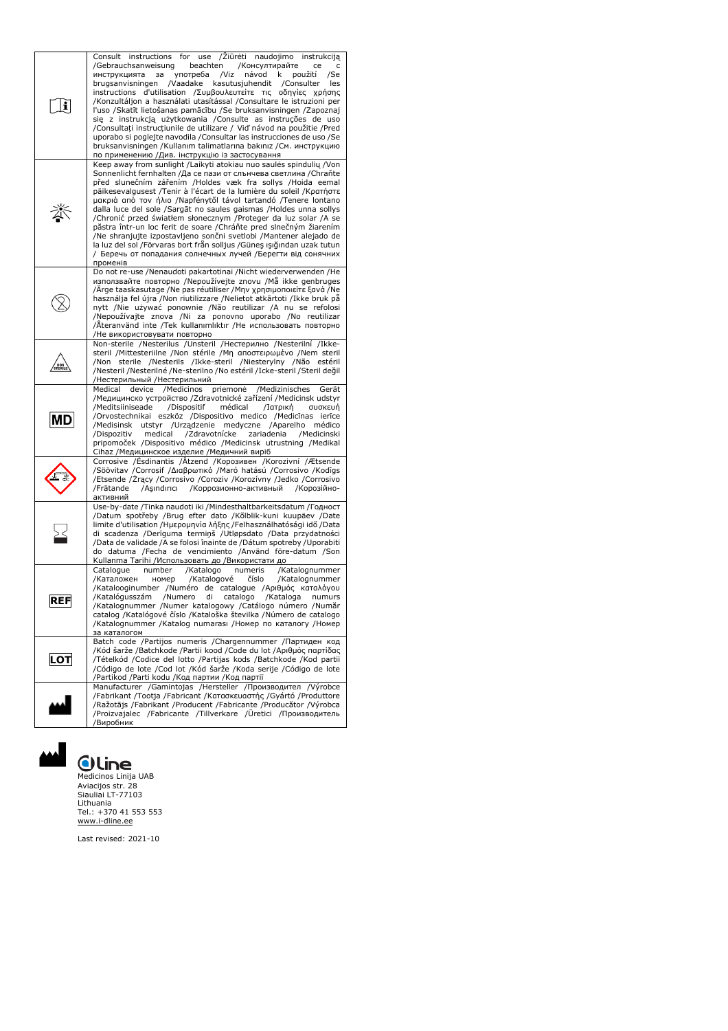| | |
|---|---|
| | Consult instructions for use /Žiūrėti naudojimo instrukciją /Gebrauchsanweisung beachten /Консултирайте се с инструкцията за употреба /Viz návod k použití /Se brugsanvisningen /Vaadake kasutusjuhendit /Consulter les instructions d'utilisation /Συμβουλευτείτε τις οδηγίες χρήσης /Konzultáljon a használati utasítással /Consultare le istruzioni per l'uso /Skatīt lietošanas pamācību /Se bruksanvisningen /Zapoznaj się z instrukcją użytkowania /Consulte as instruções de uso /Consultați instrucțiunile de utilizare / Viď návod na použitie /Pred uporabo si poglejte navodila /Consultar las instrucciones de uso /Se bruksanvisningen /Kullanım talimatlarına bakınız /См. инструкцию по применению /Див. інструкцію із застосування |
| | Keep away from sunlight /Laikyti atokiau nuo saulės spindulių /Von Sonnenlicht fernhalten /Да се пази от слънчева светлина /Chraňte před slunečním zářením /Holdes væk fra sollys /Hoida eemal päikesevalgusest /Tenir à l'écart de la lumière du soleil /Κρατήστε μακριά από τον ήλιο /Napfénytől távol tartandó /Tenere lontano dalla luce del sole /Sargāt no saules gaismas /Holdes unna sollys /Chronić przed światłem słonecznym /Proteger da luz solar /A se păstra într-un loc ferit de soare /Chráňte pred slnečným žiarením /Ne shranjujte izpostavljeno sončni svetlobi /Mantener alejado de la luz del sol /Förvaras bort från solljus /Güneş ışığından uzak tutun / Беречь от попадания солнечных лучей /Берегти від сонячних променів |
| | Do not re-use /Nenaudoti pakartotinai /Nicht wiederverwenden /Не използвайте повторно /Nepoužívejte znovu /Må ikke genbruges /Ärge taaskasutage /Ne pas réutiliser /Μην χρησιμοποιείτε ξανά /Ne használja fel újra /Non riutilizzare /Nelietot atkārtoti /Ikke bruk på nytt /Nie używać ponownie /Não reutilizar /A nu se refolosi /Nepoužívajte znova /Ni za ponovno uporabo /No reutilizar /Återanvänd inte /Tek kullanımlıktır /Не использовать повторно /Не використовувати повторно |
| | Non-sterile /Nesterilus /Unsteril /Нестерилно /Nesterilní /Ikke-steril /Mittesteriilne /Non stérile /Μη αποστειρωμένο /Nem steril /Non sterile /Nesterils /Ikke-steril /Niesterylny /Não estéril /Nesteril /Nesterilné /Ne-sterilno /No estéril /Icke-steril /Steril değil /Нестерильный /Нестерильний |
| MD | Medical device /Medicinos priemonė /Medizinisches Gerät /Медицинско устройство /Zdravotnické zařízení /Medicinsk udstyr /Meditsiiniseade /Dispositif médical /Ιατρική συσκευή /Orvostechnikai eszköz /Dispositivo medico /Medicīnas ierīce /Medisinsk utstyr /Urządzenie medyczne /Aparelho médico /Dispozitiv medical /Zdravotnícke zariadenia /Medicinski pripomoček /Dispositivo médico /Medicinsk utrustning /Medikal Cihaz /Медицинское изделие /Медичний виріб |
| | Corrosive /Ėsdinantis /Ätzend /Корозивен /Korozivní /Ætsende /Söövitav /Corrosif /Διαβρωτικό /Maró hatású /Corrosivo /Kodīgs /Etsende /Żrący /Corrosivo /Coroziv /Korozívny /Jedko /Corrosivo /Frätande /Aşındırıcı /Коррозионно-активный /Корозійно-активний |
| | Use-by-date /Tinka naudoti iki /Mindesthaltbarkeitsdatum /Годност /Datum spotřeby /Brug efter dato /Kõlblik-kuni kuupäev /Date limite d'utilisation /Ημερομηνία λήξης /Felhasználhatósági idő /Data di scadenza /Derīguma termiņš /Utløpsdato /Data przydatności /Data de validade /A se folosi înainte de /Dátum spotreby /Uporabiti do datuma /Fecha de vencimiento /Använd före-datum /Son Kullanma Tarihi /Использовать до /Використати до |
| REF | Catalogue number /Katalogo numeris /Katalognummer /Каталожен номер /Katalogové číslo /Katalognummer /Kataloognumber /Numéro de catalogue /Αριθμός καταλόγου /Katalógusszám /Numero di catalogo /Kataloga numurs /Katalognummer /Numer katalogowy /Catálogo número /Număr catalog /Katalógové číslo /Kataloška številka /Número de catalogo /Katalognummer /Katalog numarası /Номер по каталогу /Номер за каталогом |
| LOT | Batch code /Partijos numeris /Chargennummer /Партиден код /Kód šarže /Batchkode /Partii kood /Code du lot /Αριθμός παρτίδας /Tételkód /Codice del lotto /Partijas kods /Batchkode /Kod partii /Código de lote /Cod lot /Kód šarže /Koda serije /Código de lote /Partikod /Parti kodu /Код партии /Код партії |
| | Manufacturer /Gamintojas /Hersteller /Производител /Výrobce /Fabrikant /Tootja /Fabricant /Κατασκευαστής /Gyártó /Produttore /Ražotājs /Fabrikant /Producent /Fabricante /Producător /Výrobca /Proizvajalec /Fabricante /Tillverkare /Üretici /Производитель /Виробник |

Line

Medicinos Linija UAB
Aviacijos str. 28
Siauliai LT-77103
Lithuania
Tel.: +370 41 553 553
www.i-dline.ee

Last revised: 2021-10